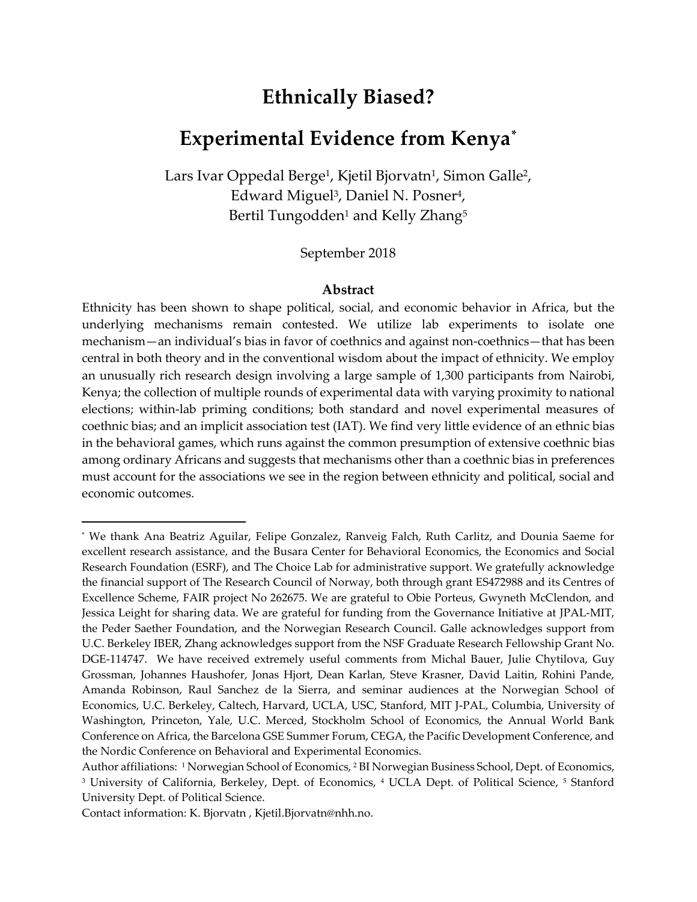# Ethnically Biased?

# Experimental Evidence from Kenya[*]

Lars Ivar Oppedal Berge[1], Kjetil Bjorvatn[1], Simon Galle[2], Edward Miguel[3], Daniel N. Posner[4], Bertil Tungodden[1] and Kelly Zhang[5]

September 2018

### Abstract

Ethnicity has been shown to shape political, social, and economic behavior in Africa, but the underlying mechanisms remain contested. We utilize lab experiments to isolate one mechanism—an individual's bias in favor of coethnics and against non-coethnics—that has been central in both theory and in the conventional wisdom about the impact of ethnicity. We employ an unusually rich research design involving a large sample of 1,300 participants from Nairobi, Kenya; the collection of multiple rounds of experimental data with varying proximity to national elections; within-lab priming conditions; both standard and novel experimental measures of coethnic bias; and an implicit association test (IAT). We find very little evidence of an ethnic bias in the behavioral games, which runs against the common presumption of extensive coethnic bias among ordinary Africans and suggests that mechanisms other than a coethnic bias in preferences must account for the associations we see in the region between ethnicity and political, social and economic outcomes.

---

[*] We thank Ana Beatriz Aguilar, Felipe Gonzalez, Ranveig Falch, Ruth Carlitz, and Dounia Saeme for excellent research assistance, and the Busara Center for Behavioral Economics, the Economics and Social Research Foundation (ESRF), and The Choice Lab for administrative support. We gratefully acknowledge the financial support of The Research Council of Norway, both through grant ES472988 and its Centres of Excellence Scheme, FAIR project No 262675. We are grateful to Obie Porteus, Gwyneth McClendon, and Jessica Leight for sharing data. We are grateful for funding from the Governance Initiative at JPAL-MIT, the Peder Saether Foundation, and the Norwegian Research Council. Galle acknowledges support from U.C. Berkeley IBER, Zhang acknowledges support from the NSF Graduate Research Fellowship Grant No. DGE-114747. We have received extremely useful comments from Michal Bauer, Julie Chytilova, Guy Grossman, Johannes Haushofer, Jonas Hjort, Dean Karlan, Steve Krasner, David Laitin, Rohini Pande, Amanda Robinson, Raul Sanchez de la Sierra, and seminar audiences at the Norwegian School of Economics, U.C. Berkeley, Caltech, Harvard, UCLA, USC, Stanford, MIT J-PAL, Columbia, University of Washington, Princeton, Yale, U.C. Merced, Stockholm School of Economics, the Annual World Bank Conference on Africa, the Barcelona GSE Summer Forum, CEGA, the Pacific Development Conference, and the Nordic Conference on Behavioral and Experimental Economics.

Author affiliations: [1] Norwegian School of Economics, [2] BI Norwegian Business School, Dept. of Economics, [3] University of California, Berkeley, Dept. of Economics, [4] UCLA Dept. of Political Science, [5] Stanford University Dept. of Political Science.

Contact information: K. Bjorvatn , Kjetil.Bjorvatn@nhh.no.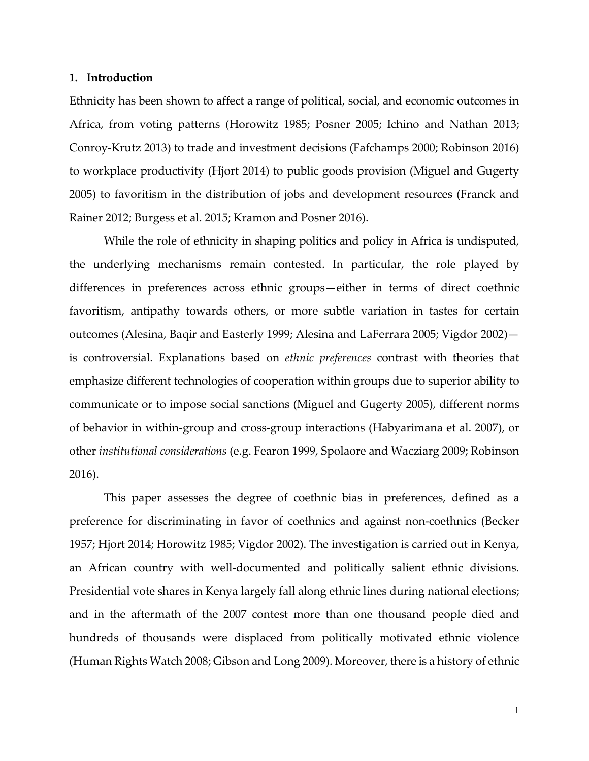## 1. Introduction

Ethnicity has been shown to affect a range of political, social, and economic outcomes in Africa, from voting patterns (Horowitz 1985; Posner 2005; Ichino and Nathan 2013; Conroy-Krutz 2013) to trade and investment decisions (Fafchamps 2000; Robinson 2016) to workplace productivity (Hjort 2014) to public goods provision (Miguel and Gugerty 2005) to favoritism in the distribution of jobs and development resources (Franck and Rainer 2012; Burgess et al. 2015; Kramon and Posner 2016).

While the role of ethnicity in shaping politics and policy in Africa is undisputed, the underlying mechanisms remain contested. In particular, the role played by differences in preferences across ethnic groups—either in terms of direct coethnic favoritism, antipathy towards others, or more subtle variation in tastes for certain outcomes (Alesina, Baqir and Easterly 1999; Alesina and LaFerrara 2005; Vigdor 2002)—is controversial. Explanations based on *ethnic preferences* contrast with theories that emphasize different technologies of cooperation within groups due to superior ability to communicate or to impose social sanctions (Miguel and Gugerty 2005), different norms of behavior in within-group and cross-group interactions (Habyarimana et al. 2007), or other *institutional considerations* (e.g. Fearon 1999, Spolaore and Wacziarg 2009; Robinson 2016).

This paper assesses the degree of coethnic bias in preferences, defined as a preference for discriminating in favor of coethnics and against non-coethnics (Becker 1957; Hjort 2014; Horowitz 1985; Vigdor 2002). The investigation is carried out in Kenya, an African country with well-documented and politically salient ethnic divisions. Presidential vote shares in Kenya largely fall along ethnic lines during national elections; and in the aftermath of the 2007 contest more than one thousand people died and hundreds of thousands were displaced from politically motivated ethnic violence (Human Rights Watch 2008; Gibson and Long 2009). Moreover, there is a history of ethnic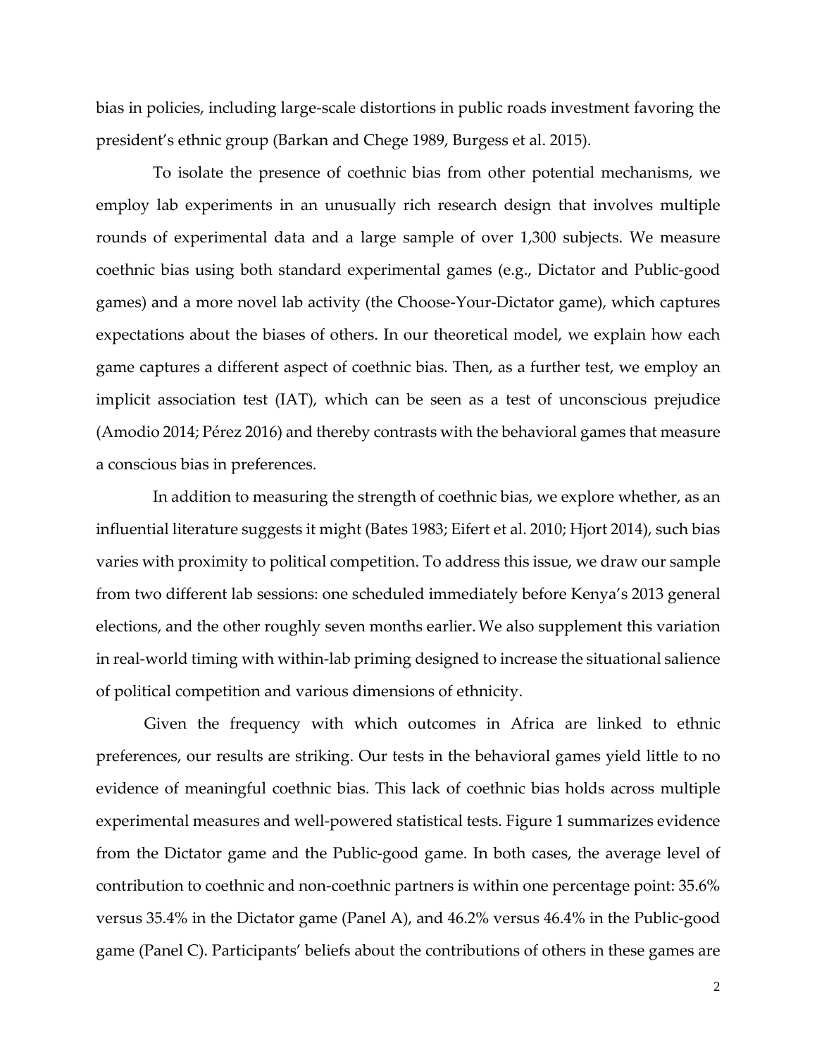bias in policies, including large-scale distortions in public roads investment favoring the president's ethnic group (Barkan and Chege 1989, Burgess et al. 2015).

To isolate the presence of coethnic bias from other potential mechanisms, we employ lab experiments in an unusually rich research design that involves multiple rounds of experimental data and a large sample of over 1,300 subjects. We measure coethnic bias using both standard experimental games (e.g., Dictator and Public-good games) and a more novel lab activity (the Choose-Your-Dictator game), which captures expectations about the biases of others. In our theoretical model, we explain how each game captures a different aspect of coethnic bias. Then, as a further test, we employ an implicit association test (IAT), which can be seen as a test of unconscious prejudice (Amodio 2014; Pérez 2016) and thereby contrasts with the behavioral games that measure a conscious bias in preferences.

In addition to measuring the strength of coethnic bias, we explore whether, as an influential literature suggests it might (Bates 1983; Eifert et al. 2010; Hjort 2014), such bias varies with proximity to political competition. To address this issue, we draw our sample from two different lab sessions: one scheduled immediately before Kenya's 2013 general elections, and the other roughly seven months earlier. We also supplement this variation in real-world timing with within-lab priming designed to increase the situational salience of political competition and various dimensions of ethnicity.

Given the frequency with which outcomes in Africa are linked to ethnic preferences, our results are striking. Our tests in the behavioral games yield little to no evidence of meaningful coethnic bias. This lack of coethnic bias holds across multiple experimental measures and well-powered statistical tests. Figure 1 summarizes evidence from the Dictator game and the Public-good game. In both cases, the average level of contribution to coethnic and non-coethnic partners is within one percentage point: 35.6% versus 35.4% in the Dictator game (Panel A), and 46.2% versus 46.4% in the Public-good game (Panel C). Participants' beliefs about the contributions of others in these games are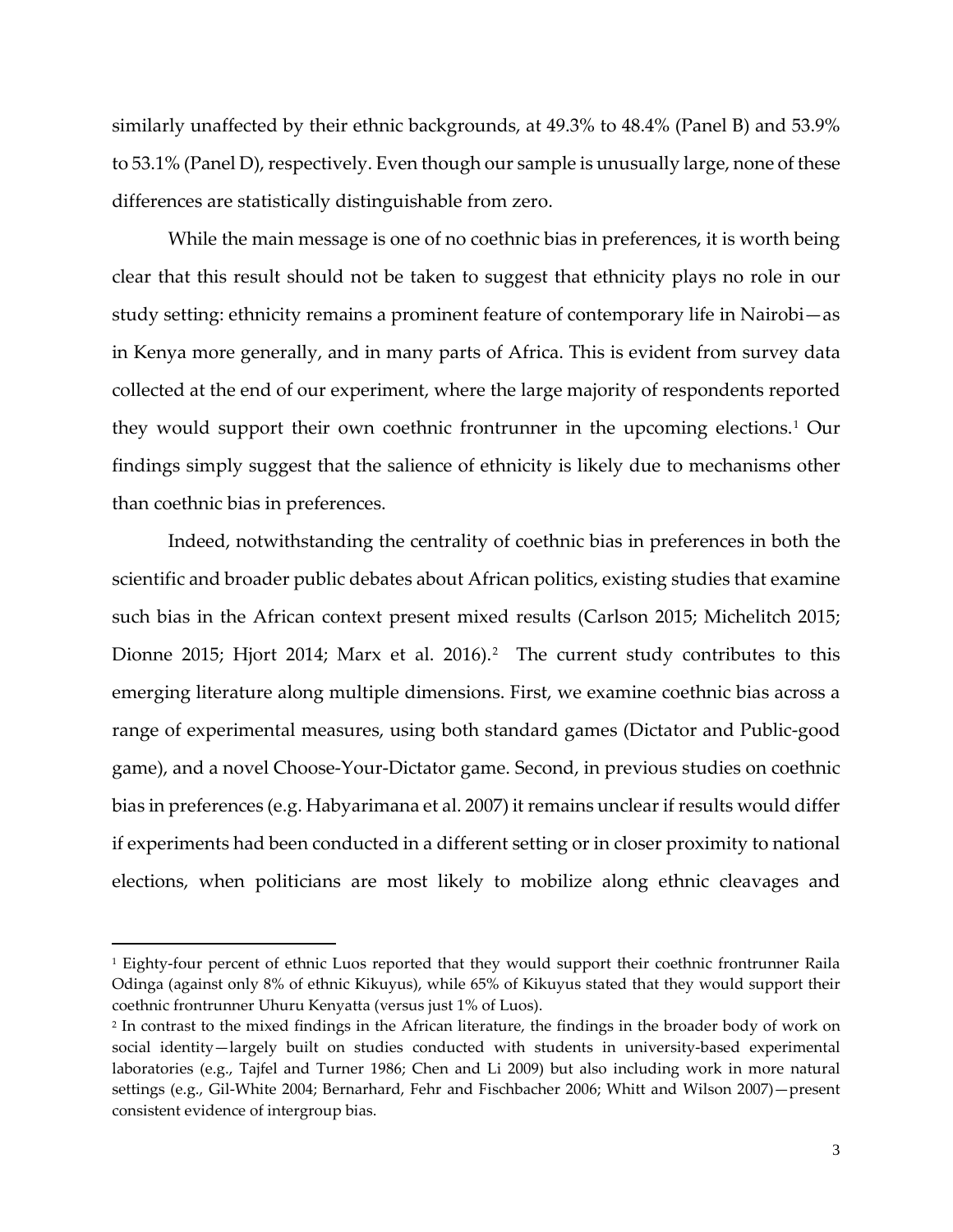similarly unaffected by their ethnic backgrounds, at 49.3% to 48.4% (Panel B) and 53.9% to 53.1% (Panel D), respectively. Even though our sample is unusually large, none of these differences are statistically distinguishable from zero.

While the main message is one of no coethnic bias in preferences, it is worth being clear that this result should not be taken to suggest that ethnicity plays no role in our study setting: ethnicity remains a prominent feature of contemporary life in Nairobi—as in Kenya more generally, and in many parts of Africa. This is evident from survey data collected at the end of our experiment, where the large majority of respondents reported they would support their own coethnic frontrunner in the upcoming elections.[1] Our findings simply suggest that the salience of ethnicity is likely due to mechanisms other than coethnic bias in preferences.

Indeed, notwithstanding the centrality of coethnic bias in preferences in both the scientific and broader public debates about African politics, existing studies that examine such bias in the African context present mixed results (Carlson 2015; Michelitch 2015; Dionne 2015; Hjort 2014; Marx et al. 2016).[2] The current study contributes to this emerging literature along multiple dimensions. First, we examine coethnic bias across a range of experimental measures, using both standard games (Dictator and Public-good game), and a novel Choose-Your-Dictator game. Second, in previous studies on coethnic bias in preferences (e.g. Habyarimana et al. 2007) it remains unclear if results would differ if experiments had been conducted in a different setting or in closer proximity to national elections, when politicians are most likely to mobilize along ethnic cleavages and

[1] Eighty-four percent of ethnic Luos reported that they would support their coethnic frontrunner Raila Odinga (against only 8% of ethnic Kikuyus), while 65% of Kikuyus stated that they would support their coethnic frontrunner Uhuru Kenyatta (versus just 1% of Luos).

[2] In contrast to the mixed findings in the African literature, the findings in the broader body of work on social identity—largely built on studies conducted with students in university-based experimental laboratories (e.g., Tajfel and Turner 1986; Chen and Li 2009) but also including work in more natural settings (e.g., Gil-White 2004; Bernarhard, Fehr and Fischbacher 2006; Whitt and Wilson 2007)—present consistent evidence of intergroup bias.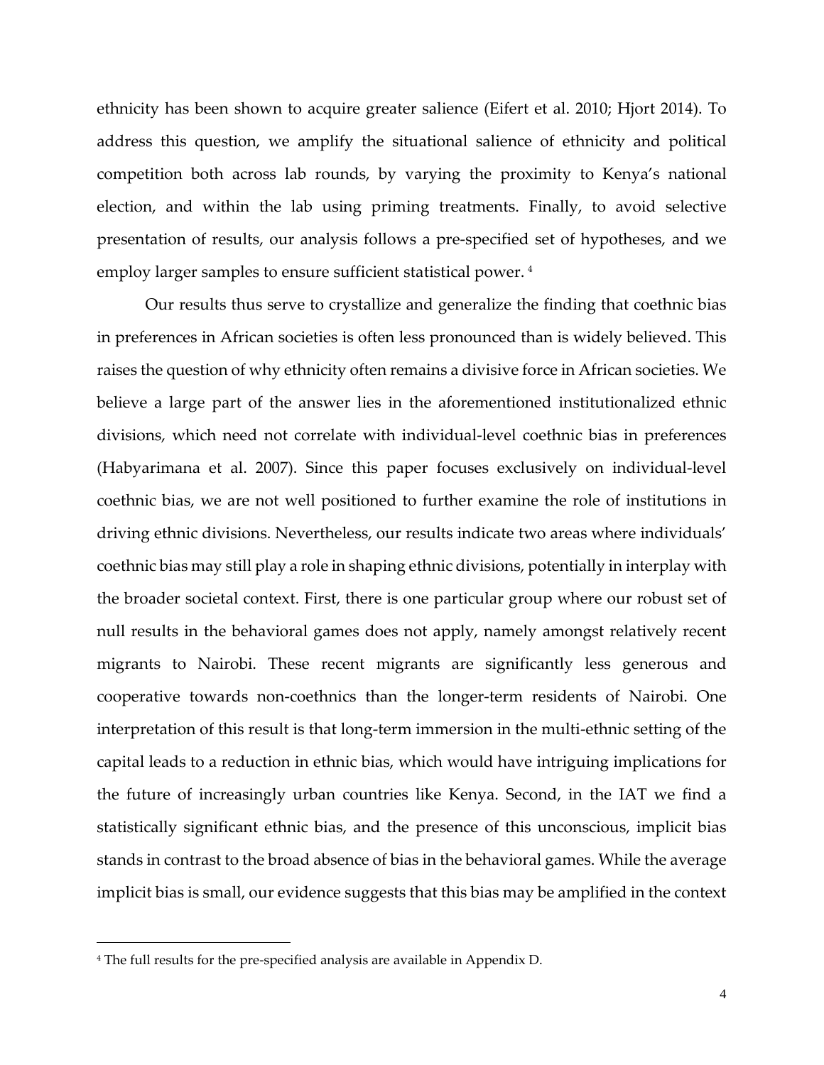ethnicity has been shown to acquire greater salience (Eifert et al. 2010; Hjort 2014). To address this question, we amplify the situational salience of ethnicity and political competition both across lab rounds, by varying the proximity to Kenya's national election, and within the lab using priming treatments. Finally, to avoid selective presentation of results, our analysis follows a pre-specified set of hypotheses, and we employ larger samples to ensure sufficient statistical power. [4]

Our results thus serve to crystallize and generalize the finding that coethnic bias in preferences in African societies is often less pronounced than is widely believed. This raises the question of why ethnicity often remains a divisive force in African societies. We believe a large part of the answer lies in the aforementioned institutionalized ethnic divisions, which need not correlate with individual-level coethnic bias in preferences (Habyarimana et al. 2007). Since this paper focuses exclusively on individual-level coethnic bias, we are not well positioned to further examine the role of institutions in driving ethnic divisions. Nevertheless, our results indicate two areas where individuals' coethnic bias may still play a role in shaping ethnic divisions, potentially in interplay with the broader societal context. First, there is one particular group where our robust set of null results in the behavioral games does not apply, namely amongst relatively recent migrants to Nairobi. These recent migrants are significantly less generous and cooperative towards non-coethnics than the longer-term residents of Nairobi. One interpretation of this result is that long-term immersion in the multi-ethnic setting of the capital leads to a reduction in ethnic bias, which would have intriguing implications for the future of increasingly urban countries like Kenya. Second, in the IAT we find a statistically significant ethnic bias, and the presence of this unconscious, implicit bias stands in contrast to the broad absence of bias in the behavioral games. While the average implicit bias is small, our evidence suggests that this bias may be amplified in the context

[4] The full results for the pre-specified analysis are available in Appendix D.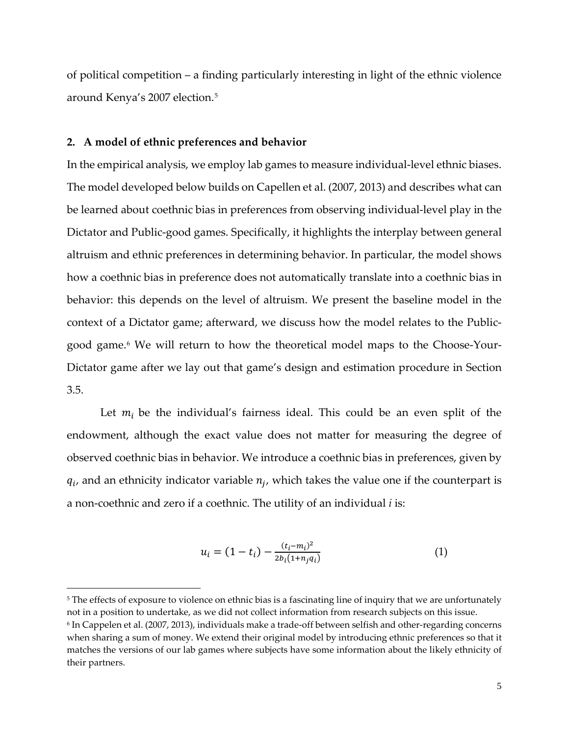of political competition – a finding particularly interesting in light of the ethnic violence around Kenya's 2007 election.[5]

## 2. A model of ethnic preferences and behavior

In the empirical analysis, we employ lab games to measure individual-level ethnic biases. The model developed below builds on Capellen et al. (2007, 2013) and describes what can be learned about coethnic bias in preferences from observing individual-level play in the Dictator and Public-good games. Specifically, it highlights the interplay between general altruism and ethnic preferences in determining behavior. In particular, the model shows how a coethnic bias in preference does not automatically translate into a coethnic bias in behavior: this depends on the level of altruism. We present the baseline model in the context of a Dictator game; afterward, we discuss how the model relates to the Public-good game.[6] We will return to how the theoretical model maps to the Choose-Your-Dictator game after we lay out that game's design and estimation procedure in Section 3.5.

Let $m_i$ be the individual's fairness ideal. This could be an even split of the endowment, although the exact value does not matter for measuring the degree of observed coethnic bias in behavior. We introduce a coethnic bias in preferences, given by $q_i$, and an ethnicity indicator variable $n_j$, which takes the value one if the counterpart is a non-coethnic and zero if a coethnic. The utility of an individual *i* is:

$$u_i = (1 - t_i) - \frac{(t_i - m_i)^2}{2b_i(1 + n_j q_i)} \tag{1}$$

---

[5] The effects of exposure to violence on ethnic bias is a fascinating line of inquiry that we are unfortunately not in a position to undertake, as we did not collect information from research subjects on this issue.

[6] In Cappelen et al. (2007, 2013), individuals make a trade-off between selfish and other-regarding concerns when sharing a sum of money. We extend their original model by introducing ethnic preferences so that it matches the versions of our lab games where subjects have some information about the likely ethnicity of their partners.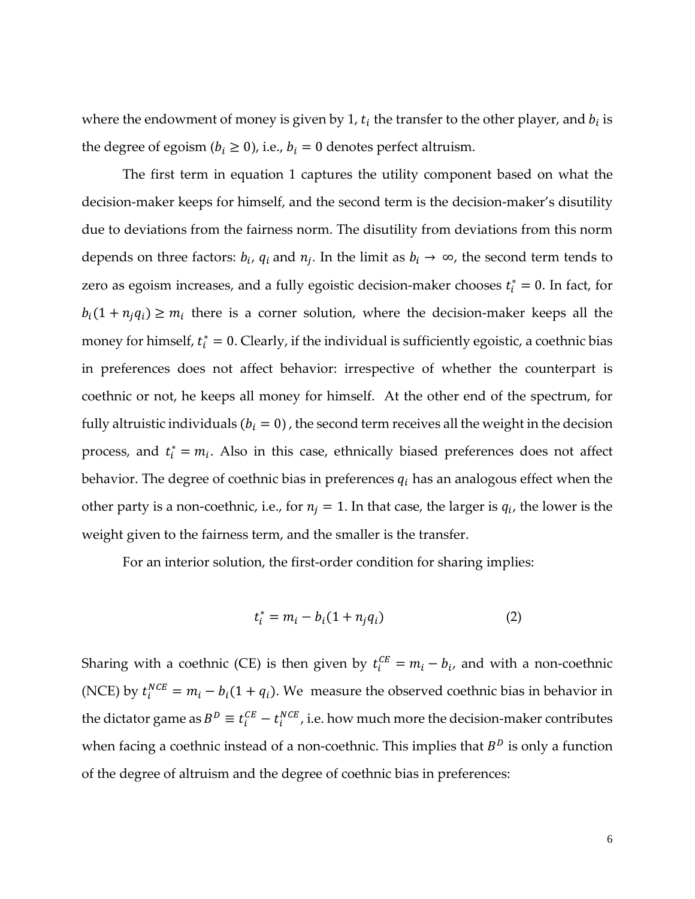where the endowment of money is given by 1, $t_i$ the transfer to the other player, and $b_i$ is the degree of egoism ($b_i \geq 0$), i.e., $b_i = 0$ denotes perfect altruism.

The first term in equation 1 captures the utility component based on what the decision-maker keeps for himself, and the second term is the decision-maker's disutility due to deviations from the fairness norm. The disutility from deviations from this norm depends on three factors: $b_i$, $q_i$ and $n_j$. In the limit as $b_i \to \infty$, the second term tends to zero as egoism increases, and a fully egoistic decision-maker chooses $t_i^* = 0$. In fact, for $b_i(1 + n_j q_i) \geq m_i$ there is a corner solution, where the decision-maker keeps all the money for himself, $t_i^* = 0$. Clearly, if the individual is sufficiently egoistic, a coethnic bias in preferences does not affect behavior: irrespective of whether the counterpart is coethnic or not, he keeps all money for himself. At the other end of the spectrum, for fully altruistic individuals ($b_i = 0$) , the second term receives all the weight in the decision process, and $t_i^* = m_i$. Also in this case, ethnically biased preferences does not affect behavior. The degree of coethnic bias in preferences $q_i$ has an analogous effect when the other party is a non-coethnic, i.e., for $n_j = 1$. In that case, the larger is $q_i$, the lower is the weight given to the fairness term, and the smaller is the transfer.

For an interior solution, the first-order condition for sharing implies:

$$t_i^* = m_i - b_i(1 + n_j q_i) \qquad (2)$$

Sharing with a coethnic (CE) is then given by $t_i^{CE} = m_i - b_i$, and with a non-coethnic (NCE) by $t_i^{NCE} = m_i - b_i(1 + q_i)$. We measure the observed coethnic bias in behavior in the dictator game as $B^D \equiv t_i^{CE} - t_i^{NCE}$, i.e. how much more the decision-maker contributes when facing a coethnic instead of a non-coethnic. This implies that $B^D$ is only a function of the degree of altruism and the degree of coethnic bias in preferences: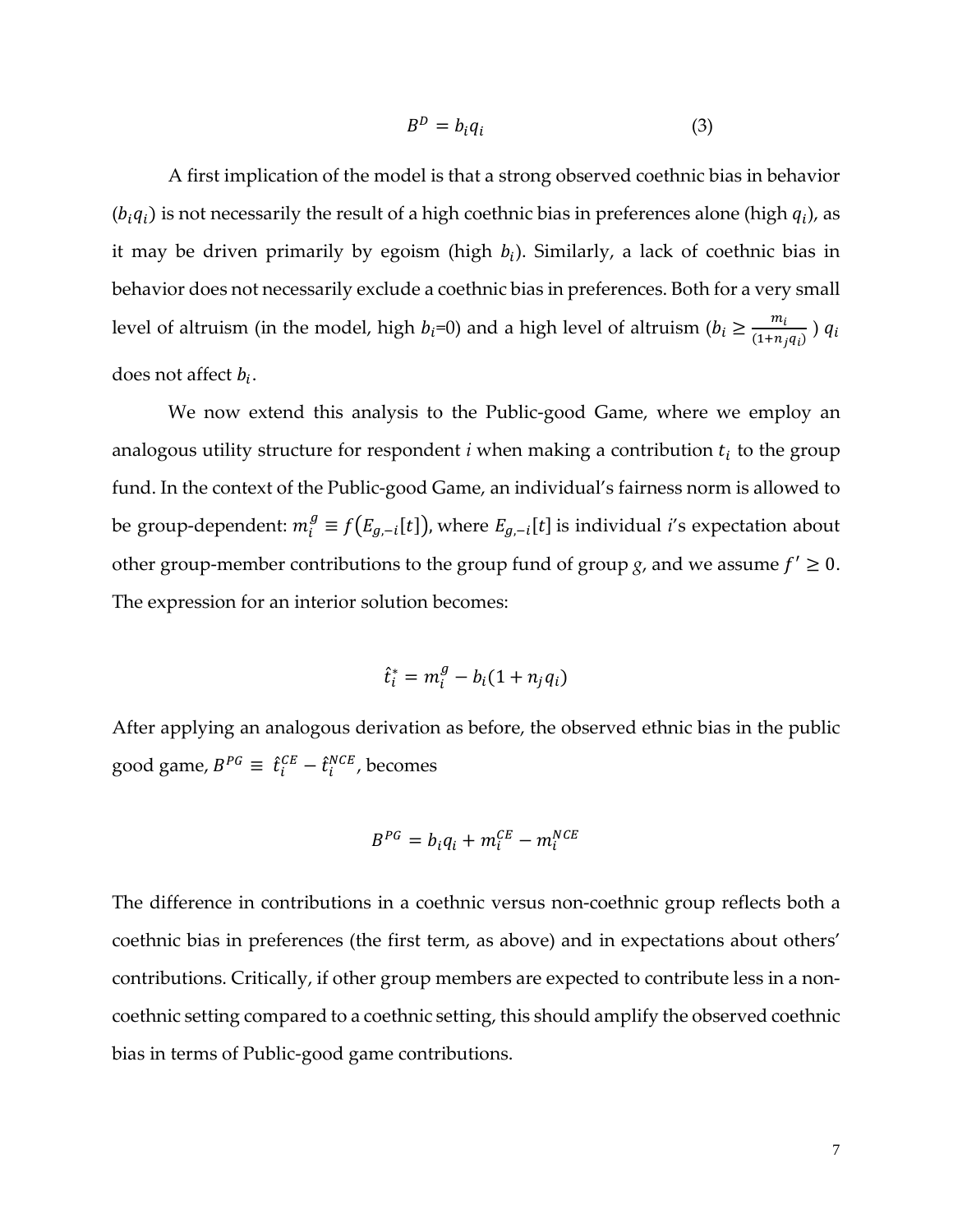$$B^D = b_i q_i \tag{3}$$

A first implication of the model is that a strong observed coethnic bias in behavior ($b_i q_i$) is not necessarily the result of a high coethnic bias in preferences alone (high $q_i$), as it may be driven primarily by egoism (high $b_i$). Similarly, a lack of coethnic bias in behavior does not necessarily exclude a coethnic bias in preferences. Both for a very small level of altruism (in the model, high $b_i$=0) and a high level of altruism ($b_i \geq \frac{m_i}{(1+n_j q_i)}$ ) $q_i$ does not affect $b_i$.

We now extend this analysis to the Public-good Game, where we employ an analogous utility structure for respondent $i$ when making a contribution $t_i$ to the group fund. In the context of the Public-good Game, an individual's fairness norm is allowed to be group-dependent: $m_i^g \equiv f\big(E_{g,-i}[t]\big)$, where $E_{g,-i}[t]$ is individual $i$'s expectation about other group-member contributions to the group fund of group $g$, and we assume $f' \geq 0$. The expression for an interior solution becomes:

$$\hat{t}_i^* = m_i^g - b_i(1 + n_j q_i)$$

After applying an analogous derivation as before, the observed ethnic bias in the public good game, $B^{PG} \equiv \hat{t}_i^{CE} - \hat{t}_i^{NCE}$, becomes

$$B^{PG} = b_i q_i + m_i^{CE} - m_i^{NCE}$$

The difference in contributions in a coethnic versus non-coethnic group reflects both a coethnic bias in preferences (the first term, as above) and in expectations about others' contributions. Critically, if other group members are expected to contribute less in a non-coethnic setting compared to a coethnic setting, this should amplify the observed coethnic bias in terms of Public-good game contributions.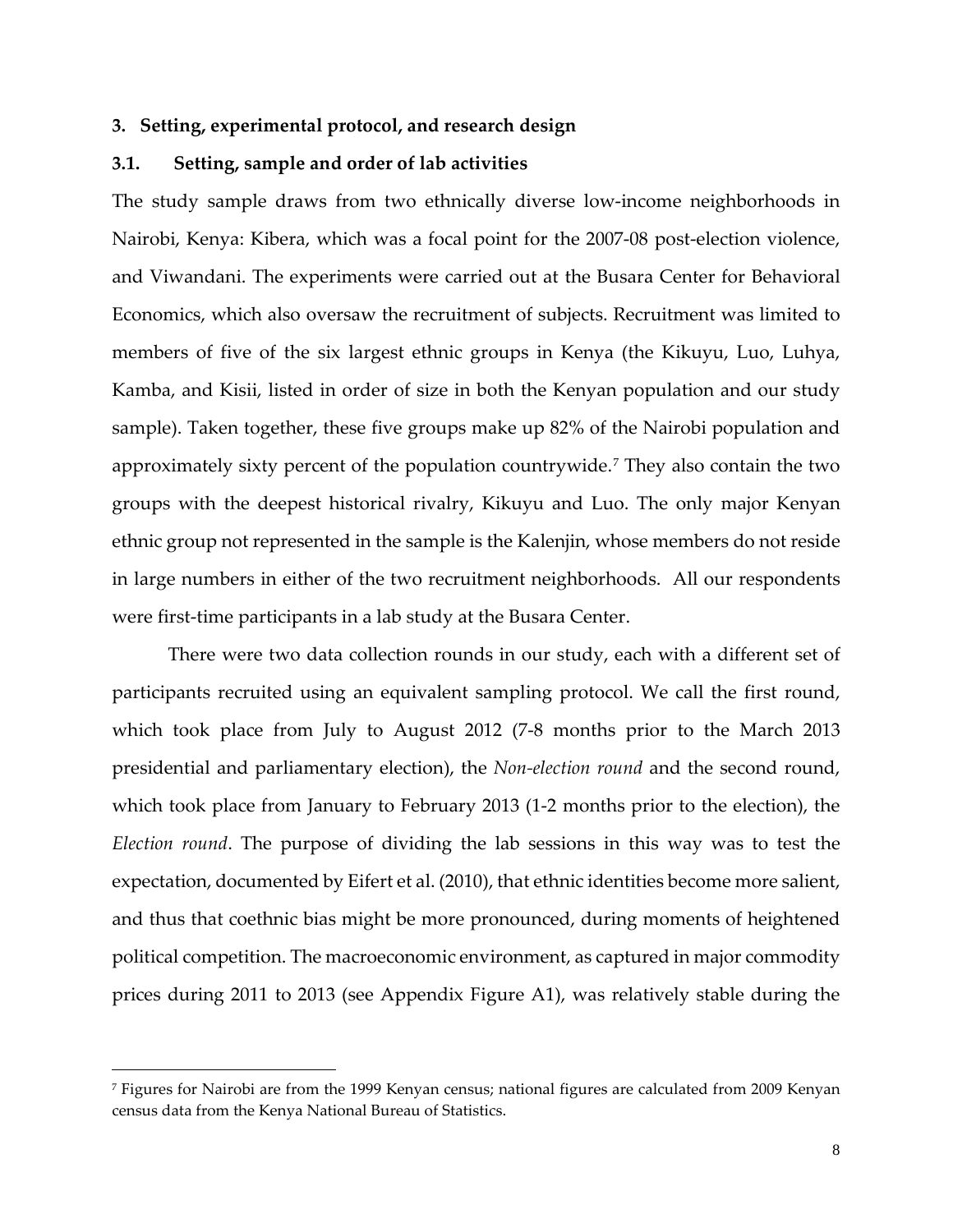## 3. Setting, experimental protocol, and research design

### 3.1. Setting, sample and order of lab activities

The study sample draws from two ethnically diverse low-income neighborhoods in Nairobi, Kenya: Kibera, which was a focal point for the 2007-08 post-election violence, and Viwandani. The experiments were carried out at the Busara Center for Behavioral Economics, which also oversaw the recruitment of subjects. Recruitment was limited to members of five of the six largest ethnic groups in Kenya (the Kikuyu, Luo, Luhya, Kamba, and Kisii, listed in order of size in both the Kenyan population and our study sample). Taken together, these five groups make up 82% of the Nairobi population and approximately sixty percent of the population countrywide.[7] They also contain the two groups with the deepest historical rivalry, Kikuyu and Luo. The only major Kenyan ethnic group not represented in the sample is the Kalenjin, whose members do not reside in large numbers in either of the two recruitment neighborhoods. All our respondents were first-time participants in a lab study at the Busara Center.

There were two data collection rounds in our study, each with a different set of participants recruited using an equivalent sampling protocol. We call the first round, which took place from July to August 2012 (7-8 months prior to the March 2013 presidential and parliamentary election), the *Non-election round* and the second round, which took place from January to February 2013 (1-2 months prior to the election), the *Election round*. The purpose of dividing the lab sessions in this way was to test the expectation, documented by Eifert et al. (2010), that ethnic identities become more salient, and thus that coethnic bias might be more pronounced, during moments of heightened political competition. The macroeconomic environment, as captured in major commodity prices during 2011 to 2013 (see Appendix Figure A1), was relatively stable during the

[7] Figures for Nairobi are from the 1999 Kenyan census; national figures are calculated from 2009 Kenyan census data from the Kenya National Bureau of Statistics.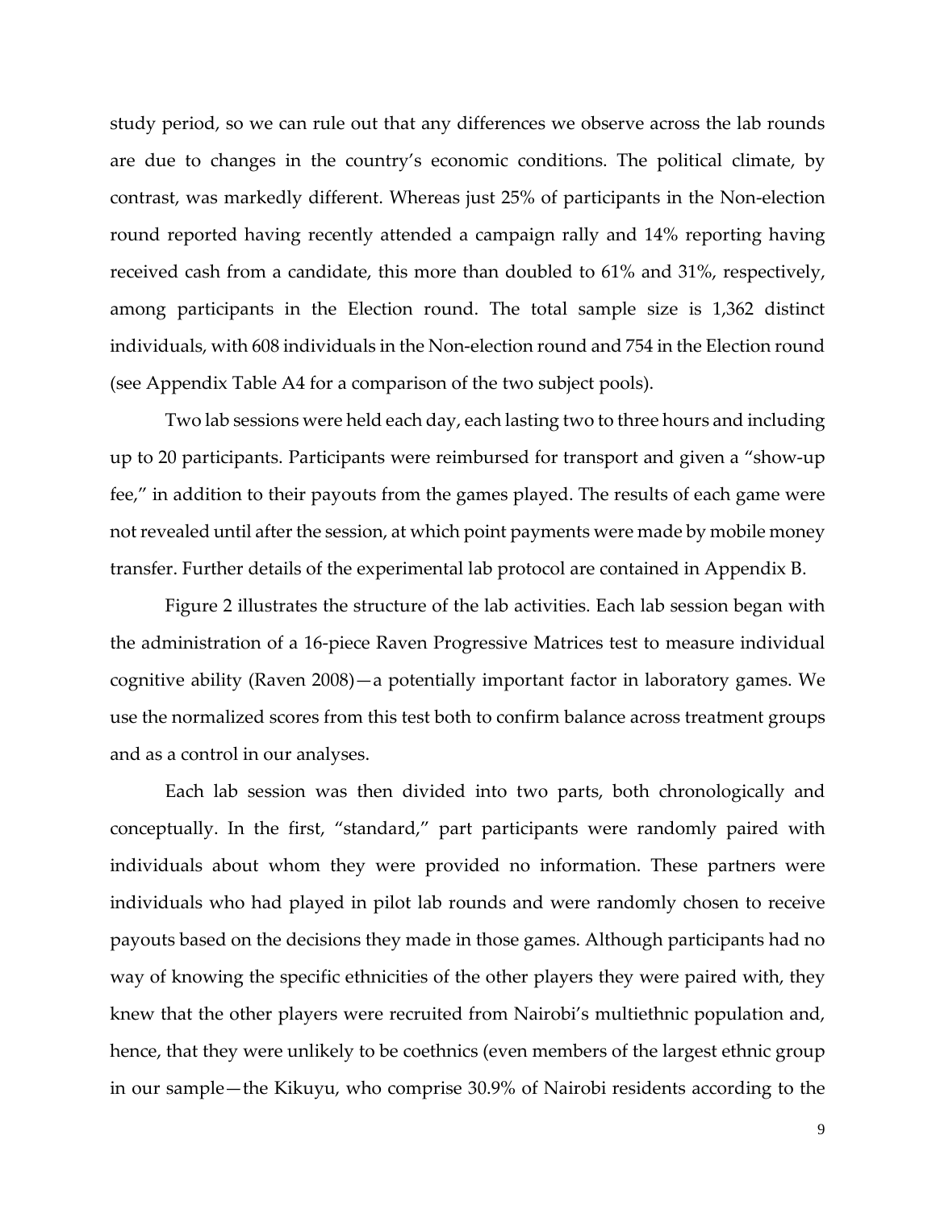study period, so we can rule out that any differences we observe across the lab rounds are due to changes in the country's economic conditions. The political climate, by contrast, was markedly different. Whereas just 25% of participants in the Non-election round reported having recently attended a campaign rally and 14% reporting having received cash from a candidate, this more than doubled to 61% and 31%, respectively, among participants in the Election round. The total sample size is 1,362 distinct individuals, with 608 individuals in the Non-election round and 754 in the Election round (see Appendix Table A4 for a comparison of the two subject pools).

Two lab sessions were held each day, each lasting two to three hours and including up to 20 participants. Participants were reimbursed for transport and given a "show-up fee," in addition to their payouts from the games played. The results of each game were not revealed until after the session, at which point payments were made by mobile money transfer. Further details of the experimental lab protocol are contained in Appendix B.

Figure 2 illustrates the structure of the lab activities. Each lab session began with the administration of a 16-piece Raven Progressive Matrices test to measure individual cognitive ability (Raven 2008)—a potentially important factor in laboratory games. We use the normalized scores from this test both to confirm balance across treatment groups and as a control in our analyses.

Each lab session was then divided into two parts, both chronologically and conceptually. In the first, "standard," part participants were randomly paired with individuals about whom they were provided no information. These partners were individuals who had played in pilot lab rounds and were randomly chosen to receive payouts based on the decisions they made in those games. Although participants had no way of knowing the specific ethnicities of the other players they were paired with, they knew that the other players were recruited from Nairobi's multiethnic population and, hence, that they were unlikely to be coethnics (even members of the largest ethnic group in our sample—the Kikuyu, who comprise 30.9% of Nairobi residents according to the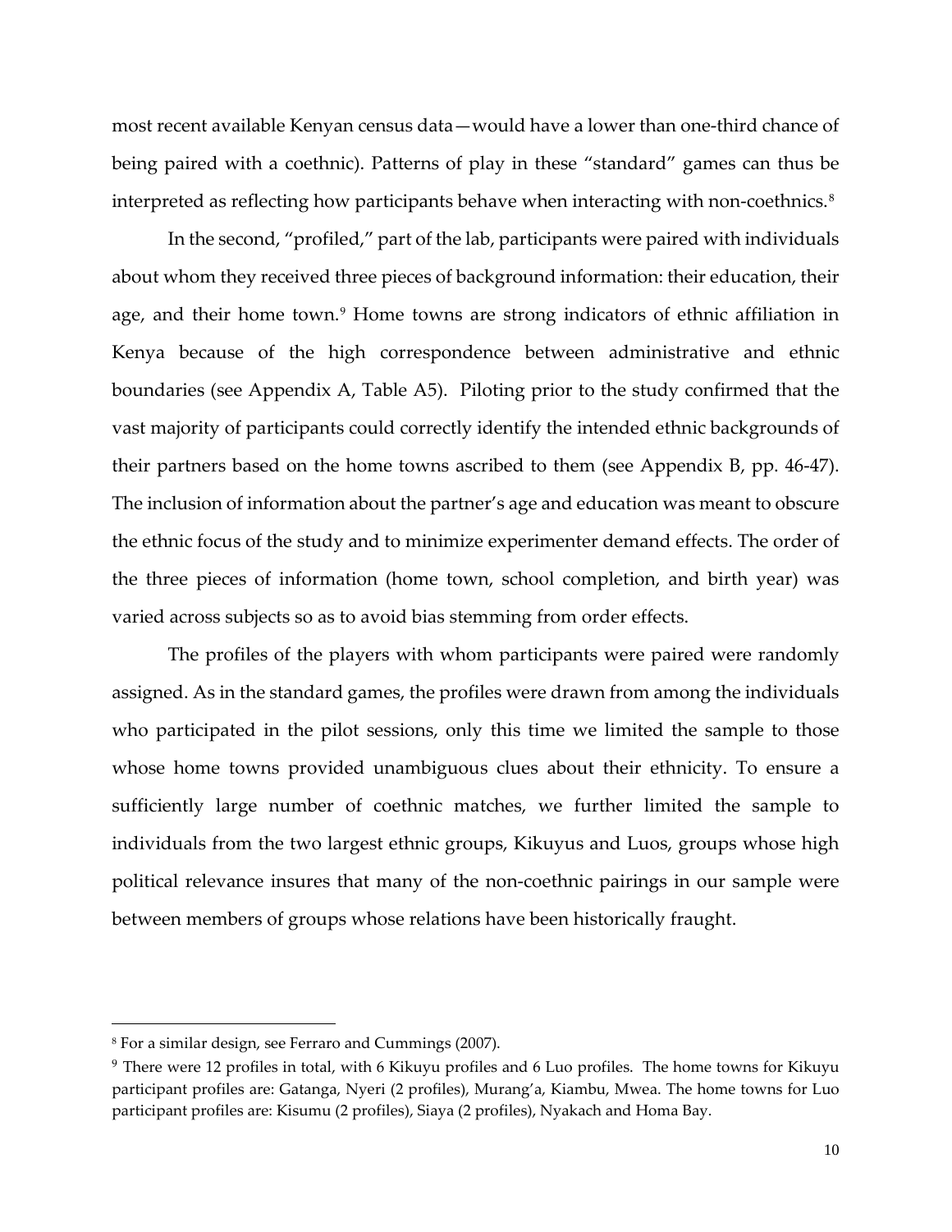most recent available Kenyan census data—would have a lower than one-third chance of being paired with a coethnic). Patterns of play in these "standard" games can thus be interpreted as reflecting how participants behave when interacting with non-coethnics.[8]

In the second, "profiled," part of the lab, participants were paired with individuals about whom they received three pieces of background information: their education, their age, and their home town.[9] Home towns are strong indicators of ethnic affiliation in Kenya because of the high correspondence between administrative and ethnic boundaries (see Appendix A, Table A5). Piloting prior to the study confirmed that the vast majority of participants could correctly identify the intended ethnic backgrounds of their partners based on the home towns ascribed to them (see Appendix B, pp. 46-47). The inclusion of information about the partner's age and education was meant to obscure the ethnic focus of the study and to minimize experimenter demand effects. The order of the three pieces of information (home town, school completion, and birth year) was varied across subjects so as to avoid bias stemming from order effects.

The profiles of the players with whom participants were paired were randomly assigned. As in the standard games, the profiles were drawn from among the individuals who participated in the pilot sessions, only this time we limited the sample to those whose home towns provided unambiguous clues about their ethnicity. To ensure a sufficiently large number of coethnic matches, we further limited the sample to individuals from the two largest ethnic groups, Kikuyus and Luos, groups whose high political relevance insures that many of the non-coethnic pairings in our sample were between members of groups whose relations have been historically fraught.

---

[8] For a similar design, see Ferraro and Cummings (2007).

[9] There were 12 profiles in total, with 6 Kikuyu profiles and 6 Luo profiles. The home towns for Kikuyu participant profiles are: Gatanga, Nyeri (2 profiles), Murang'a, Kiambu, Mwea. The home towns for Luo participant profiles are: Kisumu (2 profiles), Siaya (2 profiles), Nyakach and Homa Bay.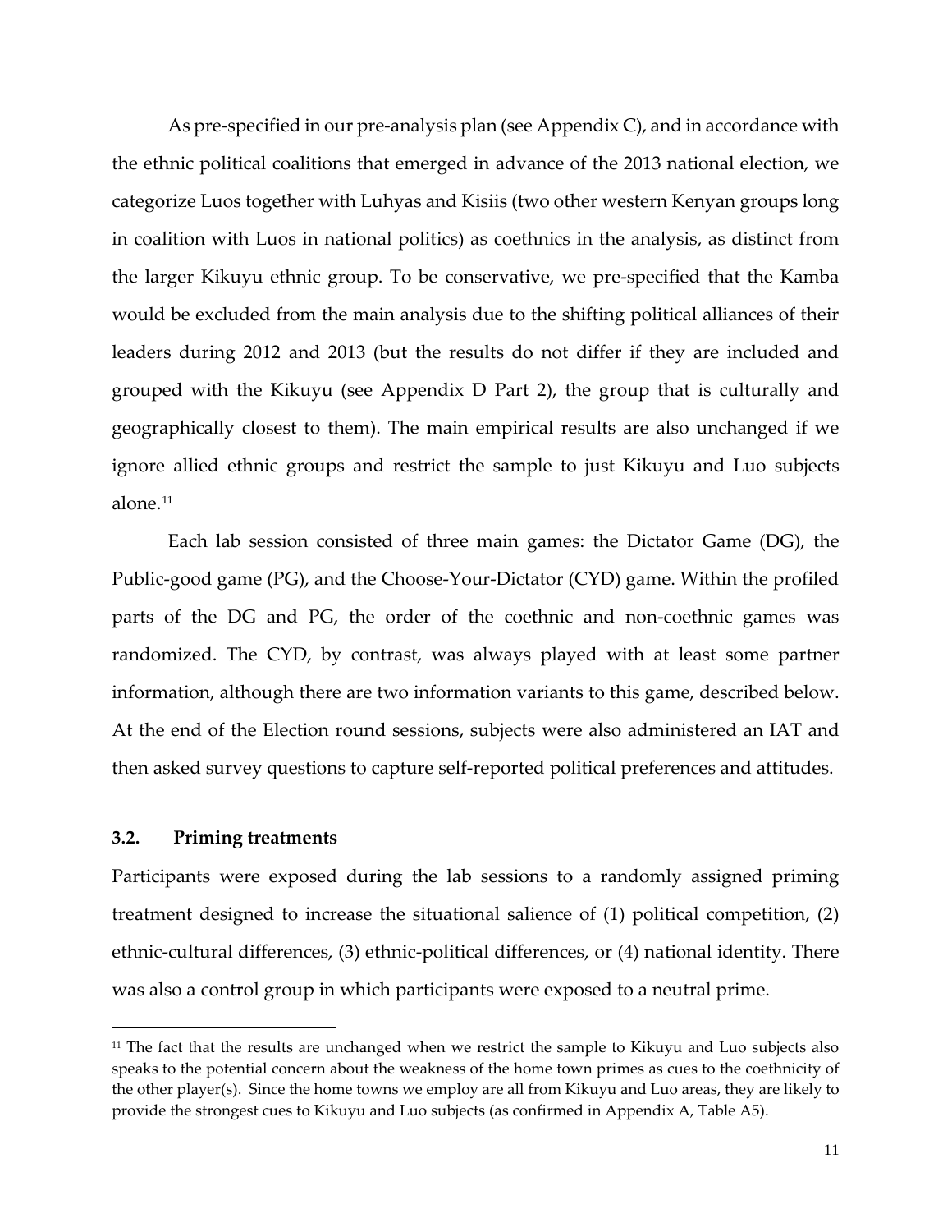As pre-specified in our pre-analysis plan (see Appendix C), and in accordance with the ethnic political coalitions that emerged in advance of the 2013 national election, we categorize Luos together with Luhyas and Kisiis (two other western Kenyan groups long in coalition with Luos in national politics) as coethnics in the analysis, as distinct from the larger Kikuyu ethnic group. To be conservative, we pre-specified that the Kamba would be excluded from the main analysis due to the shifting political alliances of their leaders during 2012 and 2013 (but the results do not differ if they are included and grouped with the Kikuyu (see Appendix D Part 2), the group that is culturally and geographically closest to them). The main empirical results are also unchanged if we ignore allied ethnic groups and restrict the sample to just Kikuyu and Luo subjects alone.[11]

Each lab session consisted of three main games: the Dictator Game (DG), the Public-good game (PG), and the Choose-Your-Dictator (CYD) game. Within the profiled parts of the DG and PG, the order of the coethnic and non-coethnic games was randomized. The CYD, by contrast, was always played with at least some partner information, although there are two information variants to this game, described below. At the end of the Election round sessions, subjects were also administered an IAT and then asked survey questions to capture self-reported political preferences and attitudes.

### 3.2. Priming treatments

Participants were exposed during the lab sessions to a randomly assigned priming treatment designed to increase the situational salience of (1) political competition, (2) ethnic-cultural differences, (3) ethnic-political differences, or (4) national identity. There was also a control group in which participants were exposed to a neutral prime.

[11] The fact that the results are unchanged when we restrict the sample to Kikuyu and Luo subjects also speaks to the potential concern about the weakness of the home town primes as cues to the coethnicity of the other player(s). Since the home towns we employ are all from Kikuyu and Luo areas, they are likely to provide the strongest cues to Kikuyu and Luo subjects (as confirmed in Appendix A, Table A5).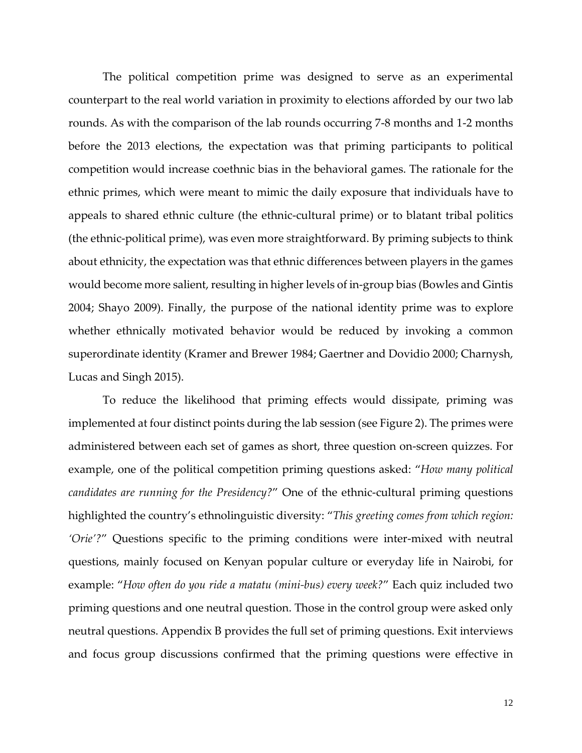The political competition prime was designed to serve as an experimental counterpart to the real world variation in proximity to elections afforded by our two lab rounds. As with the comparison of the lab rounds occurring 7-8 months and 1-2 months before the 2013 elections, the expectation was that priming participants to political competition would increase coethnic bias in the behavioral games. The rationale for the ethnic primes, which were meant to mimic the daily exposure that individuals have to appeals to shared ethnic culture (the ethnic-cultural prime) or to blatant tribal politics (the ethnic-political prime), was even more straightforward. By priming subjects to think about ethnicity, the expectation was that ethnic differences between players in the games would become more salient, resulting in higher levels of in-group bias (Bowles and Gintis 2004; Shayo 2009). Finally, the purpose of the national identity prime was to explore whether ethnically motivated behavior would be reduced by invoking a common superordinate identity (Kramer and Brewer 1984; Gaertner and Dovidio 2000; Charnysh, Lucas and Singh 2015).

To reduce the likelihood that priming effects would dissipate, priming was implemented at four distinct points during the lab session (see Figure 2). The primes were administered between each set of games as short, three question on-screen quizzes. For example, one of the political competition priming questions asked: "*How many political candidates are running for the Presidency?*" One of the ethnic-cultural priming questions highlighted the country's ethnolinguistic diversity: "*This greeting comes from which region: 'Orie'?*" Questions specific to the priming conditions were inter-mixed with neutral questions, mainly focused on Kenyan popular culture or everyday life in Nairobi, for example: "*How often do you ride a matatu (mini-bus) every week?*" Each quiz included two priming questions and one neutral question. Those in the control group were asked only neutral questions. Appendix B provides the full set of priming questions. Exit interviews and focus group discussions confirmed that the priming questions were effective in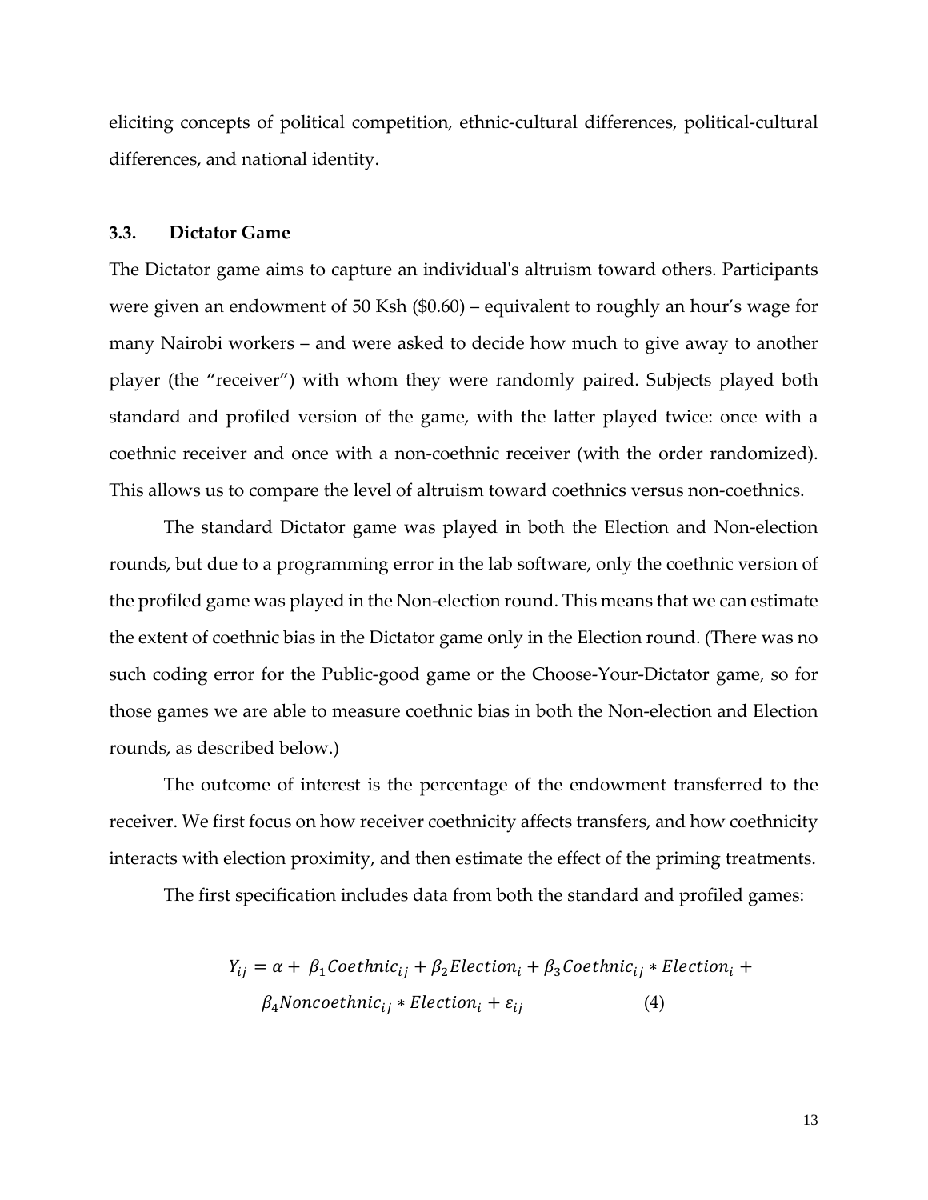eliciting concepts of political competition, ethnic-cultural differences, political-cultural differences, and national identity.

### 3.3. Dictator Game

The Dictator game aims to capture an individual's altruism toward others. Participants were given an endowment of 50 Ksh ($0.60) – equivalent to roughly an hour's wage for many Nairobi workers – and were asked to decide how much to give away to another player (the "receiver") with whom they were randomly paired. Subjects played both standard and profiled version of the game, with the latter played twice: once with a coethnic receiver and once with a non-coethnic receiver (with the order randomized). This allows us to compare the level of altruism toward coethnics versus non-coethnics.

The standard Dictator game was played in both the Election and Non-election rounds, but due to a programming error in the lab software, only the coethnic version of the profiled game was played in the Non-election round. This means that we can estimate the extent of coethnic bias in the Dictator game only in the Election round. (There was no such coding error for the Public-good game or the Choose-Your-Dictator game, so for those games we are able to measure coethnic bias in both the Non-election and Election rounds, as described below.)

The outcome of interest is the percentage of the endowment transferred to the receiver. We first focus on how receiver coethnicity affects transfers, and how coethnicity interacts with election proximity, and then estimate the effect of the priming treatments.

The first specification includes data from both the standard and profiled games:

$$Y_{ij} = \alpha + \beta_1 Coethnic_{ij} + \beta_2 Election_i + \beta_3 Coethnic_{ij} * Election_i + \beta_4 Noncoethnic_{ij} * Election_i + \varepsilon_{ij} \qquad (4)$$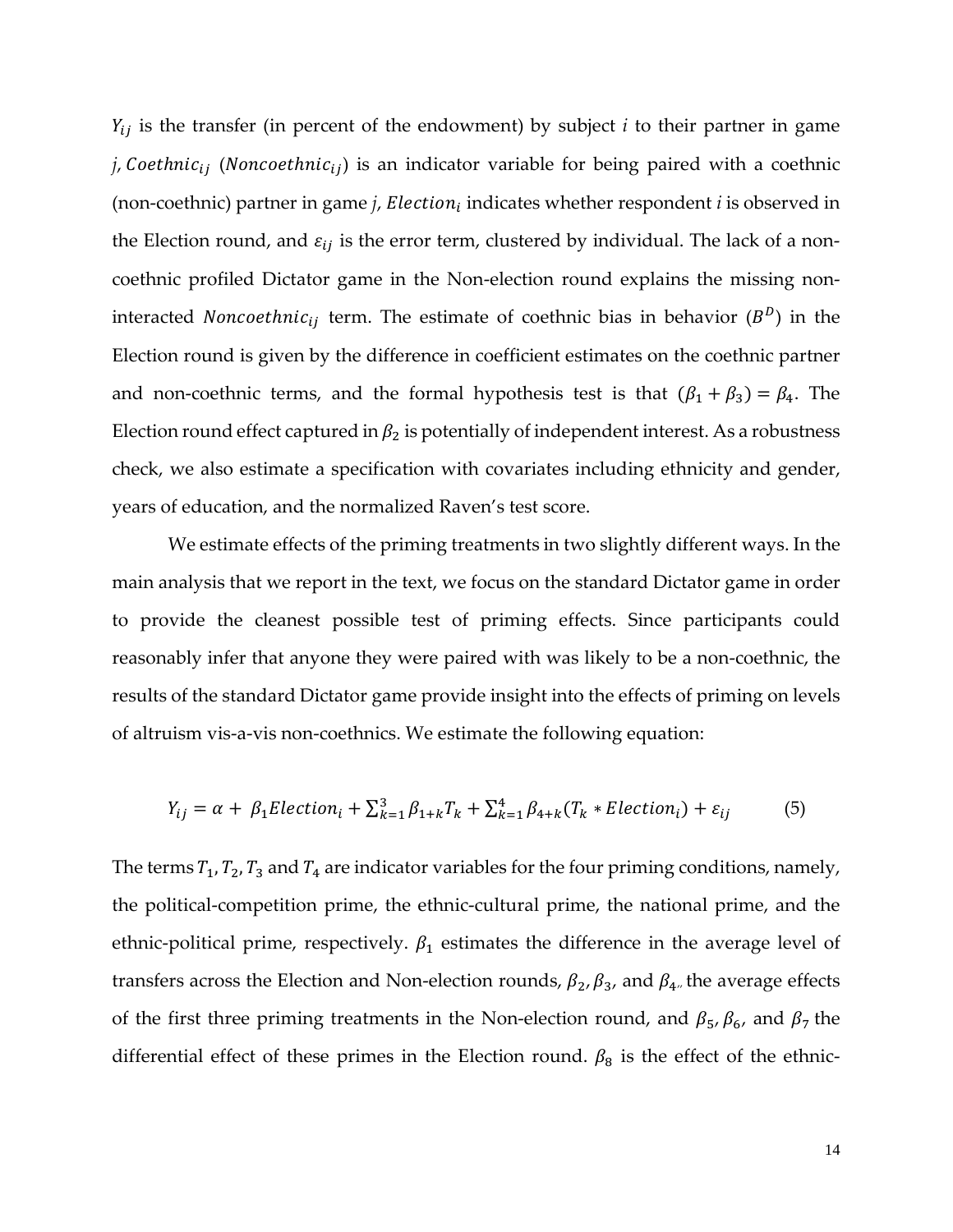$Y_{ij}$ is the transfer (in percent of the endowment) by subject $i$ to their partner in game $j$, $Coethnic_{ij}$ ($Noncoethnic_{ij}$) is an indicator variable for being paired with a coethnic (non-coethnic) partner in game $j$, $Election_i$ indicates whether respondent $i$ is observed in the Election round, and $\varepsilon_{ij}$ is the error term, clustered by individual. The lack of a non-coethnic profiled Dictator game in the Non-election round explains the missing non-interacted $Noncoethnic_{ij}$ term. The estimate of coethnic bias in behavior ($B^D$) in the Election round is given by the difference in coefficient estimates on the coethnic partner and non-coethnic terms, and the formal hypothesis test is that $(\beta_1 + \beta_3) = \beta_4$. The Election round effect captured in $\beta_2$ is potentially of independent interest. As a robustness check, we also estimate a specification with covariates including ethnicity and gender, years of education, and the normalized Raven's test score.

We estimate effects of the priming treatments in two slightly different ways. In the main analysis that we report in the text, we focus on the standard Dictator game in order to provide the cleanest possible test of priming effects. Since participants could reasonably infer that anyone they were paired with was likely to be a non-coethnic, the results of the standard Dictator game provide insight into the effects of priming on levels of altruism vis-a-vis non-coethnics. We estimate the following equation:

$$Y_{ij} = \alpha + \beta_1 Election_i + \sum_{k=1}^{3} \beta_{1+k} T_k + \sum_{k=1}^{4} \beta_{4+k} (T_k * Election_i) + \varepsilon_{ij} \qquad (5)$$

The terms $T_1, T_2, T_3$ and $T_4$ are indicator variables for the four priming conditions, namely, the political-competition prime, the ethnic-cultural prime, the national prime, and the ethnic-political prime, respectively. $\beta_1$ estimates the difference in the average level of transfers across the Election and Non-election rounds, $\beta_2$, $\beta_3$, and $\beta_4$, the average effects of the first three priming treatments in the Non-election round, and $\beta_5$, $\beta_6$, and $\beta_7$ the differential effect of these primes in the Election round. $\beta_8$ is the effect of the ethnic-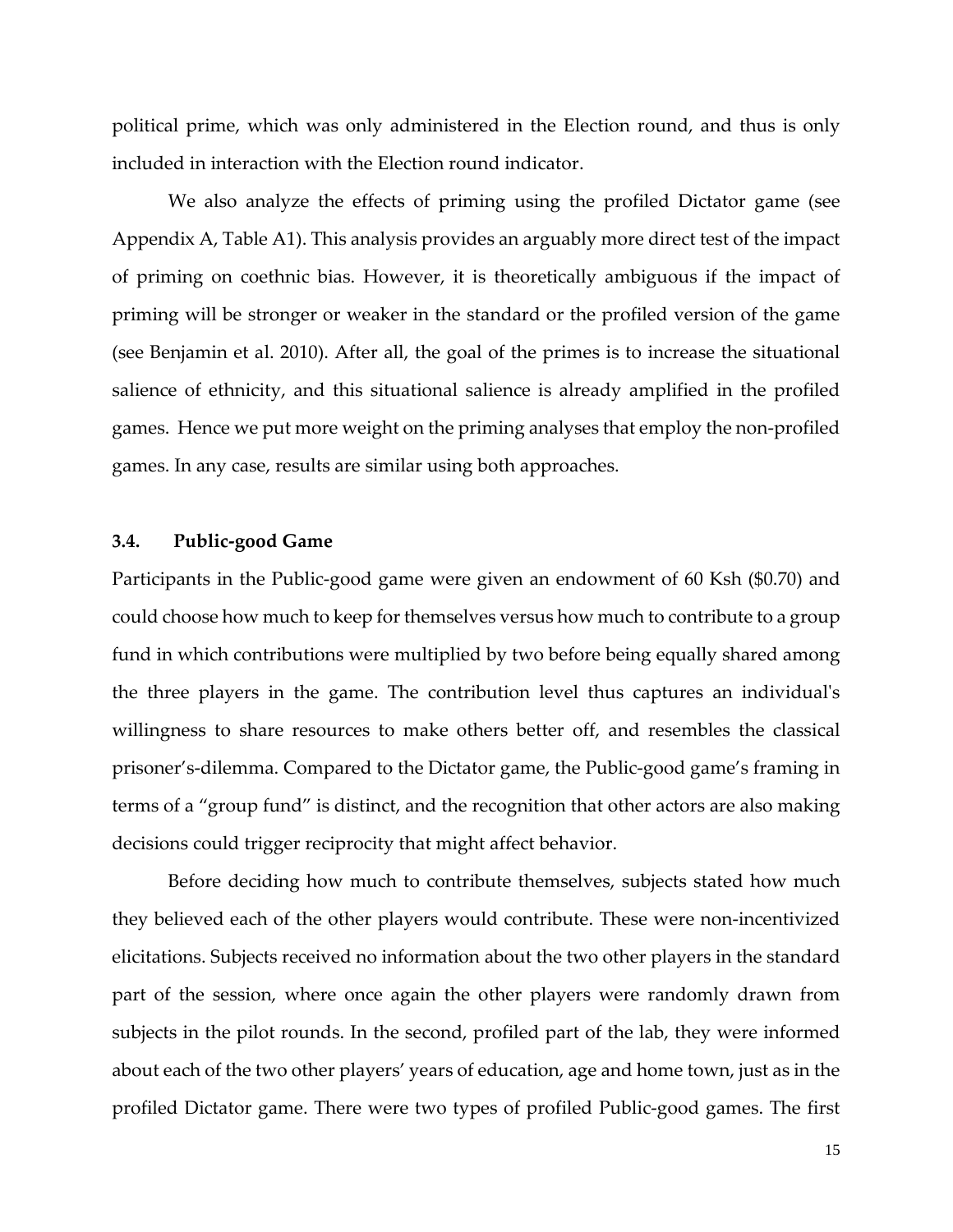political prime, which was only administered in the Election round, and thus is only included in interaction with the Election round indicator.

We also analyze the effects of priming using the profiled Dictator game (see Appendix A, Table A1). This analysis provides an arguably more direct test of the impact of priming on coethnic bias. However, it is theoretically ambiguous if the impact of priming will be stronger or weaker in the standard or the profiled version of the game (see Benjamin et al. 2010). After all, the goal of the primes is to increase the situational salience of ethnicity, and this situational salience is already amplified in the profiled games. Hence we put more weight on the priming analyses that employ the non-profiled games. In any case, results are similar using both approaches.

### 3.4. Public-good Game

Participants in the Public-good game were given an endowment of 60 Ksh ($0.70) and could choose how much to keep for themselves versus how much to contribute to a group fund in which contributions were multiplied by two before being equally shared among the three players in the game. The contribution level thus captures an individual's willingness to share resources to make others better off, and resembles the classical prisoner's-dilemma. Compared to the Dictator game, the Public-good game's framing in terms of a "group fund" is distinct, and the recognition that other actors are also making decisions could trigger reciprocity that might affect behavior.

Before deciding how much to contribute themselves, subjects stated how much they believed each of the other players would contribute. These were non-incentivized elicitations. Subjects received no information about the two other players in the standard part of the session, where once again the other players were randomly drawn from subjects in the pilot rounds. In the second, profiled part of the lab, they were informed about each of the two other players' years of education, age and home town, just as in the profiled Dictator game. There were two types of profiled Public-good games. The first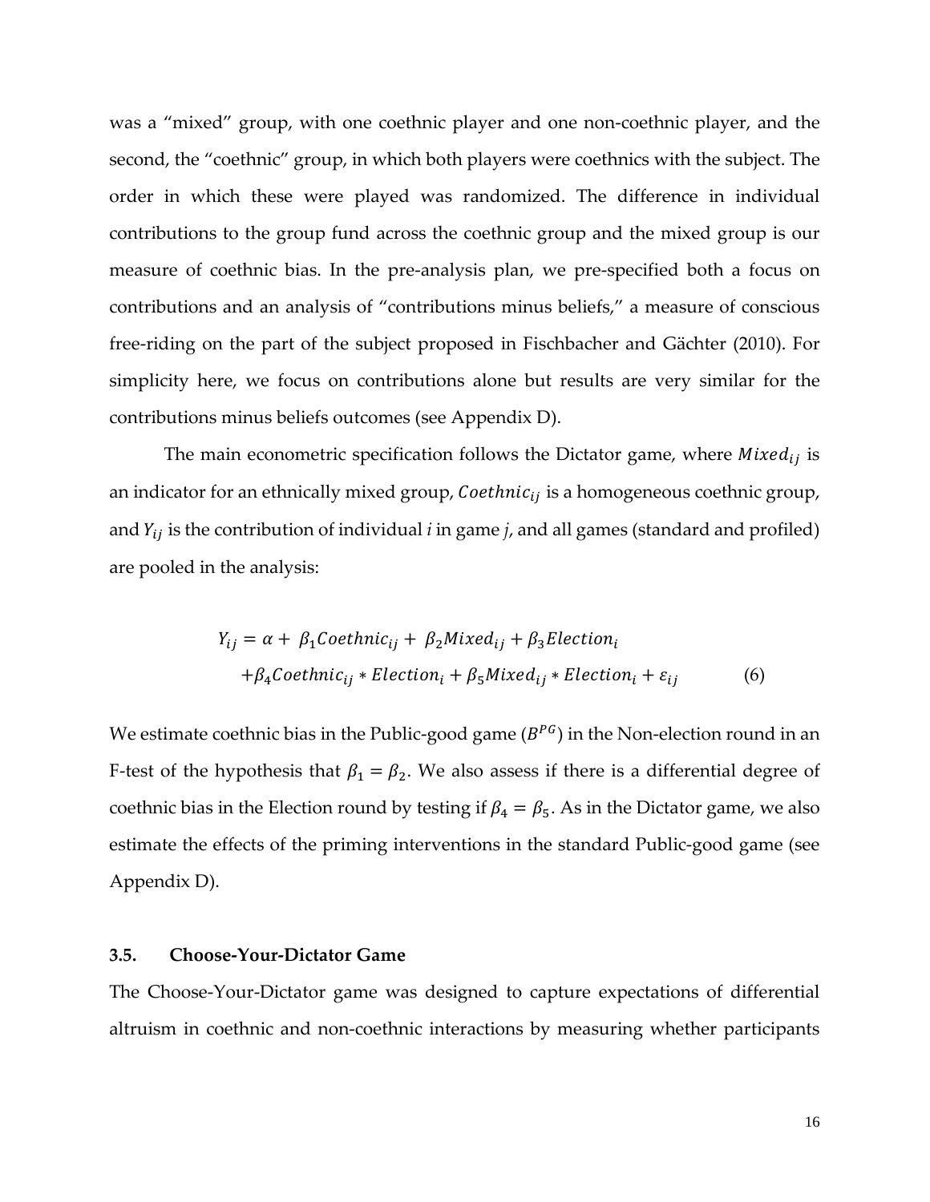was a "mixed" group, with one coethnic player and one non-coethnic player, and the second, the "coethnic" group, in which both players were coethnics with the subject. The order in which these were played was randomized. The difference in individual contributions to the group fund across the coethnic group and the mixed group is our measure of coethnic bias. In the pre-analysis plan, we pre-specified both a focus on contributions and an analysis of "contributions minus beliefs," a measure of conscious free-riding on the part of the subject proposed in Fischbacher and Gächter (2010). For simplicity here, we focus on contributions alone but results are very similar for the contributions minus beliefs outcomes (see Appendix D).

The main econometric specification follows the Dictator game, where $Mixed_{ij}$ is an indicator for an ethnically mixed group, $Coethnic_{ij}$ is a homogeneous coethnic group, and $Y_{ij}$ is the contribution of individual *i* in game *j*, and all games (standard and profiled) are pooled in the analysis:

$$
\begin{aligned}
Y_{ij} = \alpha + \beta_1 Coethnic_{ij} + \beta_2 Mixed_{ij} + \beta_3 Election_i \\
+ \beta_4 Coethnic_{ij} * Election_i + \beta_5 Mixed_{ij} * Election_i + \varepsilon_{ij} \qquad (6)
\end{aligned}
$$

We estimate coethnic bias in the Public-good game ($B^{PG}$) in the Non-election round in an F-test of the hypothesis that $\beta_1 = \beta_2$. We also assess if there is a differential degree of coethnic bias in the Election round by testing if $\beta_4 = \beta_5$. As in the Dictator game, we also estimate the effects of the priming interventions in the standard Public-good game (see Appendix D).

### 3.5. Choose-Your-Dictator Game

The Choose-Your-Dictator game was designed to capture expectations of differential altruism in coethnic and non-coethnic interactions by measuring whether participants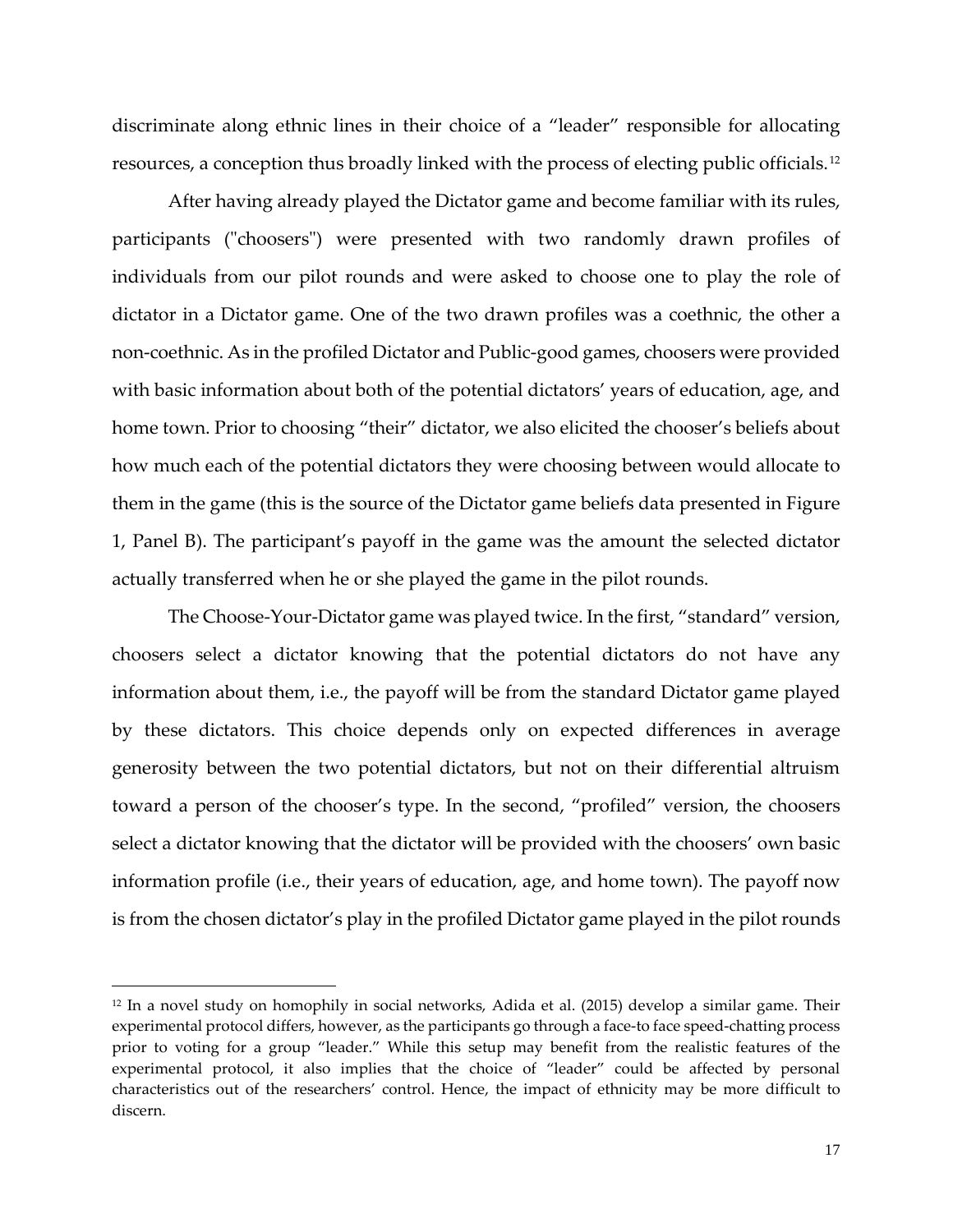discriminate along ethnic lines in their choice of a "leader" responsible for allocating resources, a conception thus broadly linked with the process of electing public officials.[12]

After having already played the Dictator game and become familiar with its rules, participants ("choosers") were presented with two randomly drawn profiles of individuals from our pilot rounds and were asked to choose one to play the role of dictator in a Dictator game. One of the two drawn profiles was a coethnic, the other a non-coethnic. As in the profiled Dictator and Public-good games, choosers were provided with basic information about both of the potential dictators' years of education, age, and home town. Prior to choosing "their" dictator, we also elicited the chooser's beliefs about how much each of the potential dictators they were choosing between would allocate to them in the game (this is the source of the Dictator game beliefs data presented in Figure 1, Panel B). The participant's payoff in the game was the amount the selected dictator actually transferred when he or she played the game in the pilot rounds.

The Choose-Your-Dictator game was played twice. In the first, "standard" version, choosers select a dictator knowing that the potential dictators do not have any information about them, i.e., the payoff will be from the standard Dictator game played by these dictators. This choice depends only on expected differences in average generosity between the two potential dictators, but not on their differential altruism toward a person of the chooser's type. In the second, "profiled" version, the choosers select a dictator knowing that the dictator will be provided with the choosers' own basic information profile (i.e., their years of education, age, and home town). The payoff now is from the chosen dictator's play in the profiled Dictator game played in the pilot rounds

[12] In a novel study on homophily in social networks, Adida et al. (2015) develop a similar game. Their experimental protocol differs, however, as the participants go through a face-to face speed-chatting process prior to voting for a group "leader." While this setup may benefit from the realistic features of the experimental protocol, it also implies that the choice of "leader" could be affected by personal characteristics out of the researchers' control. Hence, the impact of ethnicity may be more difficult to discern.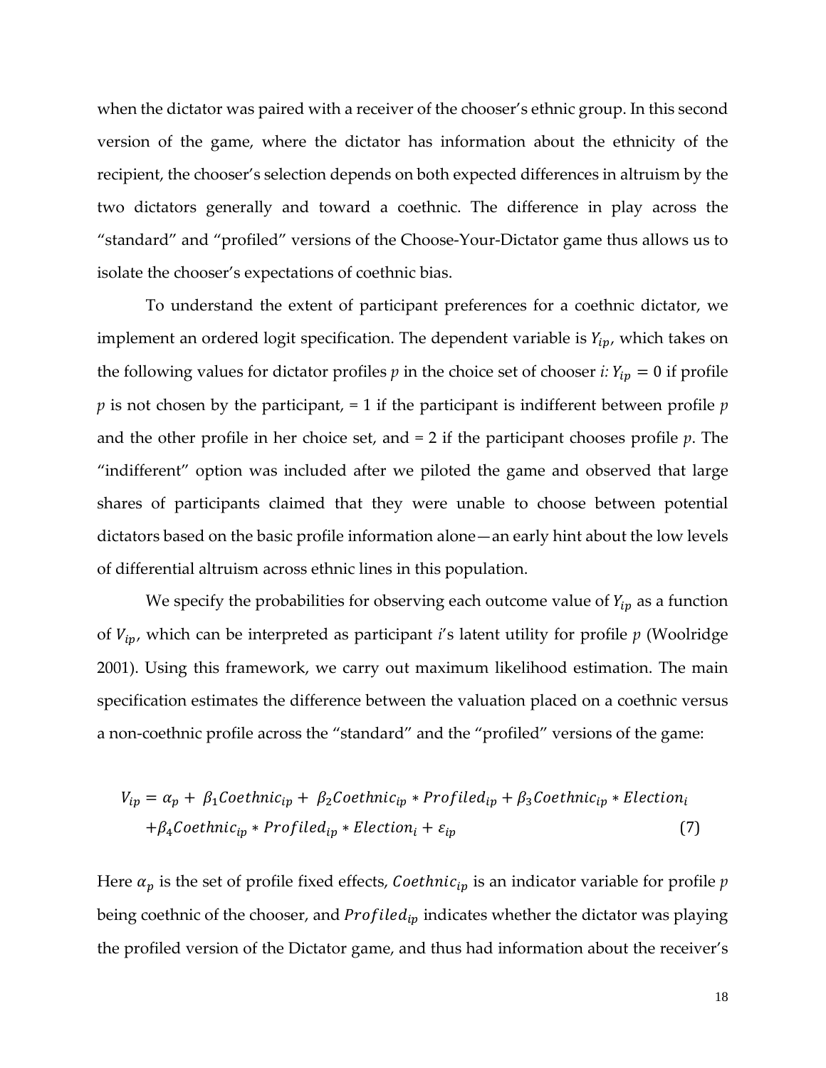when the dictator was paired with a receiver of the chooser's ethnic group. In this second version of the game, where the dictator has information about the ethnicity of the recipient, the chooser's selection depends on both expected differences in altruism by the two dictators generally and toward a coethnic. The difference in play across the "standard" and "profiled" versions of the Choose-Your-Dictator game thus allows us to isolate the chooser's expectations of coethnic bias.

To understand the extent of participant preferences for a coethnic dictator, we implement an ordered logit specification. The dependent variable is $Y_{ip}$, which takes on the following values for dictator profiles $p$ in the choice set of chooser $i$: $Y_{ip} = 0$ if profile $p$ is not chosen by the participant, = 1 if the participant is indifferent between profile $p$ and the other profile in her choice set, and = 2 if the participant chooses profile $p$. The "indifferent" option was included after we piloted the game and observed that large shares of participants claimed that they were unable to choose between potential dictators based on the basic profile information alone—an early hint about the low levels of differential altruism across ethnic lines in this population.

We specify the probabilities for observing each outcome value of $Y_{ip}$ as a function of $V_{ip}$, which can be interpreted as participant $i$'s latent utility for profile $p$ (Woolridge 2001). Using this framework, we carry out maximum likelihood estimation. The main specification estimates the difference between the valuation placed on a coethnic versus a non-coethnic profile across the "standard" and the "profiled" versions of the game:

$$V_{ip} = \alpha_p + \beta_1 Coethnic_{ip} + \beta_2 Coethnic_{ip} * Profiled_{ip} + \beta_3 Coethnic_{ip} * Election_i + \beta_4 Coethnic_{ip} * Profiled_{ip} * Election_i + \varepsilon_{ip} \quad (7)$$

Here $\alpha_p$ is the set of profile fixed effects, $Coethnic_{ip}$ is an indicator variable for profile $p$ being coethnic of the chooser, and $Profiled_{ip}$ indicates whether the dictator was playing the profiled version of the Dictator game, and thus had information about the receiver's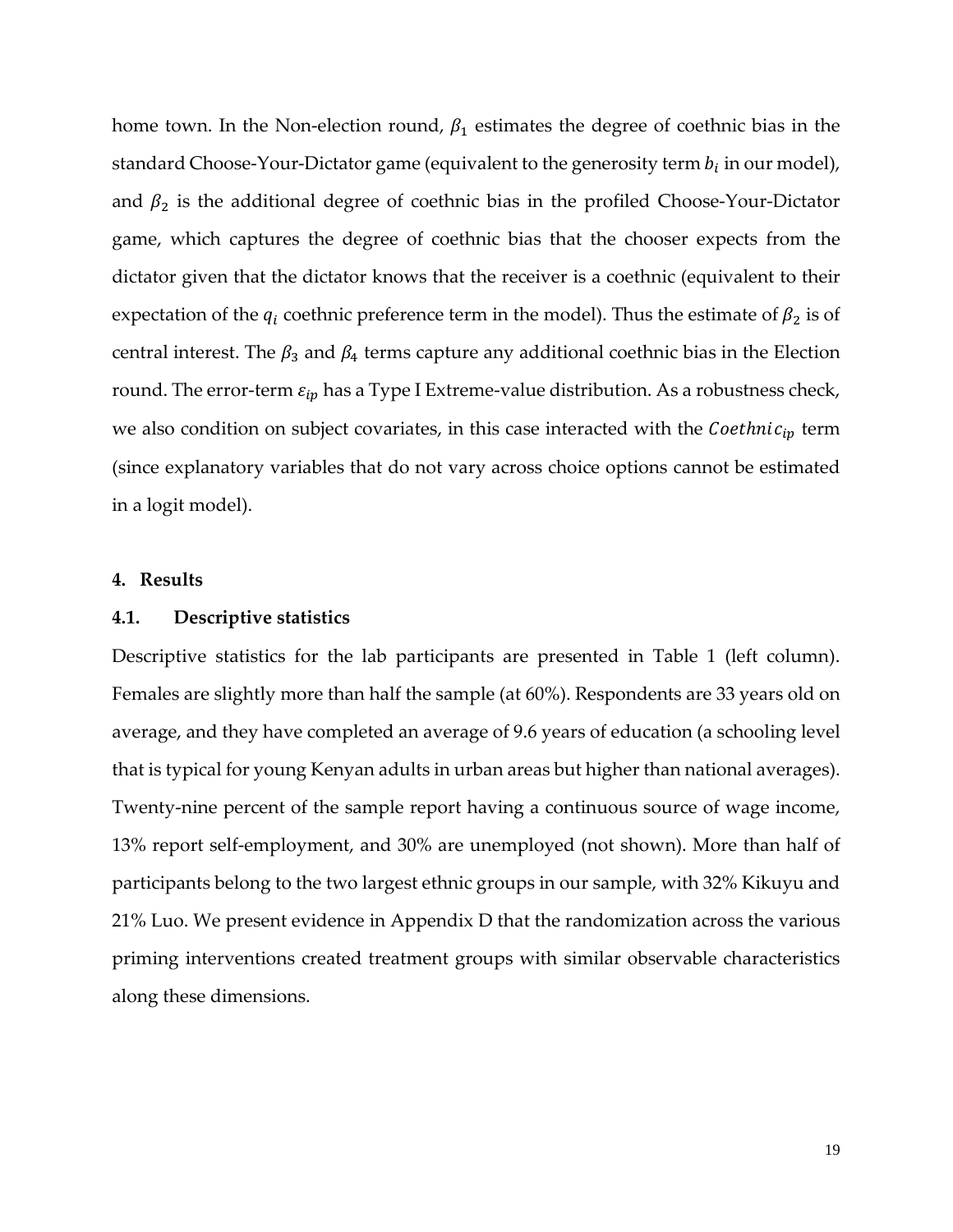home town. In the Non-election round, $\beta_1$ estimates the degree of coethnic bias in the standard Choose-Your-Dictator game (equivalent to the generosity term $b_i$ in our model), and $\beta_2$ is the additional degree of coethnic bias in the profiled Choose-Your-Dictator game, which captures the degree of coethnic bias that the chooser expects from the dictator given that the dictator knows that the receiver is a coethnic (equivalent to their expectation of the $q_i$ coethnic preference term in the model). Thus the estimate of $\beta_2$ is of central interest. The $\beta_3$ and $\beta_4$ terms capture any additional coethnic bias in the Election round. The error-term $\varepsilon_{ip}$ has a Type I Extreme-value distribution. As a robustness check, we also condition on subject covariates, in this case interacted with the $Coethnic_{ip}$ term (since explanatory variables that do not vary across choice options cannot be estimated in a logit model).

## 4. Results

### 4.1. Descriptive statistics

Descriptive statistics for the lab participants are presented in Table 1 (left column). Females are slightly more than half the sample (at 60%). Respondents are 33 years old on average, and they have completed an average of 9.6 years of education (a schooling level that is typical for young Kenyan adults in urban areas but higher than national averages). Twenty-nine percent of the sample report having a continuous source of wage income, 13% report self-employment, and 30% are unemployed (not shown). More than half of participants belong to the two largest ethnic groups in our sample, with 32% Kikuyu and 21% Luo. We present evidence in Appendix D that the randomization across the various priming interventions created treatment groups with similar observable characteristics along these dimensions.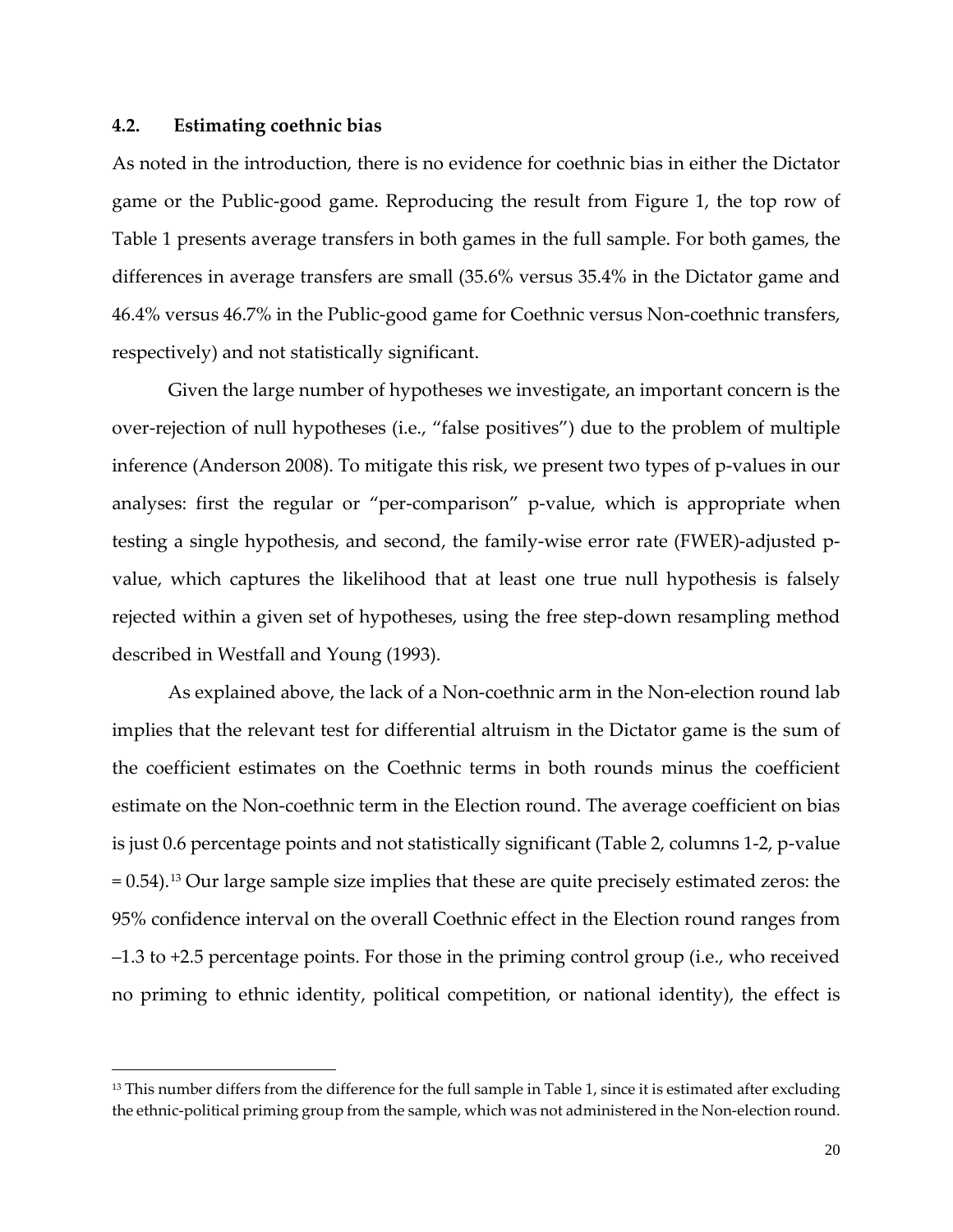### 4.2. Estimating coethnic bias

As noted in the introduction, there is no evidence for coethnic bias in either the Dictator game or the Public-good game. Reproducing the result from Figure 1, the top row of Table 1 presents average transfers in both games in the full sample. For both games, the differences in average transfers are small (35.6% versus 35.4% in the Dictator game and 46.4% versus 46.7% in the Public-good game for Coethnic versus Non-coethnic transfers, respectively) and not statistically significant.

Given the large number of hypotheses we investigate, an important concern is the over-rejection of null hypotheses (i.e., "false positives") due to the problem of multiple inference (Anderson 2008). To mitigate this risk, we present two types of p-values in our analyses: first the regular or "per-comparison" p-value, which is appropriate when testing a single hypothesis, and second, the family-wise error rate (FWER)-adjusted p-value, which captures the likelihood that at least one true null hypothesis is falsely rejected within a given set of hypotheses, using the free step-down resampling method described in Westfall and Young (1993).

As explained above, the lack of a Non-coethnic arm in the Non-election round lab implies that the relevant test for differential altruism in the Dictator game is the sum of the coefficient estimates on the Coethnic terms in both rounds minus the coefficient estimate on the Non-coethnic term in the Election round. The average coefficient on bias is just 0.6 percentage points and not statistically significant (Table 2, columns 1-2, p-value = 0.54).[13] Our large sample size implies that these are quite precisely estimated zeros: the 95% confidence interval on the overall Coethnic effect in the Election round ranges from –1.3 to +2.5 percentage points. For those in the priming control group (i.e., who received no priming to ethnic identity, political competition, or national identity), the effect is

[13] This number differs from the difference for the full sample in Table 1, since it is estimated after excluding the ethnic-political priming group from the sample, which was not administered in the Non-election round.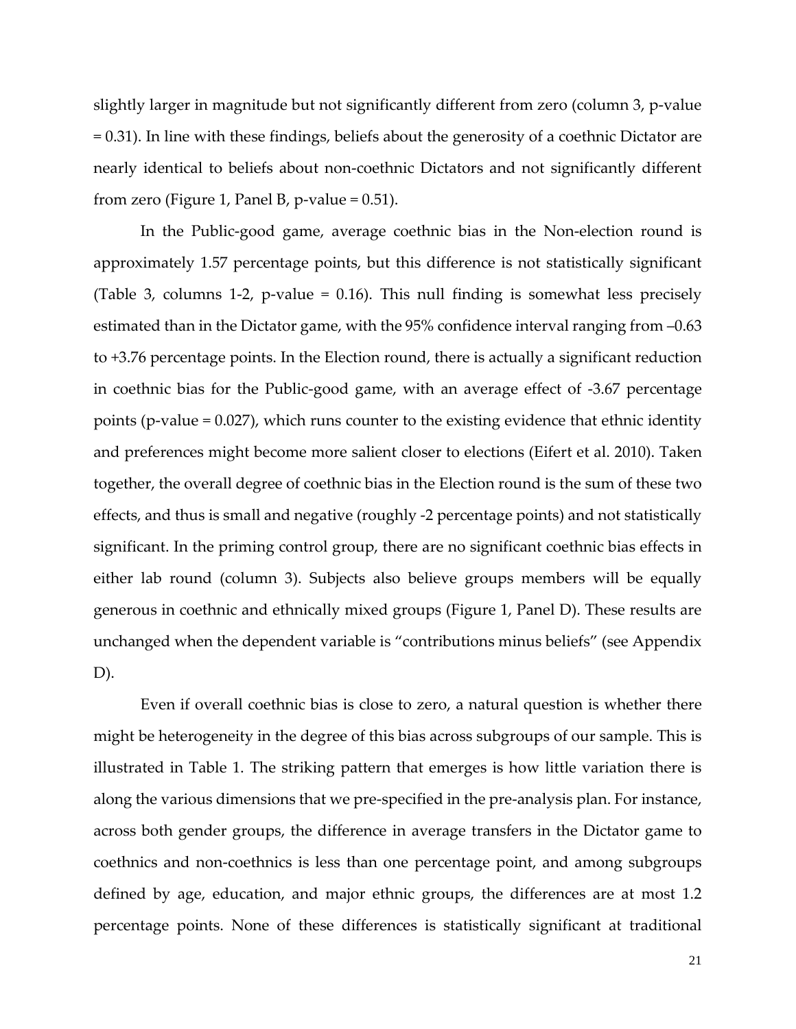slightly larger in magnitude but not significantly different from zero (column 3, p-value = 0.31). In line with these findings, beliefs about the generosity of a coethnic Dictator are nearly identical to beliefs about non-coethnic Dictators and not significantly different from zero (Figure 1, Panel B, p-value = 0.51).

In the Public-good game, average coethnic bias in the Non-election round is approximately 1.57 percentage points, but this difference is not statistically significant (Table 3, columns 1-2, p-value = 0.16). This null finding is somewhat less precisely estimated than in the Dictator game, with the 95% confidence interval ranging from –0.63 to +3.76 percentage points. In the Election round, there is actually a significant reduction in coethnic bias for the Public-good game, with an average effect of -3.67 percentage points (p-value = 0.027), which runs counter to the existing evidence that ethnic identity and preferences might become more salient closer to elections (Eifert et al. 2010). Taken together, the overall degree of coethnic bias in the Election round is the sum of these two effects, and thus is small and negative (roughly -2 percentage points) and not statistically significant. In the priming control group, there are no significant coethnic bias effects in either lab round (column 3). Subjects also believe groups members will be equally generous in coethnic and ethnically mixed groups (Figure 1, Panel D). These results are unchanged when the dependent variable is "contributions minus beliefs" (see Appendix D).

Even if overall coethnic bias is close to zero, a natural question is whether there might be heterogeneity in the degree of this bias across subgroups of our sample. This is illustrated in Table 1. The striking pattern that emerges is how little variation there is along the various dimensions that we pre-specified in the pre-analysis plan. For instance, across both gender groups, the difference in average transfers in the Dictator game to coethnics and non-coethnics is less than one percentage point, and among subgroups defined by age, education, and major ethnic groups, the differences are at most 1.2 percentage points. None of these differences is statistically significant at traditional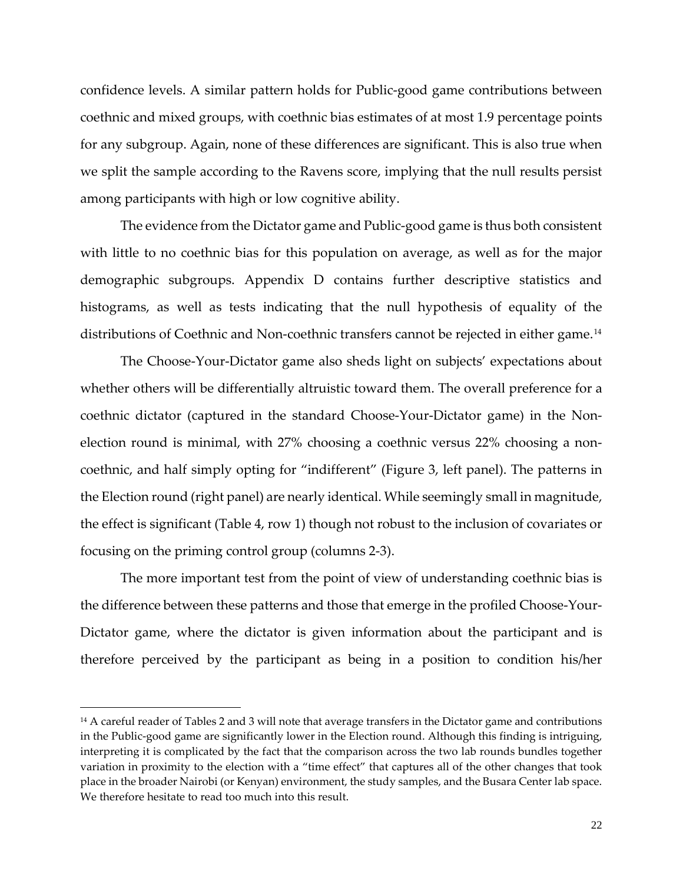confidence levels. A similar pattern holds for Public-good game contributions between coethnic and mixed groups, with coethnic bias estimates of at most 1.9 percentage points for any subgroup. Again, none of these differences are significant. This is also true when we split the sample according to the Ravens score, implying that the null results persist among participants with high or low cognitive ability.

The evidence from the Dictator game and Public-good game is thus both consistent with little to no coethnic bias for this population on average, as well as for the major demographic subgroups. Appendix D contains further descriptive statistics and histograms, as well as tests indicating that the null hypothesis of equality of the distributions of Coethnic and Non-coethnic transfers cannot be rejected in either game.[14]

The Choose-Your-Dictator game also sheds light on subjects' expectations about whether others will be differentially altruistic toward them. The overall preference for a coethnic dictator (captured in the standard Choose-Your-Dictator game) in the Non-election round is minimal, with 27% choosing a coethnic versus 22% choosing a non-coethnic, and half simply opting for "indifferent" (Figure 3, left panel). The patterns in the Election round (right panel) are nearly identical. While seemingly small in magnitude, the effect is significant (Table 4, row 1) though not robust to the inclusion of covariates or focusing on the priming control group (columns 2-3).

The more important test from the point of view of understanding coethnic bias is the difference between these patterns and those that emerge in the profiled Choose-Your-Dictator game, where the dictator is given information about the participant and is therefore perceived by the participant as being in a position to condition his/her

[14] A careful reader of Tables 2 and 3 will note that average transfers in the Dictator game and contributions in the Public-good game are significantly lower in the Election round. Although this finding is intriguing, interpreting it is complicated by the fact that the comparison across the two lab rounds bundles together variation in proximity to the election with a "time effect" that captures all of the other changes that took place in the broader Nairobi (or Kenyan) environment, the study samples, and the Busara Center lab space. We therefore hesitate to read too much into this result.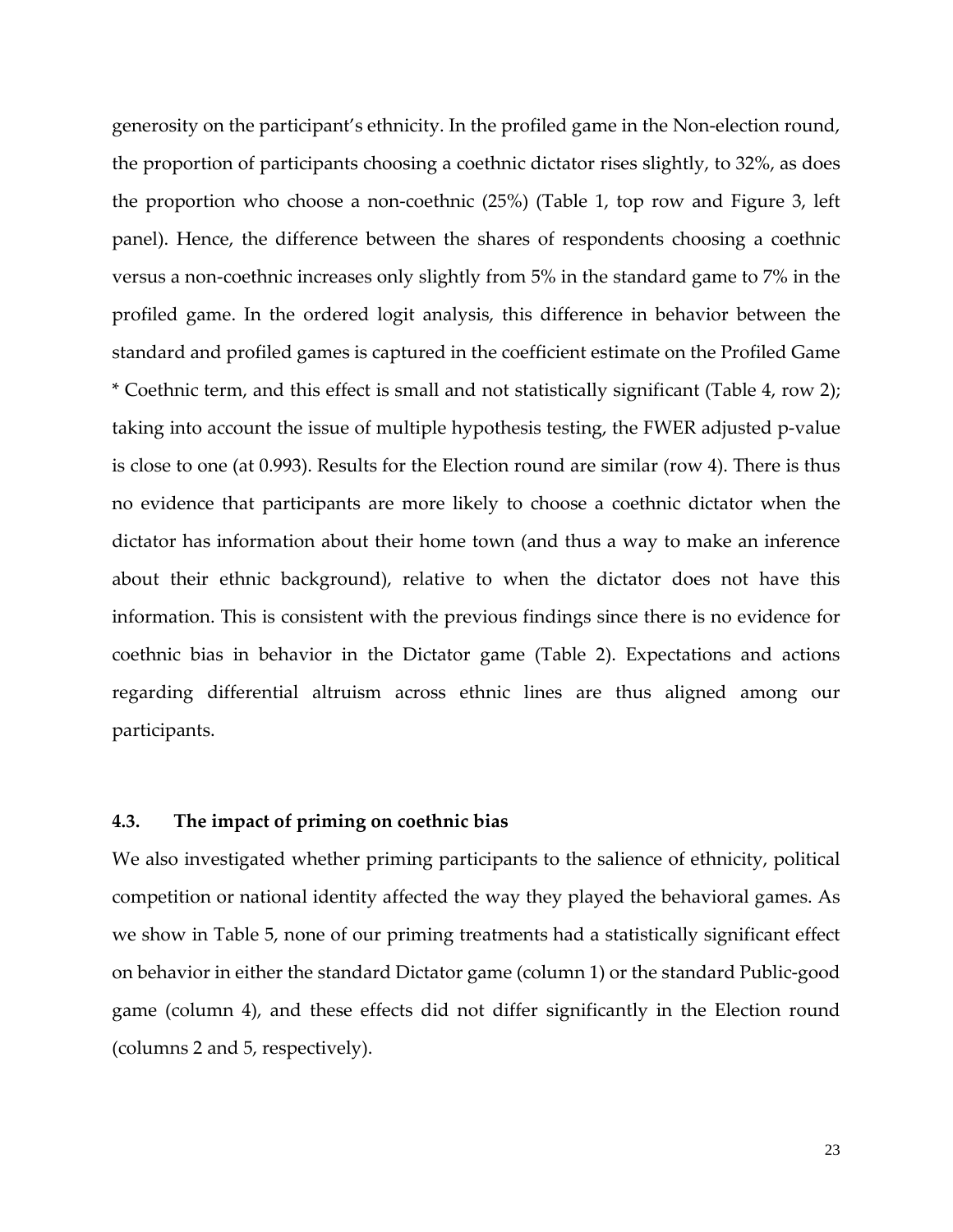generosity on the participant's ethnicity. In the profiled game in the Non-election round, the proportion of participants choosing a coethnic dictator rises slightly, to 32%, as does the proportion who choose a non-coethnic (25%) (Table 1, top row and Figure 3, left panel). Hence, the difference between the shares of respondents choosing a coethnic versus a non-coethnic increases only slightly from 5% in the standard game to 7% in the profiled game. In the ordered logit analysis, this difference in behavior between the standard and profiled games is captured in the coefficient estimate on the Profiled Game * Coethnic term, and this effect is small and not statistically significant (Table 4, row 2); taking into account the issue of multiple hypothesis testing, the FWER adjusted p-value is close to one (at 0.993). Results for the Election round are similar (row 4). There is thus no evidence that participants are more likely to choose a coethnic dictator when the dictator has information about their home town (and thus a way to make an inference about their ethnic background), relative to when the dictator does not have this information. This is consistent with the previous findings since there is no evidence for coethnic bias in behavior in the Dictator game (Table 2). Expectations and actions regarding differential altruism across ethnic lines are thus aligned among our participants.

### 4.3. The impact of priming on coethnic bias

We also investigated whether priming participants to the salience of ethnicity, political competition or national identity affected the way they played the behavioral games. As we show in Table 5, none of our priming treatments had a statistically significant effect on behavior in either the standard Dictator game (column 1) or the standard Public-good game (column 4), and these effects did not differ significantly in the Election round (columns 2 and 5, respectively).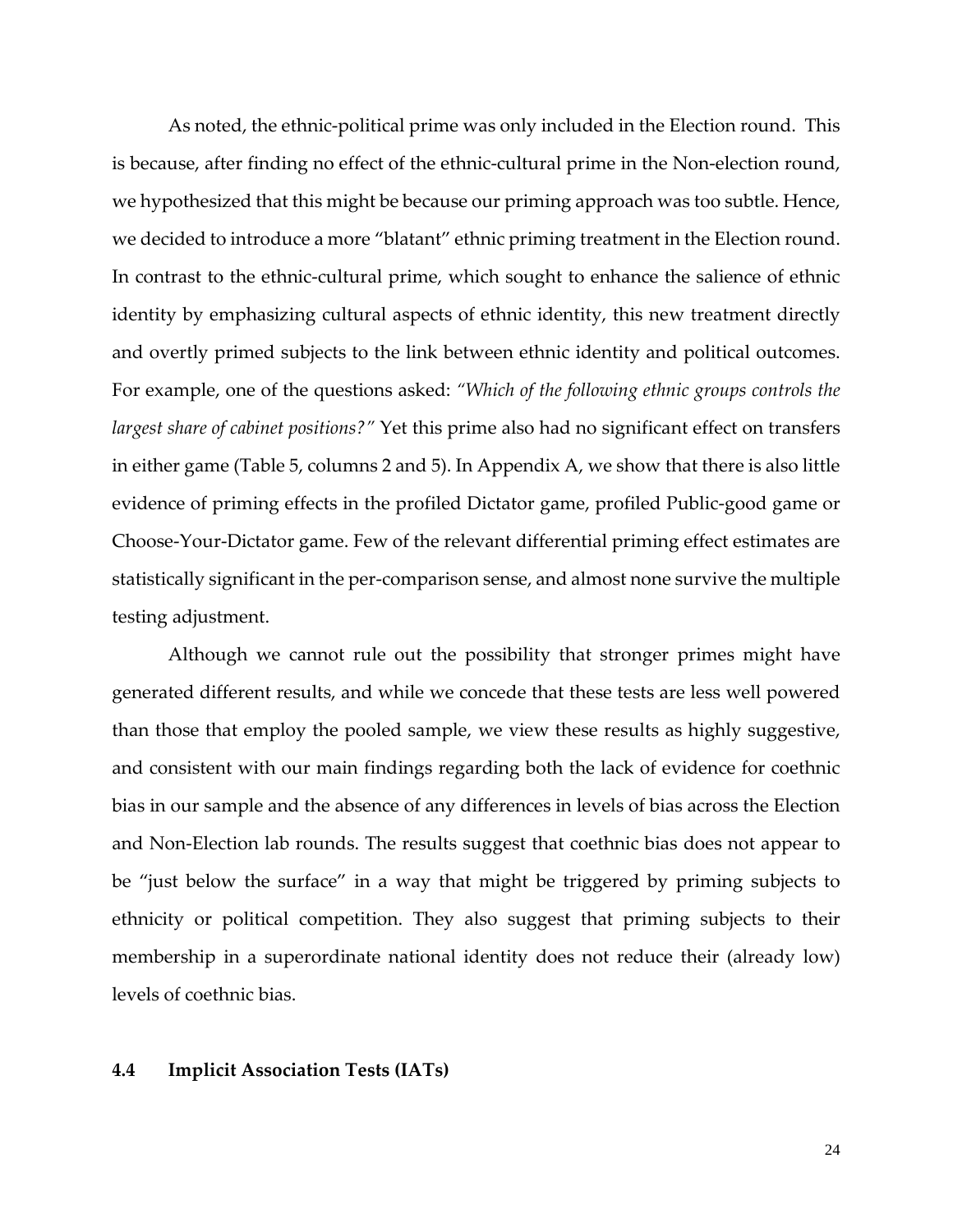As noted, the ethnic-political prime was only included in the Election round. This is because, after finding no effect of the ethnic-cultural prime in the Non-election round, we hypothesized that this might be because our priming approach was too subtle. Hence, we decided to introduce a more "blatant" ethnic priming treatment in the Election round. In contrast to the ethnic-cultural prime, which sought to enhance the salience of ethnic identity by emphasizing cultural aspects of ethnic identity, this new treatment directly and overtly primed subjects to the link between ethnic identity and political outcomes. For example, one of the questions asked: *"Which of the following ethnic groups controls the largest share of cabinet positions?"* Yet this prime also had no significant effect on transfers in either game (Table 5, columns 2 and 5). In Appendix A, we show that there is also little evidence of priming effects in the profiled Dictator game, profiled Public-good game or Choose-Your-Dictator game. Few of the relevant differential priming effect estimates are statistically significant in the per-comparison sense, and almost none survive the multiple testing adjustment.

Although we cannot rule out the possibility that stronger primes might have generated different results, and while we concede that these tests are less well powered than those that employ the pooled sample, we view these results as highly suggestive, and consistent with our main findings regarding both the lack of evidence for coethnic bias in our sample and the absence of any differences in levels of bias across the Election and Non-Election lab rounds. The results suggest that coethnic bias does not appear to be "just below the surface" in a way that might be triggered by priming subjects to ethnicity or political competition. They also suggest that priming subjects to their membership in a superordinate national identity does not reduce their (already low) levels of coethnic bias.

### 4.4 Implicit Association Tests (IATs)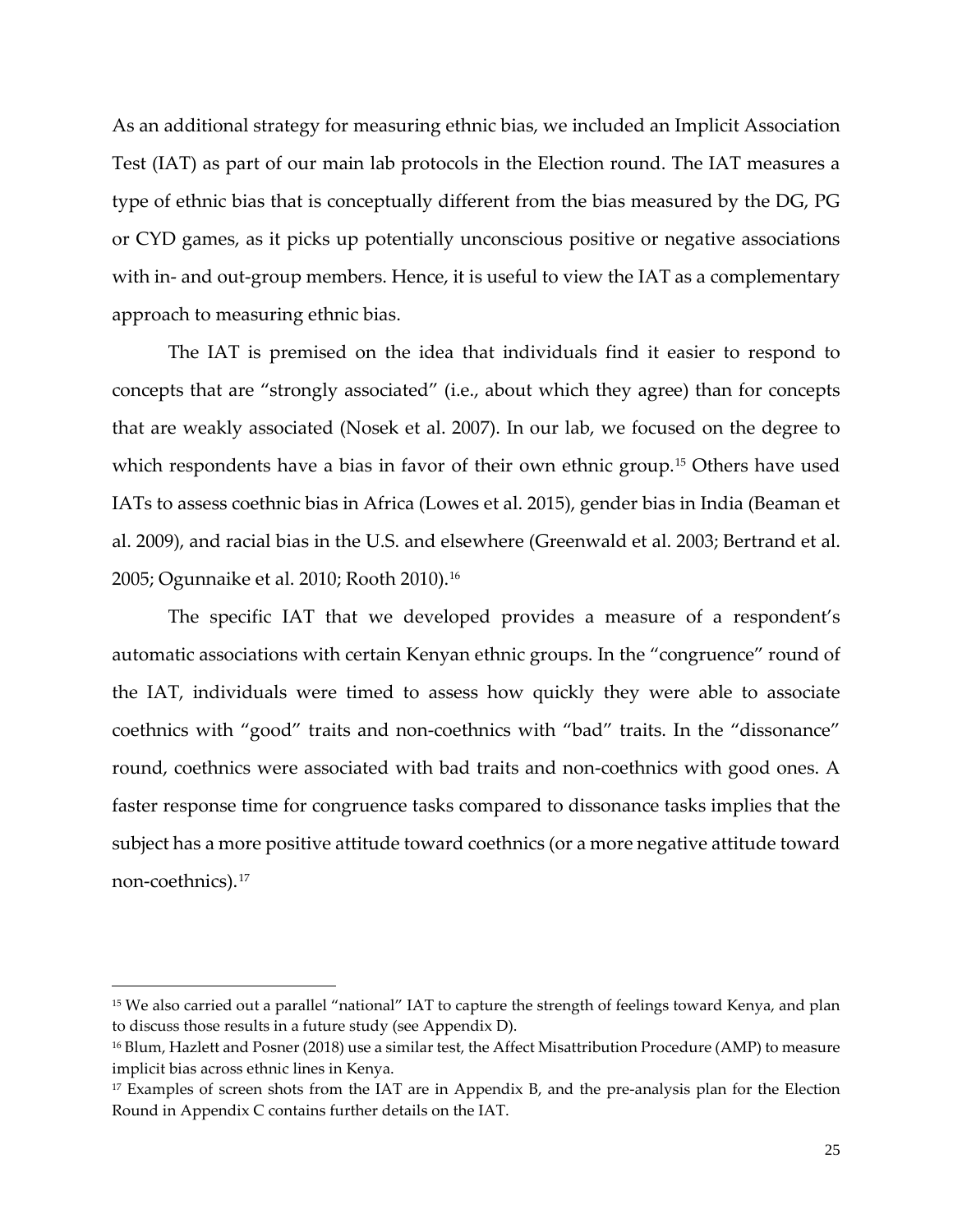As an additional strategy for measuring ethnic bias, we included an Implicit Association Test (IAT) as part of our main lab protocols in the Election round. The IAT measures a type of ethnic bias that is conceptually different from the bias measured by the DG, PG or CYD games, as it picks up potentially unconscious positive or negative associations with in- and out-group members. Hence, it is useful to view the IAT as a complementary approach to measuring ethnic bias.

The IAT is premised on the idea that individuals find it easier to respond to concepts that are "strongly associated" (i.e., about which they agree) than for concepts that are weakly associated (Nosek et al. 2007). In our lab, we focused on the degree to which respondents have a bias in favor of their own ethnic group.[15] Others have used IATs to assess coethnic bias in Africa (Lowes et al. 2015), gender bias in India (Beaman et al. 2009), and racial bias in the U.S. and elsewhere (Greenwald et al. 2003; Bertrand et al. 2005; Ogunnaike et al. 2010; Rooth 2010).[16]

The specific IAT that we developed provides a measure of a respondent's automatic associations with certain Kenyan ethnic groups. In the "congruence" round of the IAT, individuals were timed to assess how quickly they were able to associate coethnics with "good" traits and non-coethnics with "bad" traits. In the "dissonance" round, coethnics were associated with bad traits and non-coethnics with good ones. A faster response time for congruence tasks compared to dissonance tasks implies that the subject has a more positive attitude toward coethnics (or a more negative attitude toward non-coethnics).[17]

---

[15] We also carried out a parallel "national" IAT to capture the strength of feelings toward Kenya, and plan to discuss those results in a future study (see Appendix D).

[16] Blum, Hazlett and Posner (2018) use a similar test, the Affect Misattribution Procedure (AMP) to measure implicit bias across ethnic lines in Kenya.

[17] Examples of screen shots from the IAT are in Appendix B, and the pre-analysis plan for the Election Round in Appendix C contains further details on the IAT.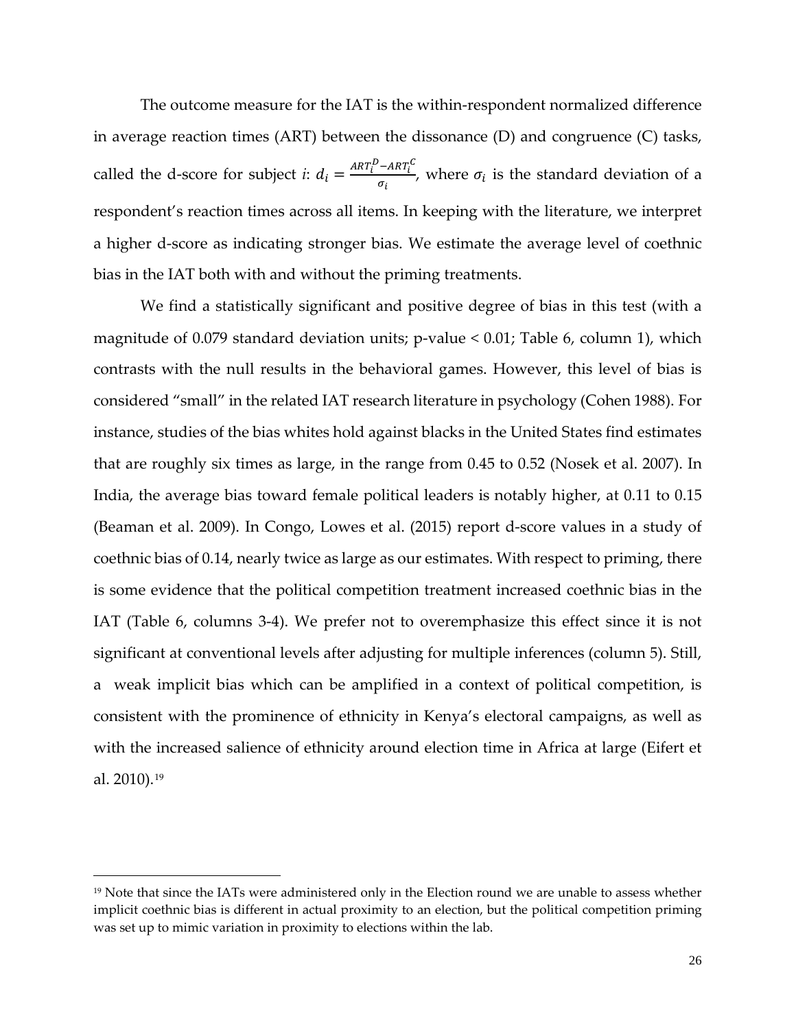The outcome measure for the IAT is the within-respondent normalized difference in average reaction times (ART) between the dissonance (D) and congruence (C) tasks, called the d-score for subject *i*: $d_i = \frac{ART_i^D - ART_i^C}{\sigma_i}$, where $\sigma_i$ is the standard deviation of a respondent's reaction times across all items. In keeping with the literature, we interpret a higher d-score as indicating stronger bias. We estimate the average level of coethnic bias in the IAT both with and without the priming treatments.

We find a statistically significant and positive degree of bias in this test (with a magnitude of 0.079 standard deviation units; p-value < 0.01; Table 6, column 1), which contrasts with the null results in the behavioral games. However, this level of bias is considered "small" in the related IAT research literature in psychology (Cohen 1988). For instance, studies of the bias whites hold against blacks in the United States find estimates that are roughly six times as large, in the range from 0.45 to 0.52 (Nosek et al. 2007). In India, the average bias toward female political leaders is notably higher, at 0.11 to 0.15 (Beaman et al. 2009). In Congo, Lowes et al. (2015) report d-score values in a study of coethnic bias of 0.14, nearly twice as large as our estimates. With respect to priming, there is some evidence that the political competition treatment increased coethnic bias in the IAT (Table 6, columns 3-4). We prefer not to overemphasize this effect since it is not significant at conventional levels after adjusting for multiple inferences (column 5). Still, a weak implicit bias which can be amplified in a context of political competition, is consistent with the prominence of ethnicity in Kenya's electoral campaigns, as well as with the increased salience of ethnicity around election time in Africa at large (Eifert et al. 2010).[19]

[19] Note that since the IATs were administered only in the Election round we are unable to assess whether implicit coethnic bias is different in actual proximity to an election, but the political competition priming was set up to mimic variation in proximity to elections within the lab.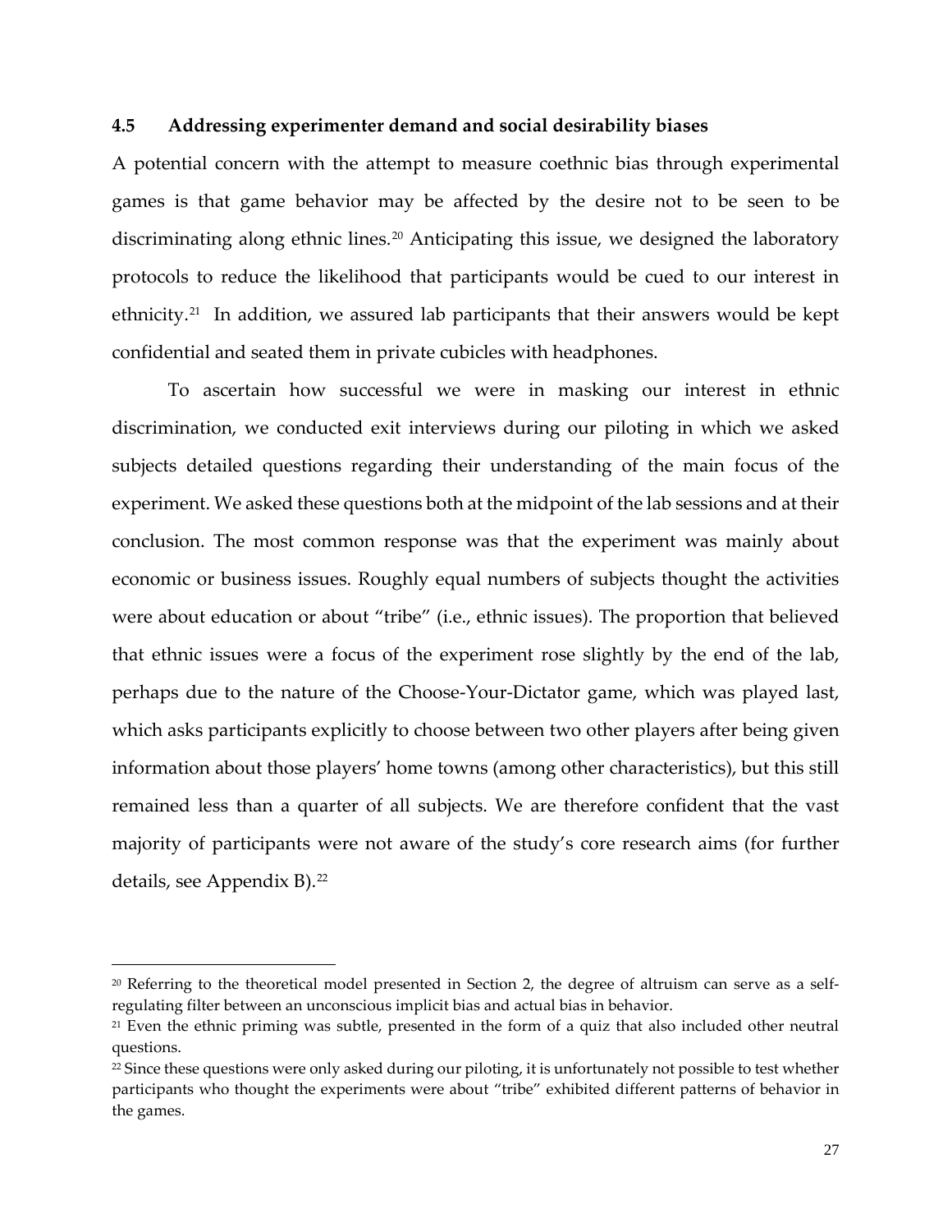### 4.5 Addressing experimenter demand and social desirability biases

A potential concern with the attempt to measure coethnic bias through experimental games is that game behavior may be affected by the desire not to be seen to be discriminating along ethnic lines.[20] Anticipating this issue, we designed the laboratory protocols to reduce the likelihood that participants would be cued to our interest in ethnicity.[21] In addition, we assured lab participants that their answers would be kept confidential and seated them in private cubicles with headphones.

To ascertain how successful we were in masking our interest in ethnic discrimination, we conducted exit interviews during our piloting in which we asked subjects detailed questions regarding their understanding of the main focus of the experiment. We asked these questions both at the midpoint of the lab sessions and at their conclusion. The most common response was that the experiment was mainly about economic or business issues. Roughly equal numbers of subjects thought the activities were about education or about "tribe" (i.e., ethnic issues). The proportion that believed that ethnic issues were a focus of the experiment rose slightly by the end of the lab, perhaps due to the nature of the Choose-Your-Dictator game, which was played last, which asks participants explicitly to choose between two other players after being given information about those players' home towns (among other characteristics), but this still remained less than a quarter of all subjects. We are therefore confident that the vast majority of participants were not aware of the study's core research aims (for further details, see Appendix B).[22]

[20] Referring to the theoretical model presented in Section 2, the degree of altruism can serve as a self-regulating filter between an unconscious implicit bias and actual bias in behavior.

[21] Even the ethnic priming was subtle, presented in the form of a quiz that also included other neutral questions.

[22] Since these questions were only asked during our piloting, it is unfortunately not possible to test whether participants who thought the experiments were about "tribe" exhibited different patterns of behavior in the games.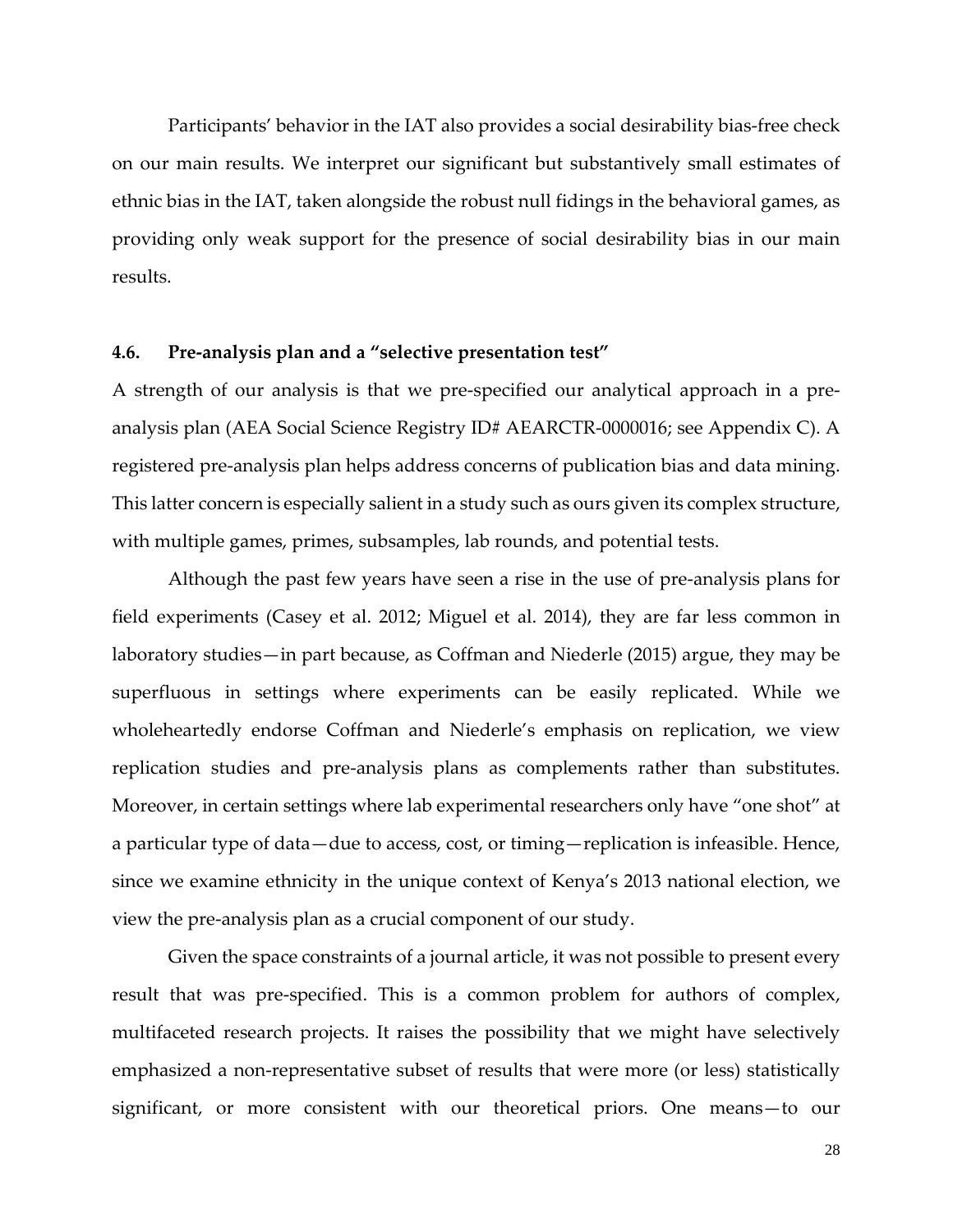Participants' behavior in the IAT also provides a social desirability bias-free check on our main results. We interpret our significant but substantively small estimates of ethnic bias in the IAT, taken alongside the robust null fidings in the behavioral games, as providing only weak support for the presence of social desirability bias in our main results.

### 4.6. Pre-analysis plan and a "selective presentation test"

A strength of our analysis is that we pre-specified our analytical approach in a pre-analysis plan (AEA Social Science Registry ID# AEARCTR-0000016; see Appendix C). A registered pre-analysis plan helps address concerns of publication bias and data mining. This latter concern is especially salient in a study such as ours given its complex structure, with multiple games, primes, subsamples, lab rounds, and potential tests.

Although the past few years have seen a rise in the use of pre-analysis plans for field experiments (Casey et al. 2012; Miguel et al. 2014), they are far less common in laboratory studies—in part because, as Coffman and Niederle (2015) argue, they may be superfluous in settings where experiments can be easily replicated. While we wholeheartedly endorse Coffman and Niederle's emphasis on replication, we view replication studies and pre-analysis plans as complements rather than substitutes. Moreover, in certain settings where lab experimental researchers only have "one shot" at a particular type of data—due to access, cost, or timing—replication is infeasible. Hence, since we examine ethnicity in the unique context of Kenya's 2013 national election, we view the pre-analysis plan as a crucial component of our study.

Given the space constraints of a journal article, it was not possible to present every result that was pre-specified. This is a common problem for authors of complex, multifaceted research projects. It raises the possibility that we might have selectively emphasized a non-representative subset of results that were more (or less) statistically significant, or more consistent with our theoretical priors. One means—to our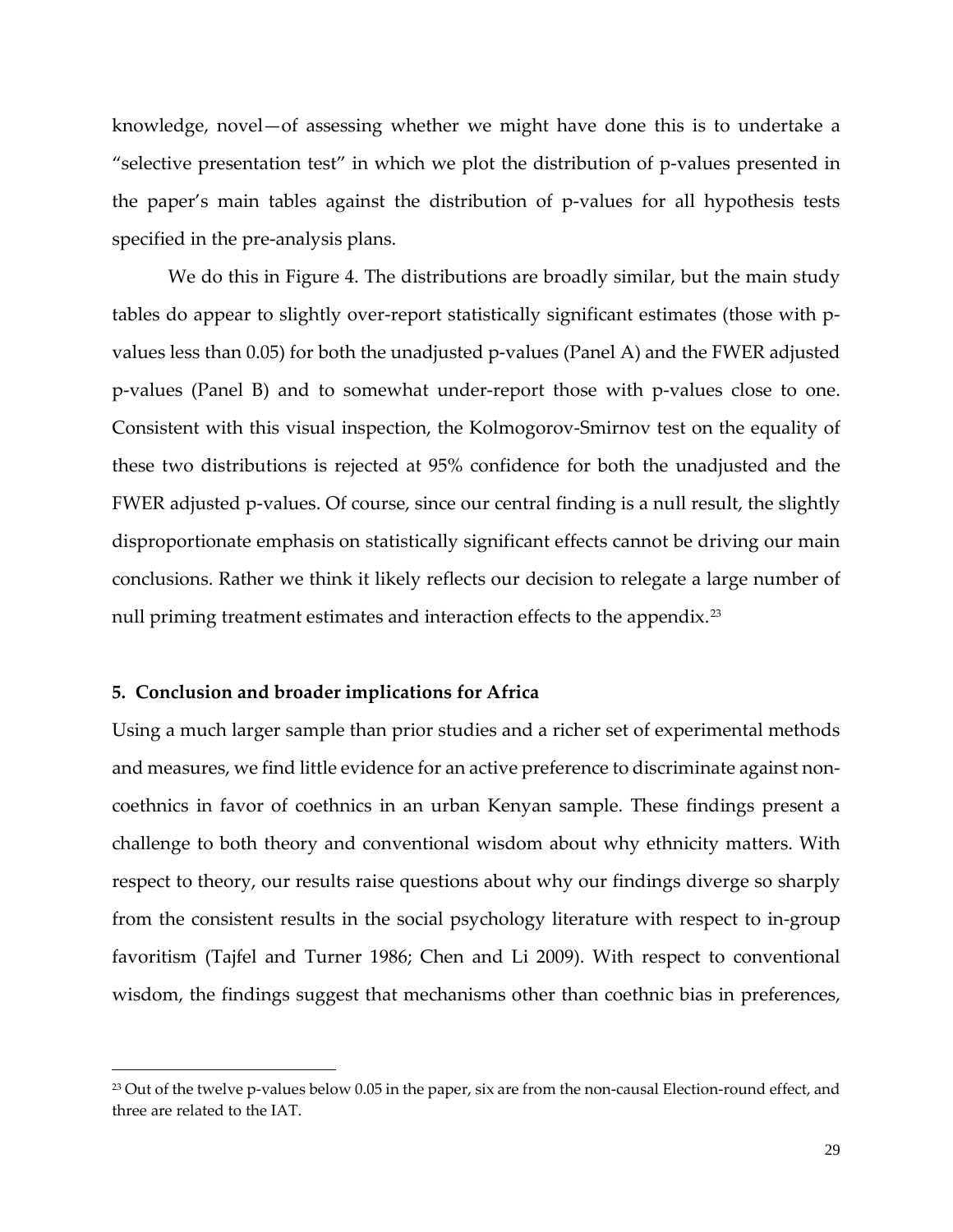knowledge, novel—of assessing whether we might have done this is to undertake a "selective presentation test" in which we plot the distribution of p-values presented in the paper's main tables against the distribution of p-values for all hypothesis tests specified in the pre-analysis plans.

We do this in Figure 4. The distributions are broadly similar, but the main study tables do appear to slightly over-report statistically significant estimates (those with p-values less than 0.05) for both the unadjusted p-values (Panel A) and the FWER adjusted p-values (Panel B) and to somewhat under-report those with p-values close to one. Consistent with this visual inspection, the Kolmogorov-Smirnov test on the equality of these two distributions is rejected at 95% confidence for both the unadjusted and the FWER adjusted p-values. Of course, since our central finding is a null result, the slightly disproportionate emphasis on statistically significant effects cannot be driving our main conclusions. Rather we think it likely reflects our decision to relegate a large number of null priming treatment estimates and interaction effects to the appendix.[23]

### 5. Conclusion and broader implications for Africa

Using a much larger sample than prior studies and a richer set of experimental methods and measures, we find little evidence for an active preference to discriminate against non-coethnics in favor of coethnics in an urban Kenyan sample. These findings present a challenge to both theory and conventional wisdom about why ethnicity matters. With respect to theory, our results raise questions about why our findings diverge so sharply from the consistent results in the social psychology literature with respect to in-group favoritism (Tajfel and Turner 1986; Chen and Li 2009). With respect to conventional wisdom, the findings suggest that mechanisms other than coethnic bias in preferences,

[23] Out of the twelve p-values below 0.05 in the paper, six are from the non-causal Election-round effect, and three are related to the IAT.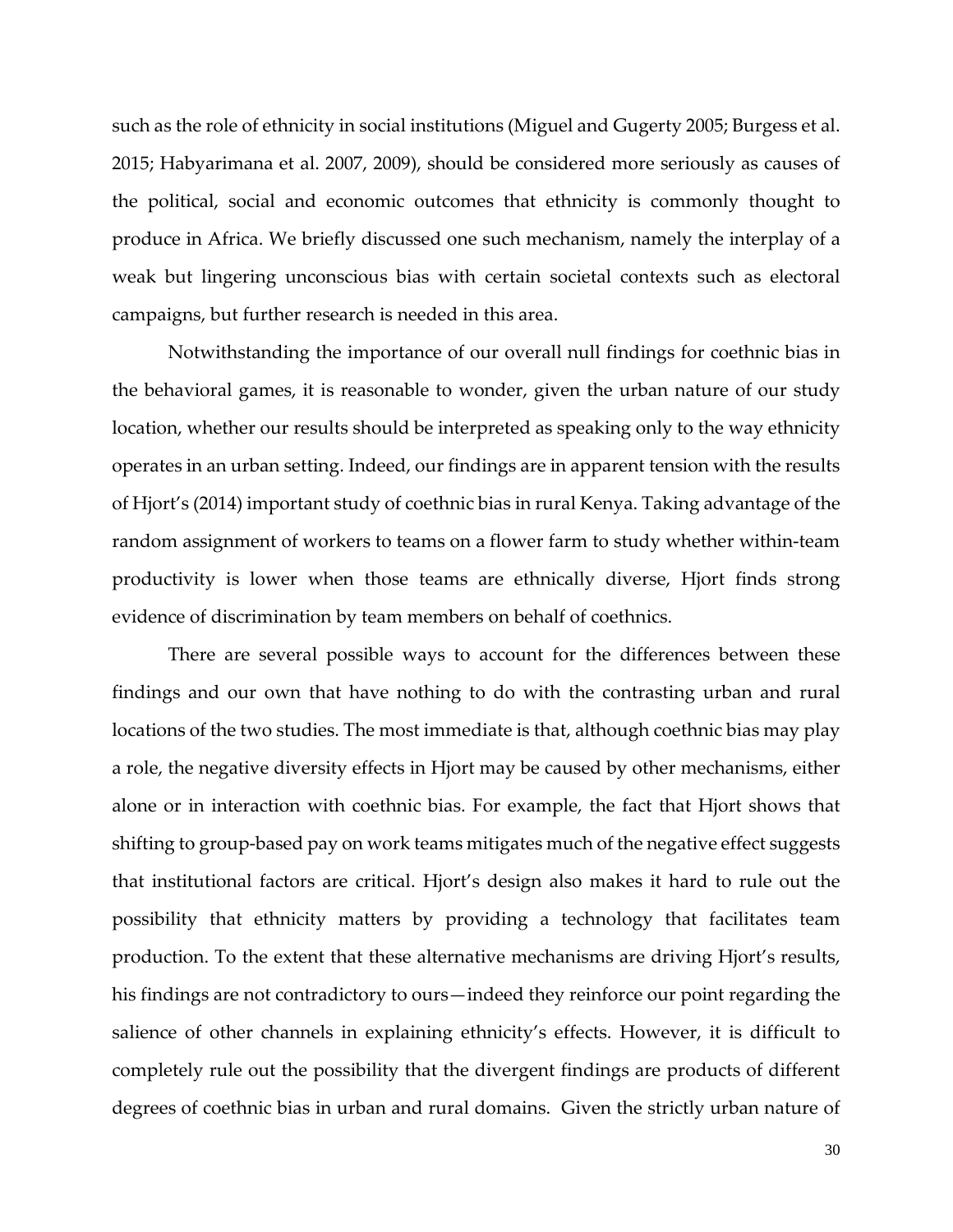such as the role of ethnicity in social institutions (Miguel and Gugerty 2005; Burgess et al. 2015; Habyarimana et al. 2007, 2009), should be considered more seriously as causes of the political, social and economic outcomes that ethnicity is commonly thought to produce in Africa. We briefly discussed one such mechanism, namely the interplay of a weak but lingering unconscious bias with certain societal contexts such as electoral campaigns, but further research is needed in this area.

Notwithstanding the importance of our overall null findings for coethnic bias in the behavioral games, it is reasonable to wonder, given the urban nature of our study location, whether our results should be interpreted as speaking only to the way ethnicity operates in an urban setting. Indeed, our findings are in apparent tension with the results of Hjort's (2014) important study of coethnic bias in rural Kenya. Taking advantage of the random assignment of workers to teams on a flower farm to study whether within-team productivity is lower when those teams are ethnically diverse, Hjort finds strong evidence of discrimination by team members on behalf of coethnics.

There are several possible ways to account for the differences between these findings and our own that have nothing to do with the contrasting urban and rural locations of the two studies. The most immediate is that, although coethnic bias may play a role, the negative diversity effects in Hjort may be caused by other mechanisms, either alone or in interaction with coethnic bias. For example, the fact that Hjort shows that shifting to group-based pay on work teams mitigates much of the negative effect suggests that institutional factors are critical. Hjort's design also makes it hard to rule out the possibility that ethnicity matters by providing a technology that facilitates team production. To the extent that these alternative mechanisms are driving Hjort's results, his findings are not contradictory to ours—indeed they reinforce our point regarding the salience of other channels in explaining ethnicity's effects. However, it is difficult to completely rule out the possibility that the divergent findings are products of different degrees of coethnic bias in urban and rural domains. Given the strictly urban nature of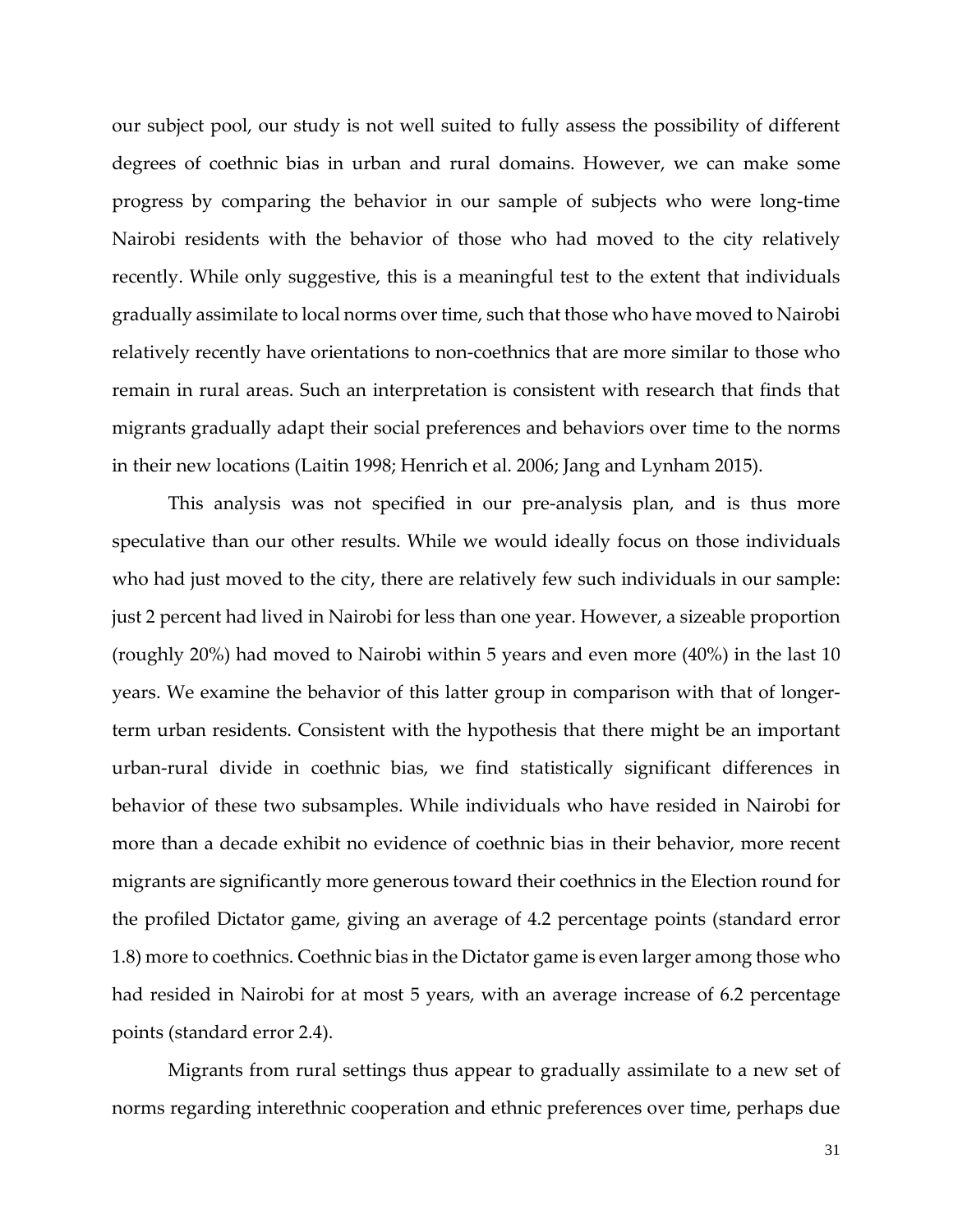our subject pool, our study is not well suited to fully assess the possibility of different degrees of coethnic bias in urban and rural domains. However, we can make some progress by comparing the behavior in our sample of subjects who were long-time Nairobi residents with the behavior of those who had moved to the city relatively recently. While only suggestive, this is a meaningful test to the extent that individuals gradually assimilate to local norms over time, such that those who have moved to Nairobi relatively recently have orientations to non-coethnics that are more similar to those who remain in rural areas. Such an interpretation is consistent with research that finds that migrants gradually adapt their social preferences and behaviors over time to the norms in their new locations (Laitin 1998; Henrich et al. 2006; Jang and Lynham 2015).

This analysis was not specified in our pre-analysis plan, and is thus more speculative than our other results. While we would ideally focus on those individuals who had just moved to the city, there are relatively few such individuals in our sample: just 2 percent had lived in Nairobi for less than one year. However, a sizeable proportion (roughly 20%) had moved to Nairobi within 5 years and even more (40%) in the last 10 years. We examine the behavior of this latter group in comparison with that of longer-term urban residents. Consistent with the hypothesis that there might be an important urban-rural divide in coethnic bias, we find statistically significant differences in behavior of these two subsamples. While individuals who have resided in Nairobi for more than a decade exhibit no evidence of coethnic bias in their behavior, more recent migrants are significantly more generous toward their coethnics in the Election round for the profiled Dictator game, giving an average of 4.2 percentage points (standard error 1.8) more to coethnics. Coethnic bias in the Dictator game is even larger among those who had resided in Nairobi for at most 5 years, with an average increase of 6.2 percentage points (standard error 2.4).

Migrants from rural settings thus appear to gradually assimilate to a new set of norms regarding interethnic cooperation and ethnic preferences over time, perhaps due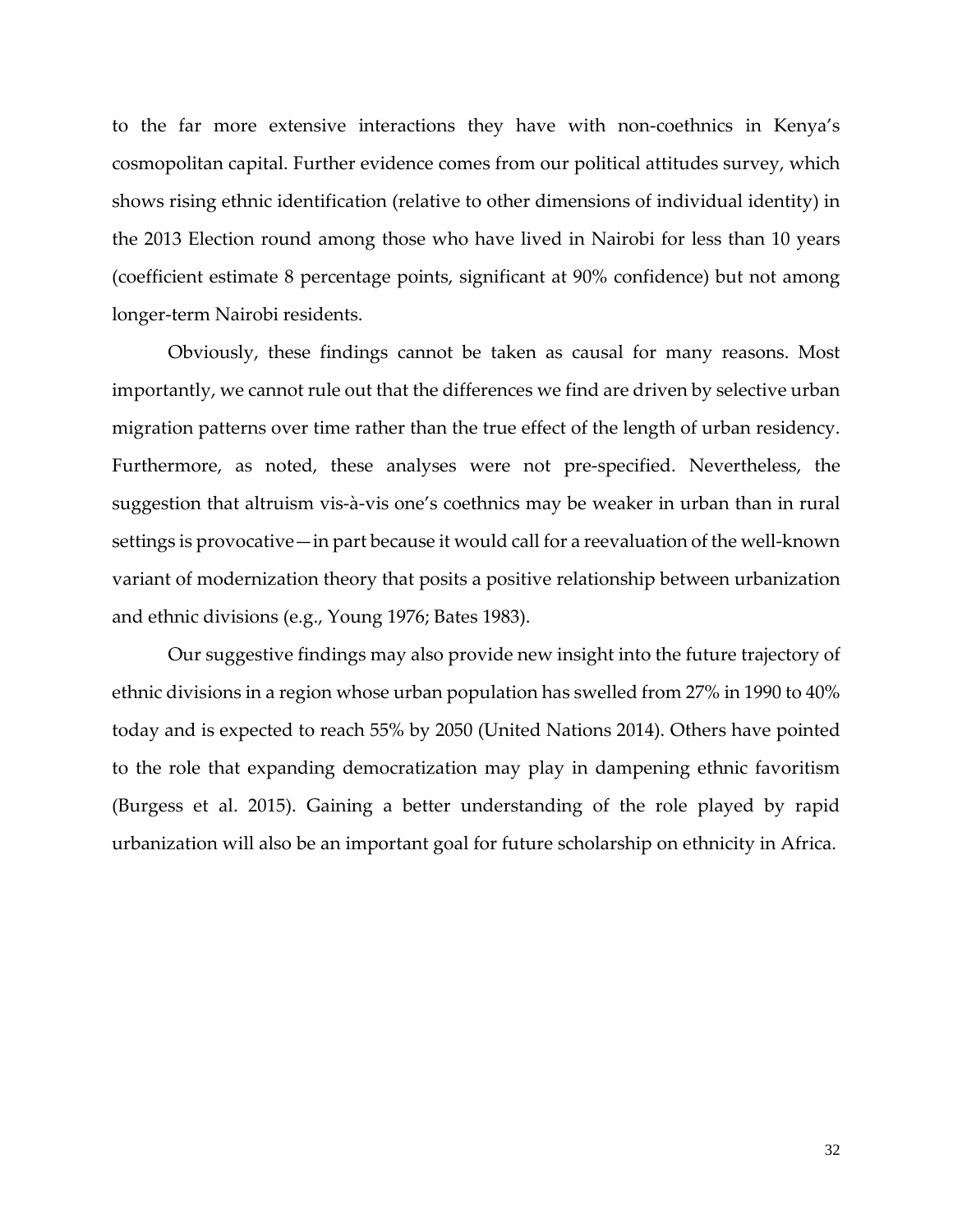to the far more extensive interactions they have with non-coethnics in Kenya's cosmopolitan capital. Further evidence comes from our political attitudes survey, which shows rising ethnic identification (relative to other dimensions of individual identity) in the 2013 Election round among those who have lived in Nairobi for less than 10 years (coefficient estimate 8 percentage points, significant at 90% confidence) but not among longer-term Nairobi residents.

Obviously, these findings cannot be taken as causal for many reasons. Most importantly, we cannot rule out that the differences we find are driven by selective urban migration patterns over time rather than the true effect of the length of urban residency. Furthermore, as noted, these analyses were not pre-specified. Nevertheless, the suggestion that altruism vis-à-vis one's coethnics may be weaker in urban than in rural settings is provocative—in part because it would call for a reevaluation of the well-known variant of modernization theory that posits a positive relationship between urbanization and ethnic divisions (e.g., Young 1976; Bates 1983).

Our suggestive findings may also provide new insight into the future trajectory of ethnic divisions in a region whose urban population has swelled from 27% in 1990 to 40% today and is expected to reach 55% by 2050 (United Nations 2014). Others have pointed to the role that expanding democratization may play in dampening ethnic favoritism (Burgess et al. 2015). Gaining a better understanding of the role played by rapid urbanization will also be an important goal for future scholarship on ethnicity in Africa.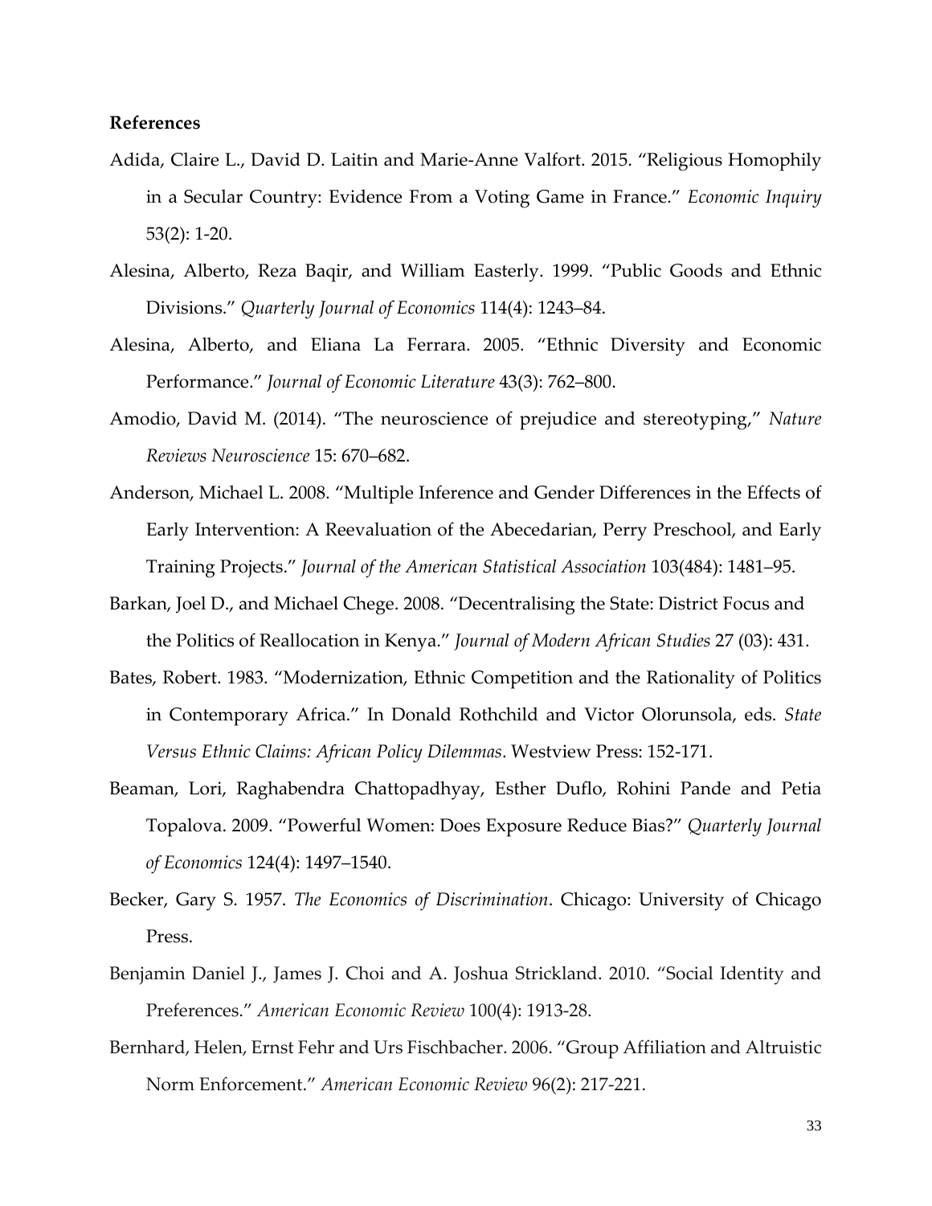**References**

Adida, Claire L., David D. Laitin and Marie-Anne Valfort. 2015. "Religious Homophily in a Secular Country: Evidence From a Voting Game in France." *Economic Inquiry* 53(2): 1-20.

Alesina, Alberto, Reza Baqir, and William Easterly. 1999. "Public Goods and Ethnic Divisions." *Quarterly Journal of Economics* 114(4): 1243–84.

Alesina, Alberto, and Eliana La Ferrara. 2005. "Ethnic Diversity and Economic Performance." *Journal of Economic Literature* 43(3): 762–800.

Amodio, David M. (2014). "The neuroscience of prejudice and stereotyping," *Nature Reviews Neuroscience* 15: 670–682.

Anderson, Michael L. 2008. "Multiple Inference and Gender Differences in the Effects of Early Intervention: A Reevaluation of the Abecedarian, Perry Preschool, and Early Training Projects." *Journal of the American Statistical Association* 103(484): 1481–95.

Barkan, Joel D., and Michael Chege. 2008. "Decentralising the State: District Focus and the Politics of Reallocation in Kenya." *Journal of Modern African Studies* 27 (03): 431.

Bates, Robert. 1983. "Modernization, Ethnic Competition and the Rationality of Politics in Contemporary Africa." In Donald Rothchild and Victor Olorunsola, eds. *State Versus Ethnic Claims: African Policy Dilemmas*. Westview Press: 152-171.

Beaman, Lori, Raghabendra Chattopadhyay, Esther Duflo, Rohini Pande and Petia Topalova. 2009. "Powerful Women: Does Exposure Reduce Bias?" *Quarterly Journal of Economics* 124(4): 1497–1540.

Becker, Gary S. 1957. *The Economics of Discrimination*. Chicago: University of Chicago Press.

Benjamin Daniel J., James J. Choi and A. Joshua Strickland. 2010. "Social Identity and Preferences." *American Economic Review* 100(4): 1913-28.

Bernhard, Helen, Ernst Fehr and Urs Fischbacher. 2006. "Group Affiliation and Altruistic Norm Enforcement." *American Economic Review* 96(2): 217-221.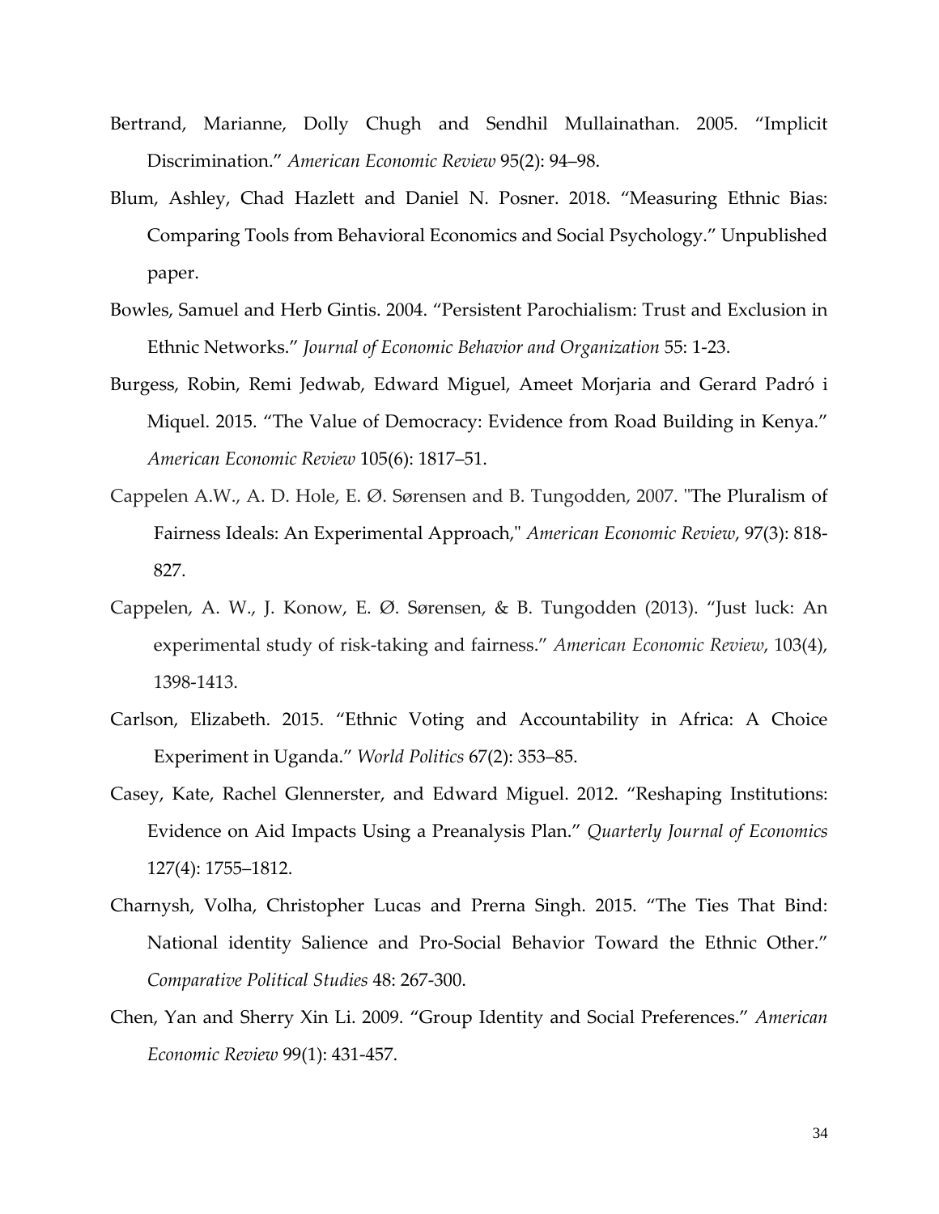Bertrand, Marianne, Dolly Chugh and Sendhil Mullainathan. 2005. "Implicit Discrimination." *American Economic Review* 95(2): 94–98.

Blum, Ashley, Chad Hazlett and Daniel N. Posner. 2018. "Measuring Ethnic Bias: Comparing Tools from Behavioral Economics and Social Psychology." Unpublished paper.

Bowles, Samuel and Herb Gintis. 2004. "Persistent Parochialism: Trust and Exclusion in Ethnic Networks." *Journal of Economic Behavior and Organization* 55: 1-23.

Burgess, Robin, Remi Jedwab, Edward Miguel, Ameet Morjaria and Gerard Padró i Miquel. 2015. "The Value of Democracy: Evidence from Road Building in Kenya." *American Economic Review* 105(6): 1817–51.

Cappelen A.W., A. D. Hole, E. Ø. Sørensen and B. Tungodden, 2007. "The Pluralism of Fairness Ideals: An Experimental Approach," *American Economic Review*, 97(3): 818-827.

Cappelen, A. W., J. Konow, E. Ø. Sørensen, & B. Tungodden (2013). "Just luck: An experimental study of risk-taking and fairness." *American Economic Review*, 103(4), 1398-1413.

Carlson, Elizabeth. 2015. "Ethnic Voting and Accountability in Africa: A Choice Experiment in Uganda." *World Politics* 67(2): 353–85.

Casey, Kate, Rachel Glennerster, and Edward Miguel. 2012. "Reshaping Institutions: Evidence on Aid Impacts Using a Preanalysis Plan." *Quarterly Journal of Economics* 127(4): 1755–1812.

Charnysh, Volha, Christopher Lucas and Prerna Singh. 2015. "The Ties That Bind: National identity Salience and Pro-Social Behavior Toward the Ethnic Other." *Comparative Political Studies* 48: 267-300.

Chen, Yan and Sherry Xin Li. 2009. "Group Identity and Social Preferences." *American Economic Review* 99(1): 431-457.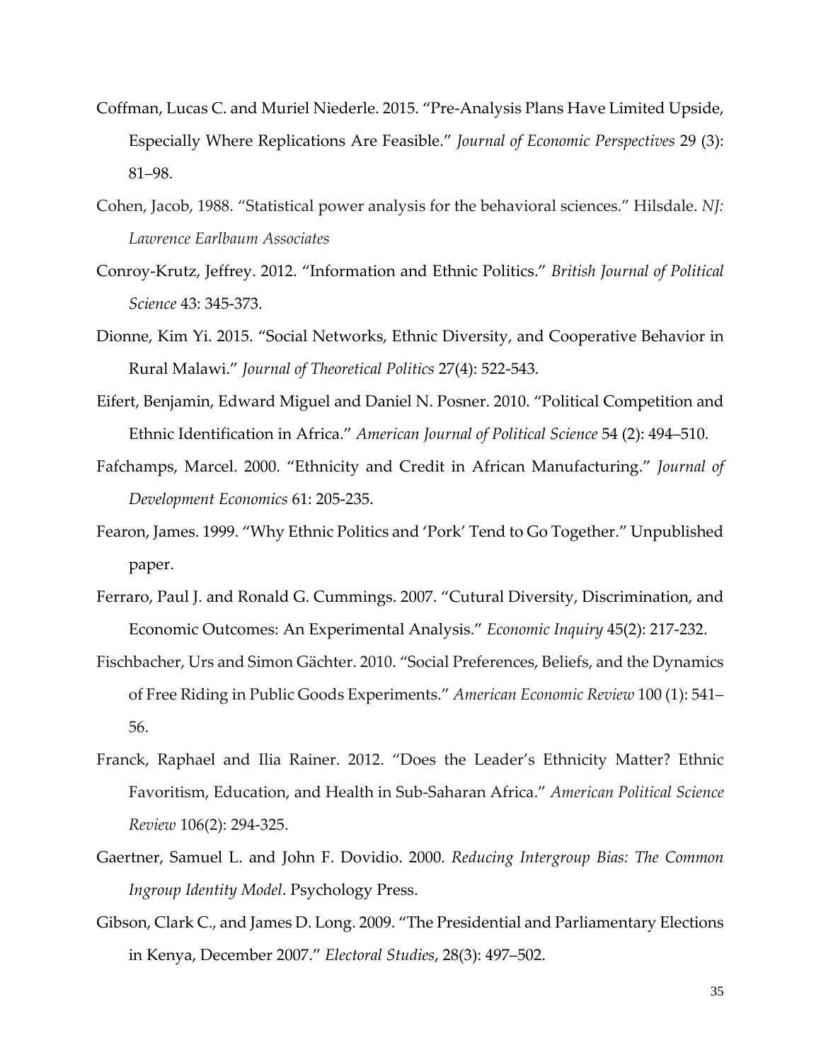Coffman, Lucas C. and Muriel Niederle. 2015. "Pre-Analysis Plans Have Limited Upside, Especially Where Replications Are Feasible." *Journal of Economic Perspectives* 29 (3): 81–98.

Cohen, Jacob, 1988. "Statistical power analysis for the behavioral sciences." Hilsdale. *NJ: Lawrence Earlbaum Associates*

Conroy-Krutz, Jeffrey. 2012. "Information and Ethnic Politics." *British Journal of Political Science* 43: 345-373.

Dionne, Kim Yi. 2015. "Social Networks, Ethnic Diversity, and Cooperative Behavior in Rural Malawi." *Journal of Theoretical Politics* 27(4): 522-543.

Eifert, Benjamin, Edward Miguel and Daniel N. Posner. 2010. "Political Competition and Ethnic Identification in Africa." *American Journal of Political Science* 54 (2): 494–510.

Fafchamps, Marcel. 2000. "Ethnicity and Credit in African Manufacturing." *Journal of Development Economics* 61: 205-235.

Fearon, James. 1999. "Why Ethnic Politics and 'Pork' Tend to Go Together." Unpublished paper.

Ferraro, Paul J. and Ronald G. Cummings. 2007. "Cutural Diversity, Discrimination, and Economic Outcomes: An Experimental Analysis." *Economic Inquiry* 45(2): 217-232.

Fischbacher, Urs and Simon Gächter. 2010. "Social Preferences, Beliefs, and the Dynamics of Free Riding in Public Goods Experiments." *American Economic Review* 100 (1): 541–56.

Franck, Raphael and Ilia Rainer. 2012. "Does the Leader's Ethnicity Matter? Ethnic Favoritism, Education, and Health in Sub-Saharan Africa." *American Political Science Review* 106(2): 294-325.

Gaertner, Samuel L. and John F. Dovidio. 2000. *Reducing Intergroup Bias: The Common Ingroup Identity Model*. Psychology Press.

Gibson, Clark C., and James D. Long. 2009. "The Presidential and Parliamentary Elections in Kenya, December 2007." *Electoral Studies*, 28(3): 497–502.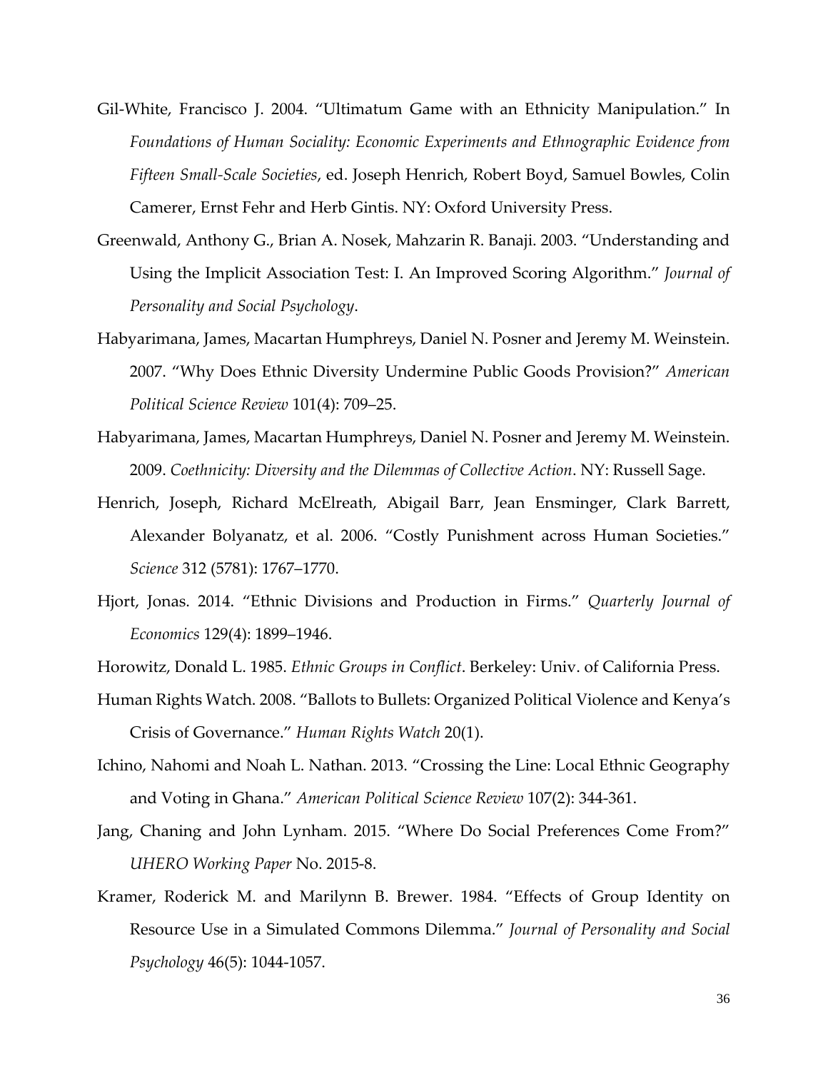Gil-White, Francisco J. 2004. "Ultimatum Game with an Ethnicity Manipulation." In *Foundations of Human Sociality: Economic Experiments and Ethnographic Evidence from Fifteen Small-Scale Societies*, ed. Joseph Henrich, Robert Boyd, Samuel Bowles, Colin Camerer, Ernst Fehr and Herb Gintis. NY: Oxford University Press.

Greenwald, Anthony G., Brian A. Nosek, Mahzarin R. Banaji. 2003. "Understanding and Using the Implicit Association Test: I. An Improved Scoring Algorithm." *Journal of Personality and Social Psychology*.

Habyarimana, James, Macartan Humphreys, Daniel N. Posner and Jeremy M. Weinstein. 2007. "Why Does Ethnic Diversity Undermine Public Goods Provision?" *American Political Science Review* 101(4): 709–25.

Habyarimana, James, Macartan Humphreys, Daniel N. Posner and Jeremy M. Weinstein. 2009. *Coethnicity: Diversity and the Dilemmas of Collective Action*. NY: Russell Sage.

Henrich, Joseph, Richard McElreath, Abigail Barr, Jean Ensminger, Clark Barrett, Alexander Bolyanatz, et al. 2006. "Costly Punishment across Human Societies." *Science* 312 (5781): 1767–1770.

Hjort, Jonas. 2014. "Ethnic Divisions and Production in Firms." *Quarterly Journal of Economics* 129(4): 1899–1946.

Horowitz, Donald L. 1985. *Ethnic Groups in Conflict*. Berkeley: Univ. of California Press.

Human Rights Watch. 2008. "Ballots to Bullets: Organized Political Violence and Kenya's Crisis of Governance." *Human Rights Watch* 20(1).

Ichino, Nahomi and Noah L. Nathan. 2013. "Crossing the Line: Local Ethnic Geography and Voting in Ghana." *American Political Science Review* 107(2): 344-361.

Jang, Chaning and John Lynham. 2015. "Where Do Social Preferences Come From?" *UHERO Working Paper* No. 2015-8.

Kramer, Roderick M. and Marilynn B. Brewer. 1984. "Effects of Group Identity on Resource Use in a Simulated Commons Dilemma." *Journal of Personality and Social Psychology* 46(5): 1044-1057.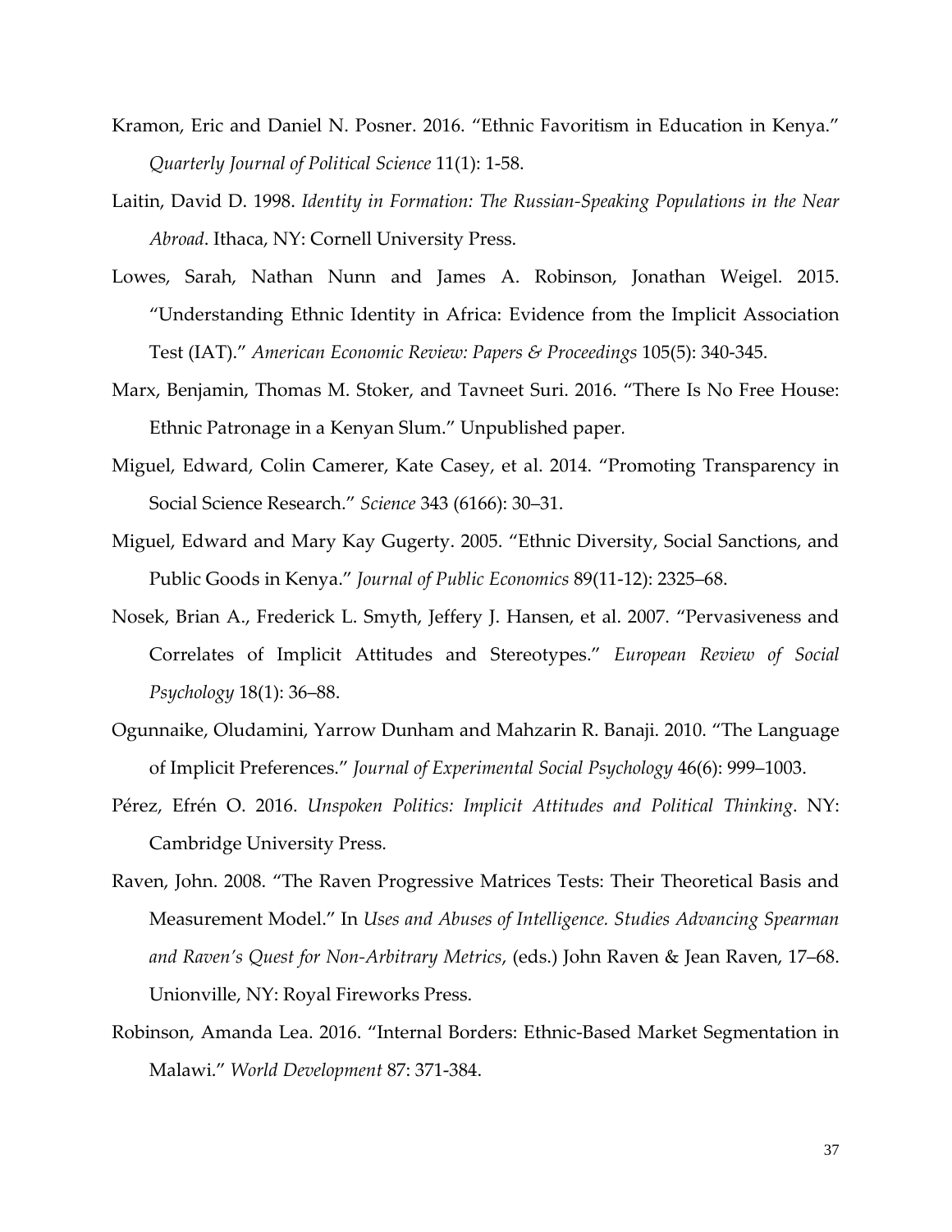Kramon, Eric and Daniel N. Posner. 2016. "Ethnic Favoritism in Education in Kenya." *Quarterly Journal of Political Science* 11(1): 1-58.

Laitin, David D. 1998. *Identity in Formation: The Russian-Speaking Populations in the Near Abroad*. Ithaca, NY: Cornell University Press.

Lowes, Sarah, Nathan Nunn and James A. Robinson, Jonathan Weigel. 2015. "Understanding Ethnic Identity in Africa: Evidence from the Implicit Association Test (IAT)." *American Economic Review: Papers & Proceedings* 105(5): 340-345.

Marx, Benjamin, Thomas M. Stoker, and Tavneet Suri. 2016. "There Is No Free House: Ethnic Patronage in a Kenyan Slum." Unpublished paper.

Miguel, Edward, Colin Camerer, Kate Casey, et al. 2014. "Promoting Transparency in Social Science Research." *Science* 343 (6166): 30–31.

Miguel, Edward and Mary Kay Gugerty. 2005. "Ethnic Diversity, Social Sanctions, and Public Goods in Kenya." *Journal of Public Economics* 89(11-12): 2325–68.

Nosek, Brian A., Frederick L. Smyth, Jeffery J. Hansen, et al. 2007. "Pervasiveness and Correlates of Implicit Attitudes and Stereotypes." *European Review of Social Psychology* 18(1): 36–88.

Ogunnaike, Oludamini, Yarrow Dunham and Mahzarin R. Banaji. 2010. "The Language of Implicit Preferences." *Journal of Experimental Social Psychology* 46(6): 999–1003.

Pérez, Efrén O. 2016. *Unspoken Politics: Implicit Attitudes and Political Thinking*. NY: Cambridge University Press.

Raven, John. 2008. "The Raven Progressive Matrices Tests: Their Theoretical Basis and Measurement Model." In *Uses and Abuses of Intelligence. Studies Advancing Spearman and Raven's Quest for Non-Arbitrary Metrics*, (eds.) John Raven & Jean Raven, 17–68. Unionville, NY: Royal Fireworks Press.

Robinson, Amanda Lea. 2016. "Internal Borders: Ethnic-Based Market Segmentation in Malawi." *World Development* 87: 371-384.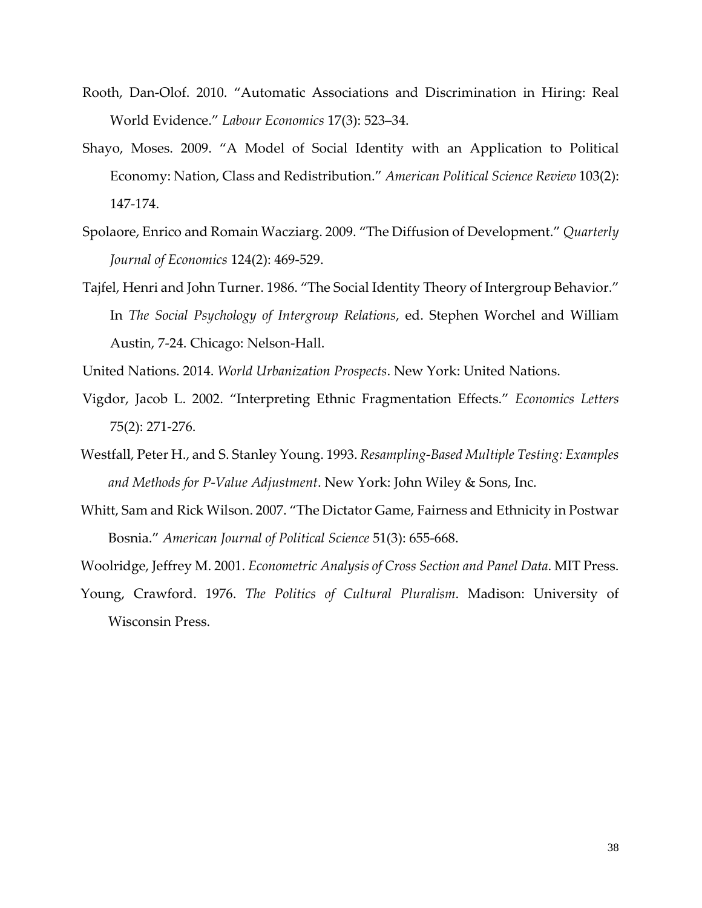Rooth, Dan-Olof. 2010. "Automatic Associations and Discrimination in Hiring: Real World Evidence." *Labour Economics* 17(3): 523–34.

Shayo, Moses. 2009. "A Model of Social Identity with an Application to Political Economy: Nation, Class and Redistribution." *American Political Science Review* 103(2): 147-174.

Spolaore, Enrico and Romain Wacziarg. 2009. "The Diffusion of Development." *Quarterly Journal of Economics* 124(2): 469-529.

Tajfel, Henri and John Turner. 1986. "The Social Identity Theory of Intergroup Behavior." In *The Social Psychology of Intergroup Relations*, ed. Stephen Worchel and William Austin, 7-24. Chicago: Nelson-Hall.

United Nations. 2014. *World Urbanization Prospects*. New York: United Nations.

Vigdor, Jacob L. 2002. "Interpreting Ethnic Fragmentation Effects." *Economics Letters* 75(2): 271-276.

Westfall, Peter H., and S. Stanley Young. 1993. *Resampling-Based Multiple Testing: Examples and Methods for P-Value Adjustment*. New York: John Wiley & Sons, Inc.

Whitt, Sam and Rick Wilson. 2007. "The Dictator Game, Fairness and Ethnicity in Postwar Bosnia." *American Journal of Political Science* 51(3): 655-668.

Woolridge, Jeffrey M. 2001. *Econometric Analysis of Cross Section and Panel Data*. MIT Press.

Young, Crawford. 1976. *The Politics of Cultural Pluralism*. Madison: University of Wisconsin Press.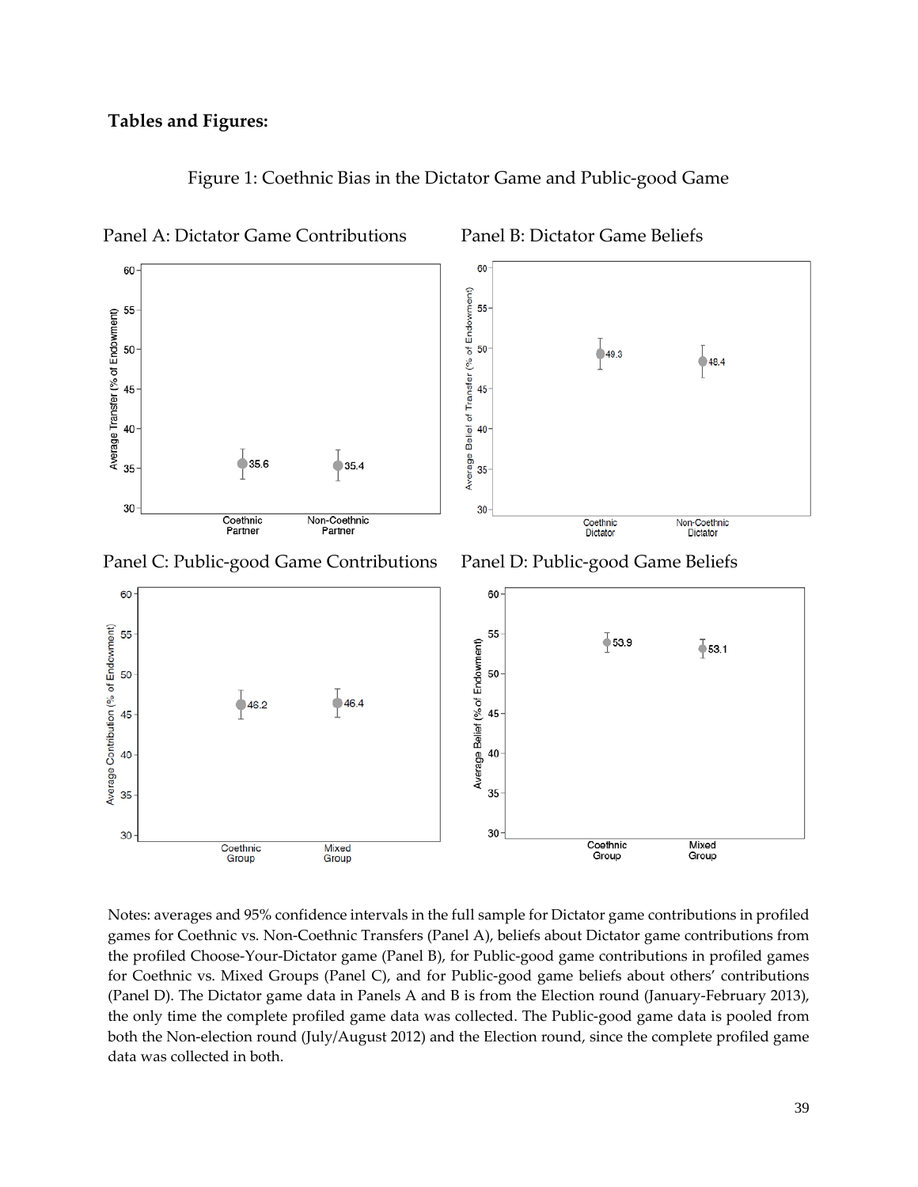## Tables and Figures:

Figure 1: Coethnic Bias in the Dictator Game and Public-good Game

Panel A: Dictator Game Contributions

Panel B: Dictator Game Beliefs

Panel C: Public-good Game Contributions

Panel D: Public-good Game Beliefs

Notes: averages and 95% confidence intervals in the full sample for Dictator game contributions in profiled games for Coethnic vs. Non-Coethnic Transfers (Panel A), beliefs about Dictator game contributions from the profiled Choose-Your-Dictator game (Panel B), for Public-good game contributions in profiled games for Coethnic vs. Mixed Groups (Panel C), and for Public-good game beliefs about others' contributions (Panel D). The Dictator game data in Panels A and B is from the Election round (January-February 2013), the only time the complete profiled game data was collected. The Public-good game data is pooled from both the Non-election round (July/August 2012) and the Election round, since the complete profiled game data was collected in both.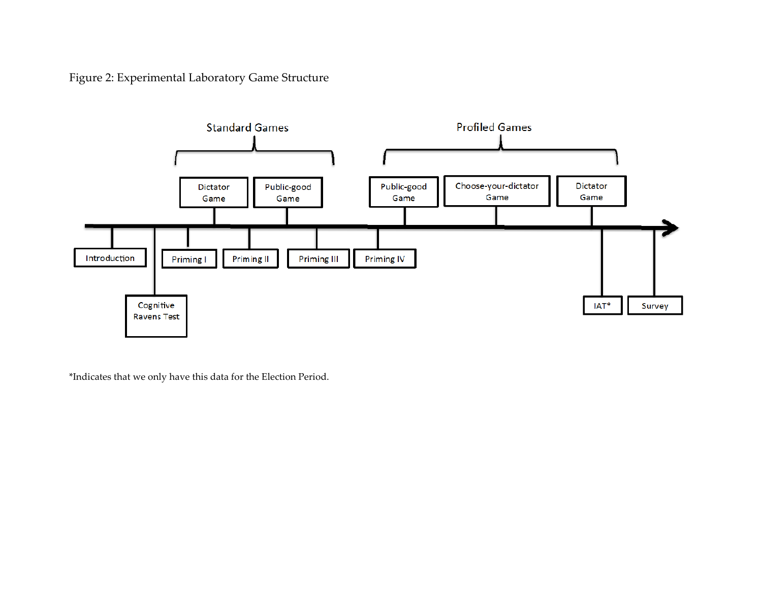Figure 2: Experimental Laboratory Game Structure

Standard Games

Dictator Game

Public-good Game

Profiled Games

Public-good Game

Choose-your-dictator Game

Dictator Game

Introduction

Cognitive Ravens Test

Priming I

Priming II

Priming III

Priming IV

IAT*

Survey

*Indicates that we only have this data for the Election Period.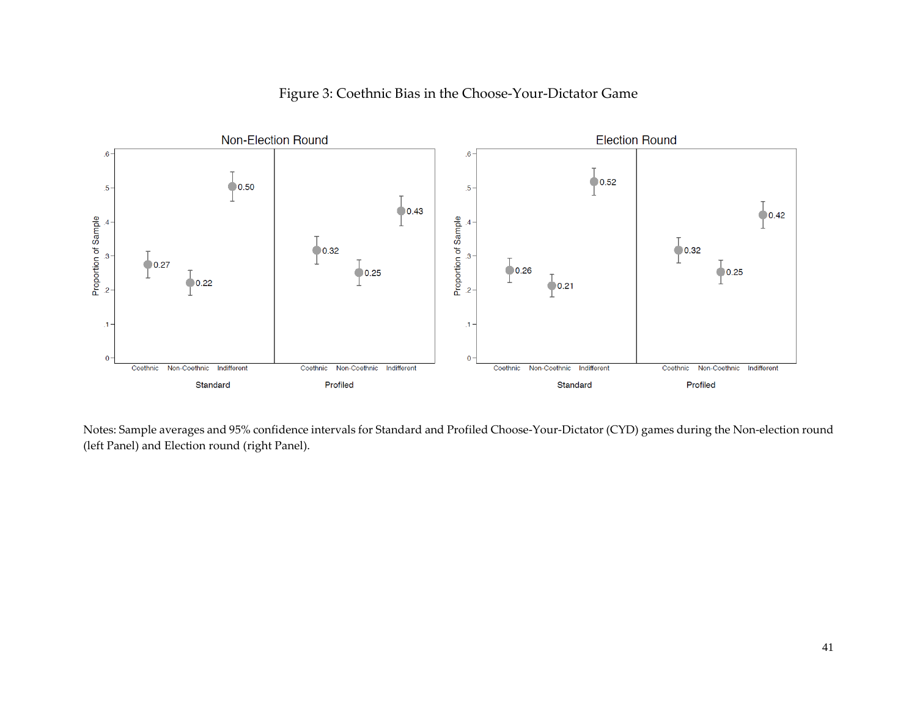Figure 3: Coethnic Bias in the Choose-Your-Dictator Game

Notes: Sample averages and 95% confidence intervals for Standard and Profiled Choose-Your-Dictator (CYD) games during the Non-election round (left Panel) and Election round (right Panel).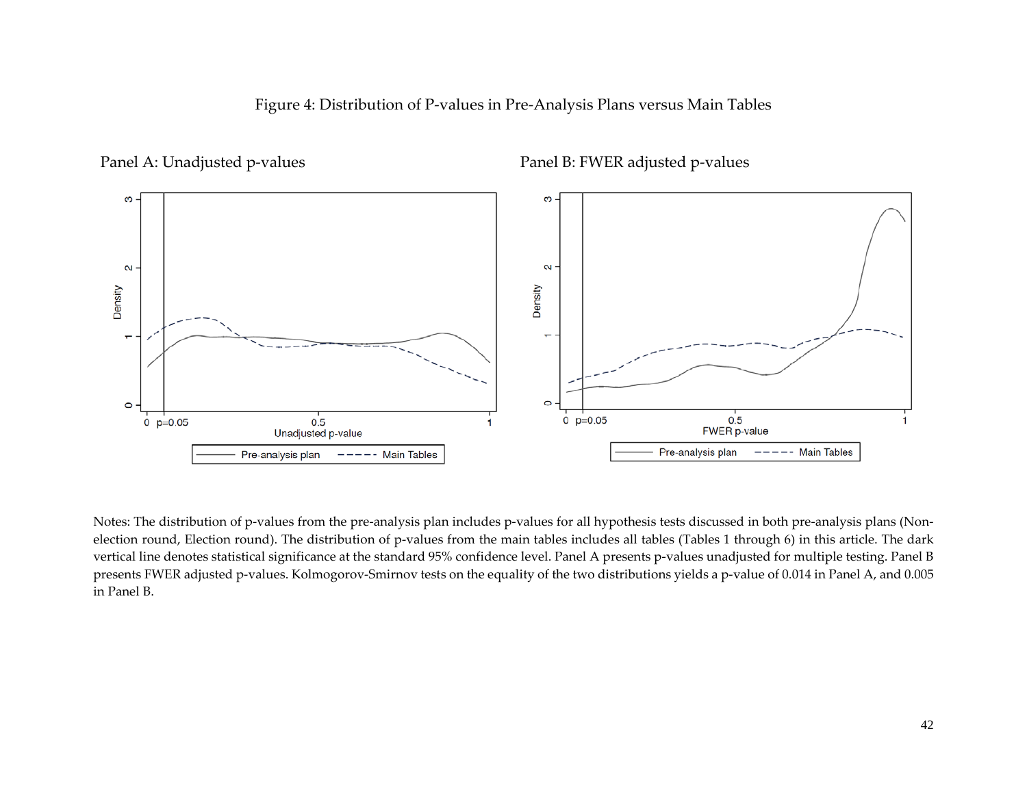Figure 4: Distribution of P-values in Pre-Analysis Plans versus Main Tables

Panel A: Unadjusted p-values

Panel B: FWER adjusted p-values

Notes: The distribution of p-values from the pre-analysis plan includes p-values for all hypothesis tests discussed in both pre-analysis plans (Non-election round, Election round). The distribution of p-values from the main tables includes all tables (Tables 1 through 6) in this article. The dark vertical line denotes statistical significance at the standard 95% confidence level. Panel A presents p-values unadjusted for multiple testing. Panel B presents FWER adjusted p-values. Kolmogorov-Smirnov tests on the equality of the two distributions yields a p-value of 0.014 in Panel A, and 0.005 in Panel B.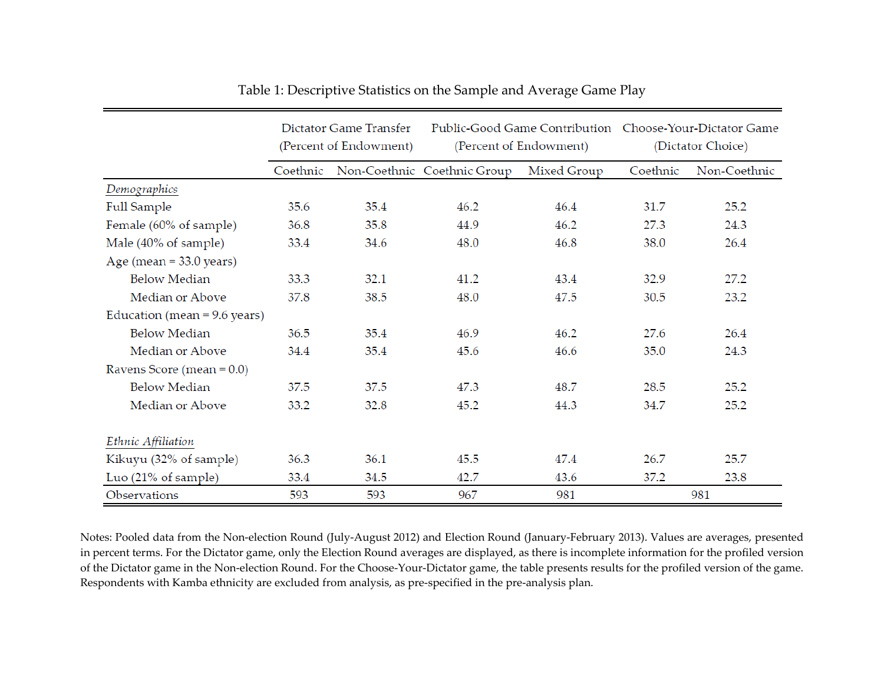Table 1: Descriptive Statistics on the Sample and Average Game Play

| | Dictator Game Transfer (Percent of Endowment) | | Public-Good Game Contribution (Percent of Endowment) | | Choose-Your-Dictator Game (Dictator Choice) | |
|---|---|---|---|---|---|---|
| | Coethnic | Non-Coethnic | Coethnic Group | Mixed Group | Coethnic | Non-Coethnic |
| *Demographics* | | | | | | |
| Full Sample | 35.6 | 35.4 | 46.2 | 46.4 | 31.7 | 25.2 |
| Female (60% of sample) | 36.8 | 35.8 | 44.9 | 46.2 | 27.3 | 24.3 |
| Male (40% of sample) | 33.4 | 34.6 | 48.0 | 46.8 | 38.0 | 26.4 |
| Age (mean = 33.0 years) | | | | | | |
| Below Median | 33.3 | 32.1 | 41.2 | 43.4 | 32.9 | 27.2 |
| Median or Above | 37.8 | 38.5 | 48.0 | 47.5 | 30.5 | 23.2 |
| Education (mean = 9.6 years) | | | | | | |
| Below Median | 36.5 | 35.4 | 46.9 | 46.2 | 27.6 | 26.4 |
| Median or Above | 34.4 | 35.4 | 45.6 | 46.6 | 35.0 | 24.3 |
| Ravens Score (mean = 0.0) | | | | | | |
| Below Median | 37.5 | 37.5 | 47.3 | 48.7 | 28.5 | 25.2 |
| Median or Above | 33.2 | 32.8 | 45.2 | 44.3 | 34.7 | 25.2 |
| *Ethnic Affiliation* | | | | | | |
| Kikuyu (32% of sample) | 36.3 | 36.1 | 45.5 | 47.4 | 26.7 | 25.7 |
| Luo (21% of sample) | 33.4 | 34.5 | 42.7 | 43.6 | 37.2 | 23.8 |
| Observations | 593 | 593 | 967 | 981 | 981 | |

Notes: Pooled data from the Non-election Round (July-August 2012) and Election Round (January-February 2013). Values are averages, presented in percent terms. For the Dictator game, only the Election Round averages are displayed, as there is incomplete information for the profiled version of the Dictator game in the Non-election Round. For the Choose-Your-Dictator game, the table presents results for the profiled version of the game. Respondents with Kamba ethnicity are excluded from analysis, as pre-specified in the pre-analysis plan.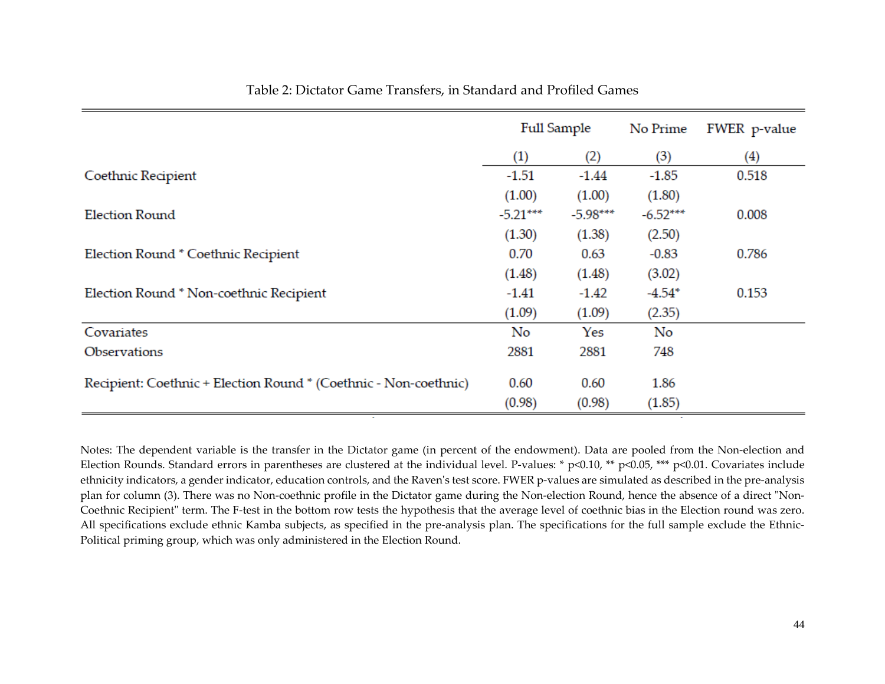Table 2: Dictator Game Transfers, in Standard and Profiled Games

| | Full Sample | | No Prime | FWER p-value |
|---|---|---|---|---|
| | (1) | (2) | (3) | (4) |
| Coethnic Recipient | -1.51 | -1.44 | -1.85 | 0.518 |
| | (1.00) | (1.00) | (1.80) | |
| Election Round | -5.21*** | -5.98*** | -6.52*** | 0.008 |
| | (1.30) | (1.38) | (2.50) | |
| Election Round * Coethnic Recipient | 0.70 | 0.63 | -0.83 | 0.786 |
| | (1.48) | (1.48) | (3.02) | |
| Election Round * Non-coethnic Recipient | -1.41 | -1.42 | -4.54* | 0.153 |
| | (1.09) | (1.09) | (2.35) | |
| Covariates | No | Yes | No | |
| Observations | 2881 | 2881 | 748 | |
| Recipient: Coethnic + Election Round * (Coethnic - Non-coethnic) | 0.60 | 0.60 | 1.86 | |
| | (0.98) | (0.98) | (1.85) | |

Notes: The dependent variable is the transfer in the Dictator game (in percent of the endowment). Data are pooled from the Non-election and Election Rounds. Standard errors in parentheses are clustered at the individual level. P-values: * p<0.10, ** p<0.05, *** p<0.01. Covariates include ethnicity indicators, a gender indicator, education controls, and the Raven's test score. FWER p-values are simulated as described in the pre-analysis plan for column (3). There was no Non-coethnic profile in the Dictator game during the Non-election Round, hence the absence of a direct "Non-Coethnic Recipient" term. The F-test in the bottom row tests the hypothesis that the average level of coethnic bias in the Election round was zero. All specifications exclude ethnic Kamba subjects, as specified in the pre-analysis plan. The specifications for the full sample exclude the Ethnic-Political priming group, which was only administered in the Election Round.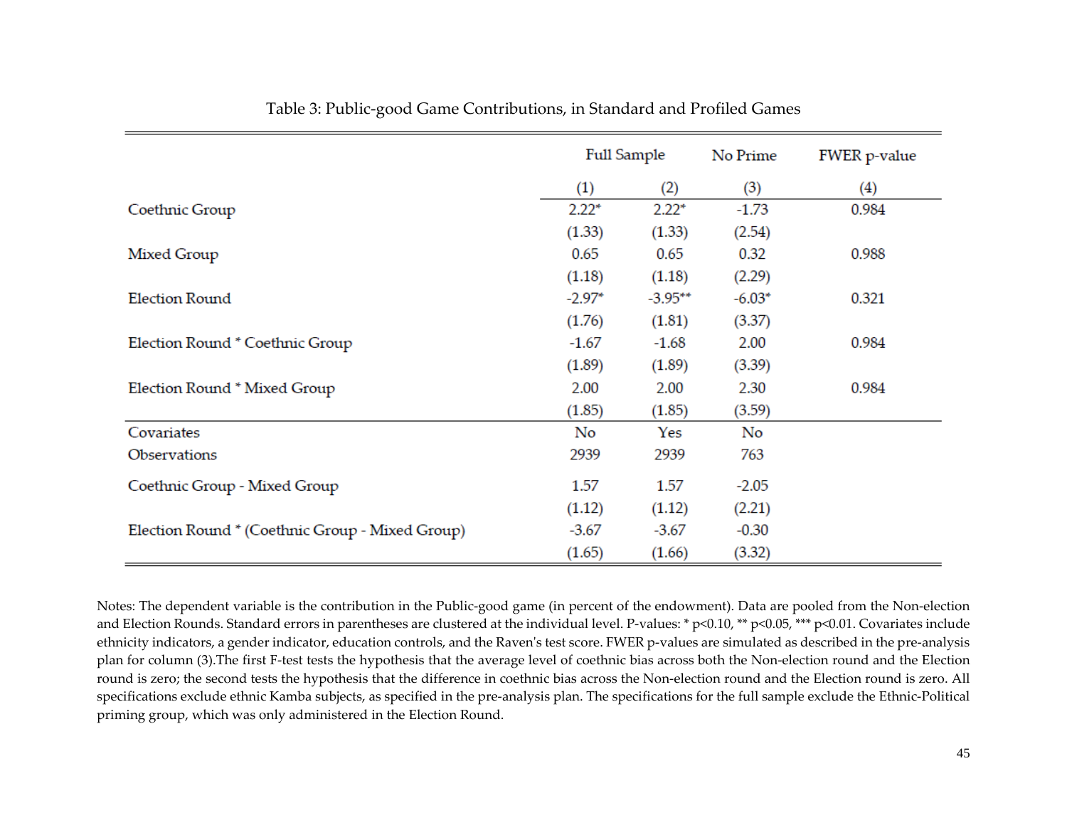Table 3: Public-good Game Contributions, in Standard and Profiled Games

| | Full Sample | | No Prime | FWER p-value |
|---|---|---|---|---|
| | (1) | (2) | (3) | (4) |
| Coethnic Group | 2.22* | 2.22* | -1.73 | 0.984 |
| | (1.33) | (1.33) | (2.54) | |
| Mixed Group | 0.65 | 0.65 | 0.32 | 0.988 |
| | (1.18) | (1.18) | (2.29) | |
| Election Round | -2.97* | -3.95** | -6.03* | 0.321 |
| | (1.76) | (1.81) | (3.37) | |
| Election Round * Coethnic Group | -1.67 | -1.68 | 2.00 | 0.984 |
| | (1.89) | (1.89) | (3.39) | |
| Election Round * Mixed Group | 2.00 | 2.00 | 2.30 | 0.984 |
| | (1.85) | (1.85) | (3.59) | |
| Covariates | No | Yes | No | |
| Observations | 2939 | 2939 | 763 | |
| Coethnic Group - Mixed Group | 1.57 | 1.57 | -2.05 | |
| | (1.12) | (1.12) | (2.21) | |
| Election Round * (Coethnic Group - Mixed Group) | -3.67 | -3.67 | -0.30 | |
| | (1.65) | (1.66) | (3.32) | |

Notes: The dependent variable is the contribution in the Public-good game (in percent of the endowment). Data are pooled from the Non-election and Election Rounds. Standard errors in parentheses are clustered at the individual level. P-values: * p<0.10, ** p<0.05, *** p<0.01. Covariates include ethnicity indicators, a gender indicator, education controls, and the Raven's test score. FWER p-values are simulated as described in the pre-analysis plan for column (3).The first F-test tests the hypothesis that the average level of coethnic bias across both the Non-election round and the Election round is zero; the second tests the hypothesis that the difference in coethnic bias across the Non-election round and the Election round is zero. All specifications exclude ethnic Kamba subjects, as specified in the pre-analysis plan. The specifications for the full sample exclude the Ethnic-Political priming group, which was only administered in the Election Round.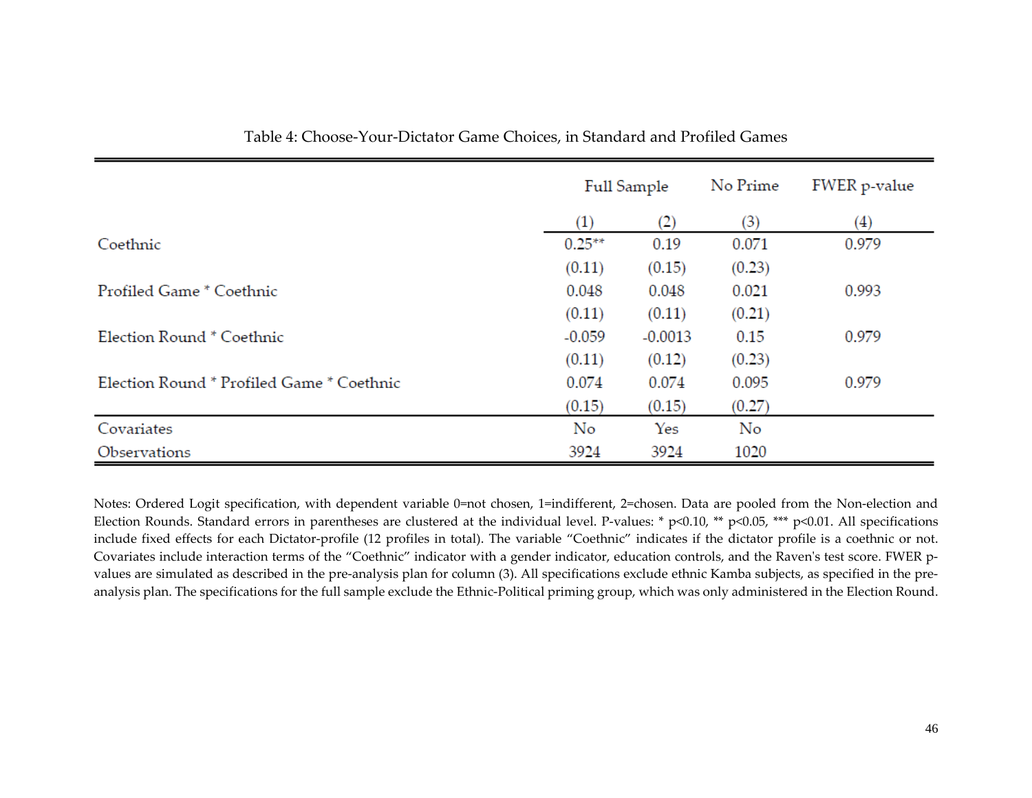Table 4: Choose-Your-Dictator Game Choices, in Standard and Profiled Games

| | Full Sample | | No Prime | FWER p-value |
|---|---|---|---|---|
| | (1) | (2) | (3) | (4) |
| Coethnic | 0.25** | 0.19 | 0.071 | 0.979 |
| | (0.11) | (0.15) | (0.23) | |
| Profiled Game * Coethnic | 0.048 | 0.048 | 0.021 | 0.993 |
| | (0.11) | (0.11) | (0.21) | |
| Election Round * Coethnic | -0.059 | -0.0013 | 0.15 | 0.979 |
| | (0.11) | (0.12) | (0.23) | |
| Election Round * Profiled Game * Coethnic | 0.074 | 0.074 | 0.095 | 0.979 |
| | (0.15) | (0.15) | (0.27) | |
| Covariates | No | Yes | No | |
| Observations | 3924 | 3924 | 1020 | |

Notes: Ordered Logit specification, with dependent variable 0=not chosen, 1=indifferent, 2=chosen. Data are pooled from the Non-election and Election Rounds. Standard errors in parentheses are clustered at the individual level. P-values: * $p<0.10$, ** $p<0.05$, *** $p<0.01$. All specifications include fixed effects for each Dictator-profile (12 profiles in total). The variable "Coethnic" indicates if the dictator profile is a coethnic or not. Covariates include interaction terms of the "Coethnic" indicator with a gender indicator, education controls, and the Raven's test score. FWER p-values are simulated as described in the pre-analysis plan for column (3). All specifications exclude ethnic Kamba subjects, as specified in the pre-analysis plan. The specifications for the full sample exclude the Ethnic-Political priming group, which was only administered in the Election Round.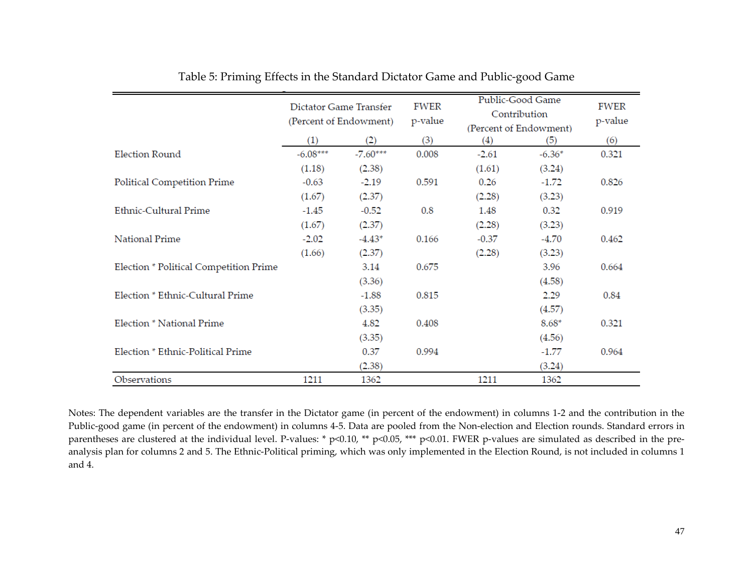Table 5: Priming Effects in the Standard Dictator Game and Public-good Game

| | Dictator Game Transfer (Percent of Endowment) | | FWER p-value | Public-Good Game Contribution (Percent of Endowment) | | FWER p-value |
|---|---|---|---|---|---|---|
| | (1) | (2) | (3) | (4) | (5) | (6) |
| Election Round | -6.08*** | -7.60*** | 0.008 | -2.61 | -6.36* | 0.321 |
| | (1.18) | (2.38) | | (1.61) | (3.24) | |
| Political Competition Prime | -0.63 | -2.19 | 0.591 | 0.26 | -1.72 | 0.826 |
| | (1.67) | (2.37) | | (2.28) | (3.23) | |
| Ethnic-Cultural Prime | -1.45 | -0.52 | 0.8 | 1.48 | 0.32 | 0.919 |
| | (1.67) | (2.37) | | (2.28) | (3.23) | |
| National Prime | -2.02 | -4.43* | 0.166 | -0.37 | -4.70 | 0.462 |
| | (1.66) | (2.37) | | (2.28) | (3.23) | |
| Election * Political Competition Prime | | 3.14 | 0.675 | | 3.96 | 0.664 |
| | | (3.36) | | | (4.58) | |
| Election * Ethnic-Cultural Prime | | -1.88 | 0.815 | | 2.29 | 0.84 |
| | | (3.35) | | | (4.57) | |
| Election * National Prime | | 4.82 | 0.408 | | 8.68* | 0.321 |
| | | (3.35) | | | (4.56) | |
| Election * Ethnic-Political Prime | | 0.37 | 0.994 | | -1.77 | 0.964 |
| | | (2.38) | | | (3.24) | |
| Observations | 1211 | 1362 | | 1211 | 1362 | |

Notes: The dependent variables are the transfer in the Dictator game (in percent of the endowment) in columns 1-2 and the contribution in the Public-good game (in percent of the endowment) in columns 4-5. Data are pooled from the Non-election and Election rounds. Standard errors in parentheses are clustered at the individual level. P-values: * p<0.10, ** p<0.05, *** p<0.01. FWER p-values are simulated as described in the pre-analysis plan for columns 2 and 5. The Ethnic-Political priming, which was only implemented in the Election Round, is not included in columns 1 and 4.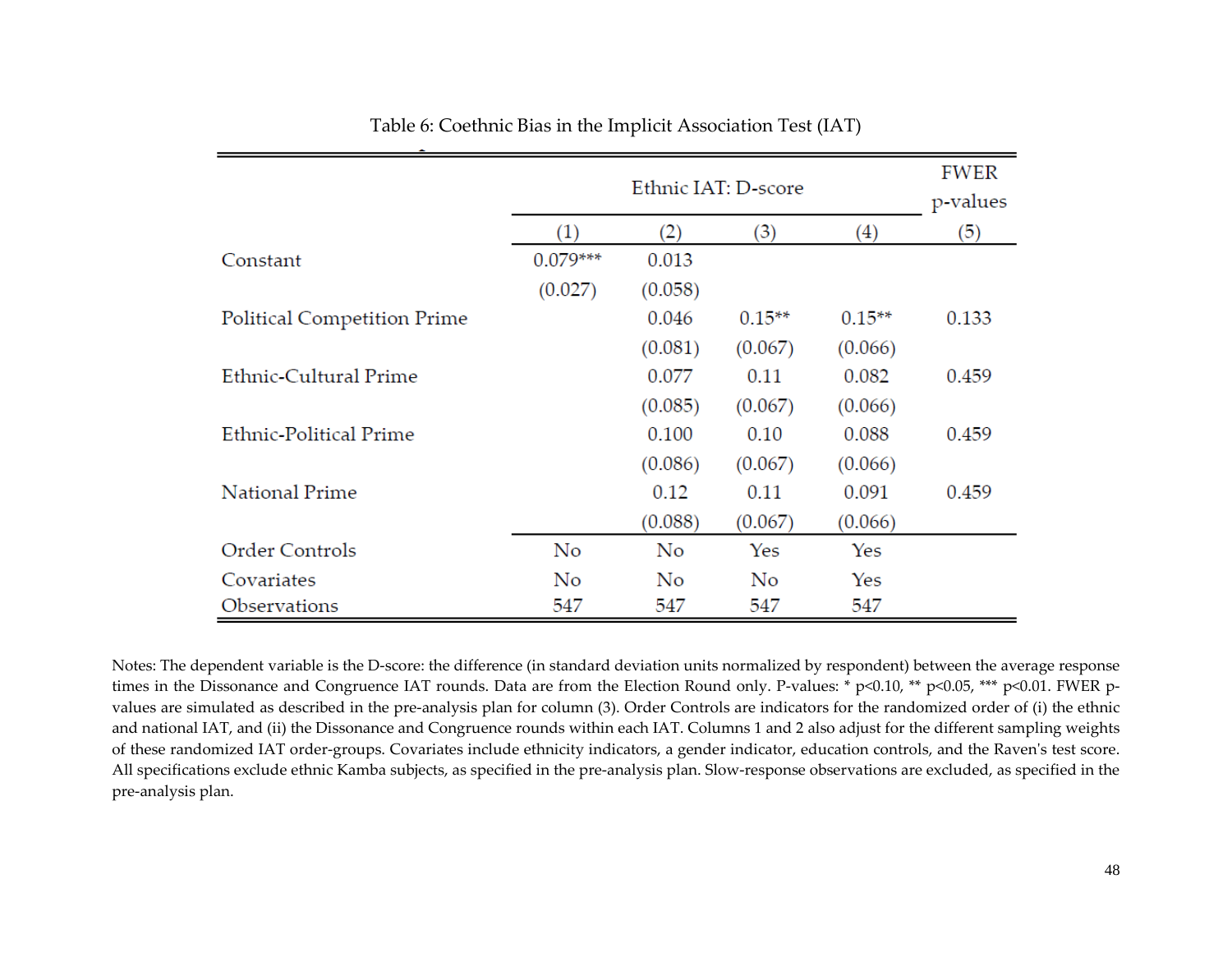Table 6: Coethnic Bias in the Implicit Association Test (IAT)

| | Ethnic IAT: D-score | | | | FWER p-values |
|---|---|---|---|---|---|
| | (1) | (2) | (3) | (4) | (5) |
| Constant | 0.079*** | 0.013 | | | |
| | (0.027) | (0.058) | | | |
| Political Competition Prime | | 0.046 | 0.15** | 0.15** | 0.133 |
| | | (0.081) | (0.067) | (0.066) | |
| Ethnic-Cultural Prime | | 0.077 | 0.11 | 0.082 | 0.459 |
| | | (0.085) | (0.067) | (0.066) | |
| Ethnic-Political Prime | | 0.100 | 0.10 | 0.088 | 0.459 |
| | | (0.086) | (0.067) | (0.066) | |
| National Prime | | 0.12 | 0.11 | 0.091 | 0.459 |
| | | (0.088) | (0.067) | (0.066) | |
| Order Controls | No | No | Yes | Yes | |
| Covariates | No | No | No | Yes | |
| Observations | 547 | 547 | 547 | 547 | |

Notes: The dependent variable is the D-score: the difference (in standard deviation units normalized by respondent) between the average response times in the Dissonance and Congruence IAT rounds. Data are from the Election Round only. P-values: * p<0.10, ** p<0.05, *** p<0.01. FWER p-values are simulated as described in the pre-analysis plan for column (3). Order Controls are indicators for the randomized order of (i) the ethnic and national IAT, and (ii) the Dissonance and Congruence rounds within each IAT. Columns 1 and 2 also adjust for the different sampling weights of these randomized IAT order-groups. Covariates include ethnicity indicators, a gender indicator, education controls, and the Raven's test score. All specifications exclude ethnic Kamba subjects, as specified in the pre-analysis plan. Slow-response observations are excluded, as specified in the pre-analysis plan.